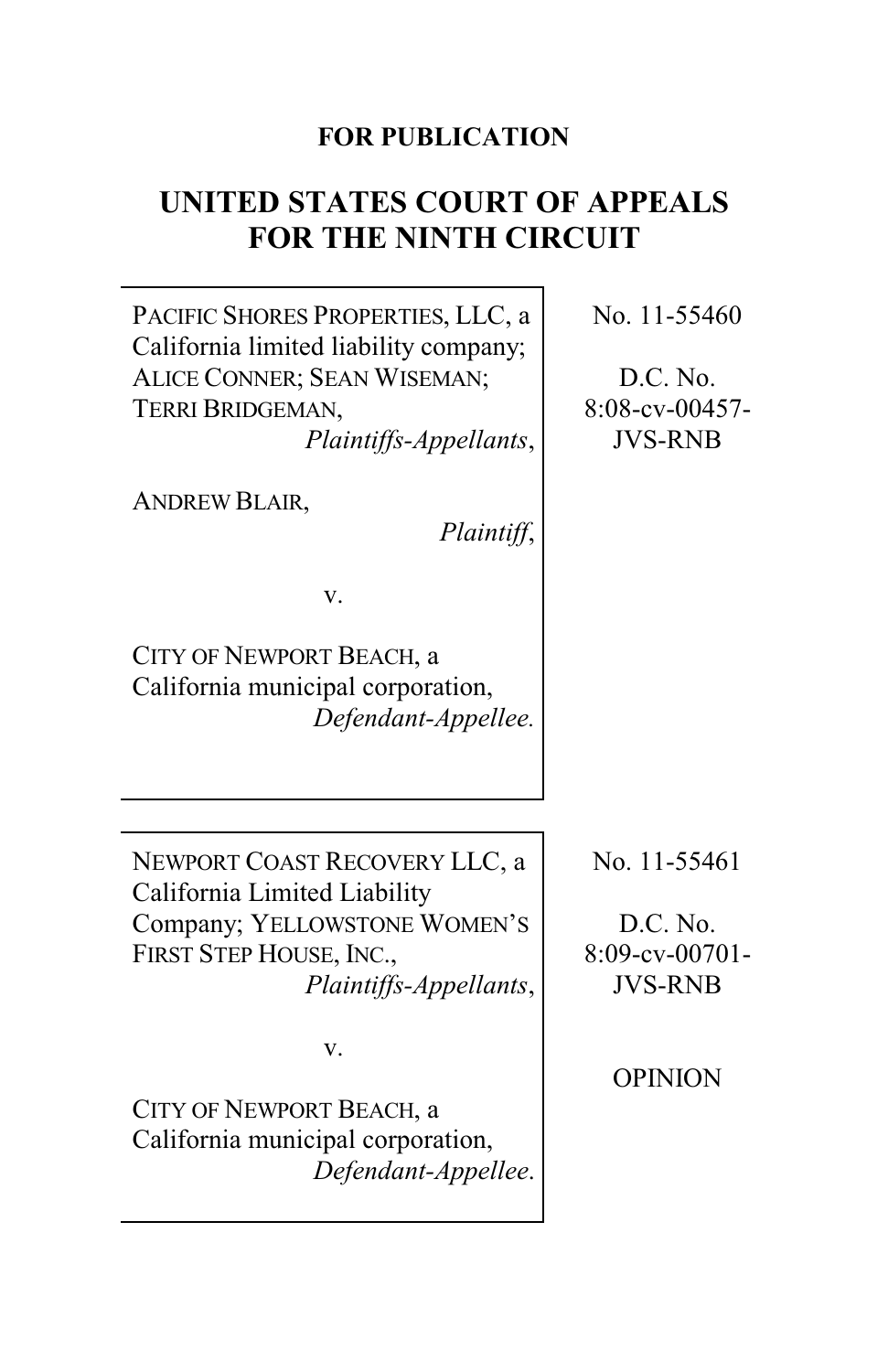**FOR PUBLICATION**

# UNITED STATES COURT OF APPEALS FOR THE NINTH CIRCUIT

| | |
|---|---|
| PACIFIC SHORES PROPERTIES, LLC, a California limited liability company; ALICE CONNER; SEAN WISEMAN; TERRI BRIDGEMAN, *Plaintiffs-Appellants*,<br><br>ANDREW BLAIR, *Plaintiff*,<br><br>v.<br><br>CITY OF NEWPORT BEACH, a California municipal corporation, *Defendant-Appellee.* | No. 11-55460<br><br>D.C. No. 8:08-cv-00457-JVS-RNB |

| | |
|---|---|
| NEWPORT COAST RECOVERY LLC, a California Limited Liability Company; YELLOWSTONE WOMEN'S FIRST STEP HOUSE, INC., *Plaintiffs-Appellants*,<br><br>v.<br><br>CITY OF NEWPORT BEACH, a California municipal corporation, *Defendant-Appellee*. | No. 11-55461<br><br>D.C. No. 8:09-cv-00701-JVS-RNB<br><br>OPINION |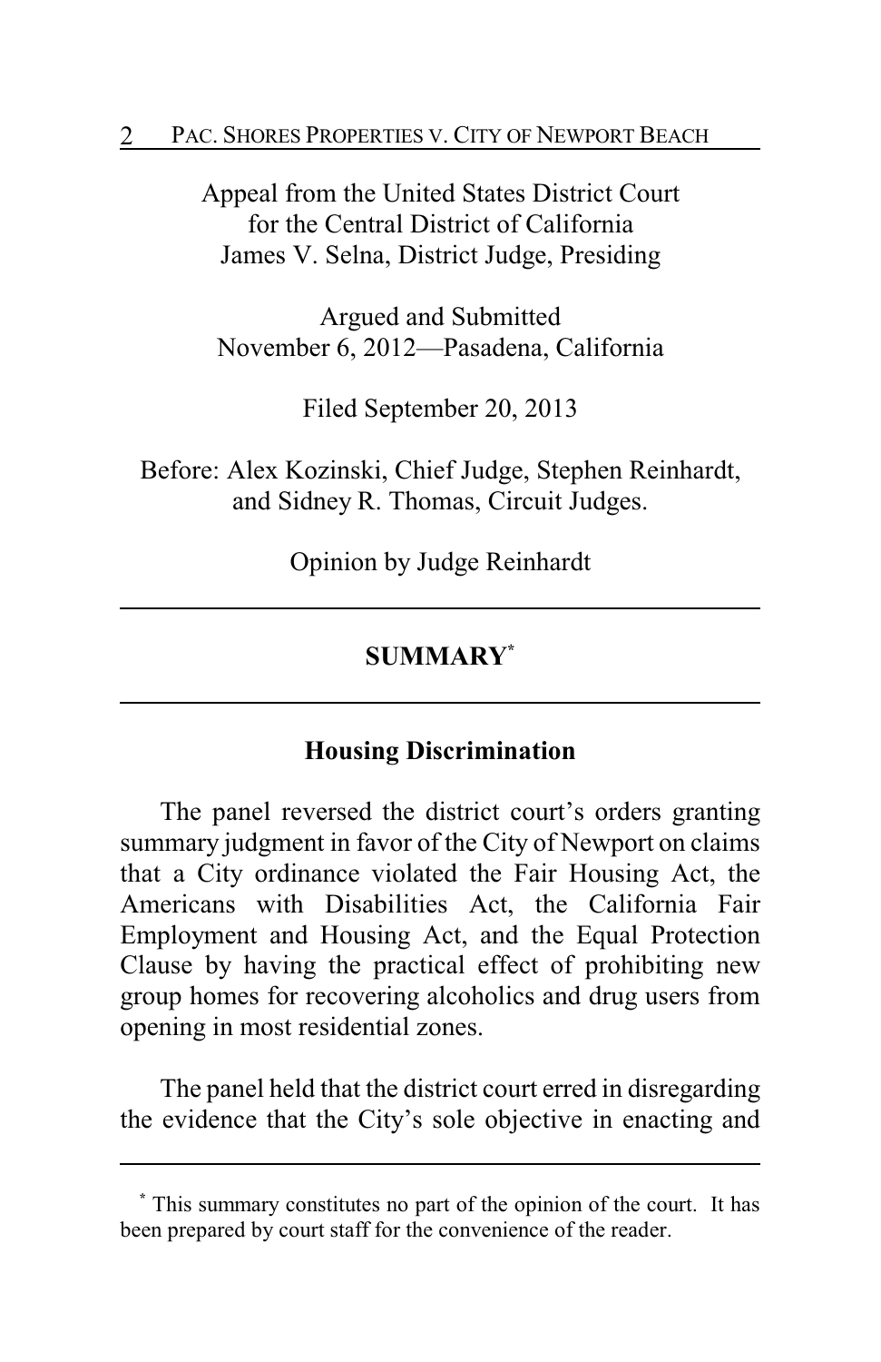Appeal from the United States District Court for the Central District of California
James V. Selna, District Judge, Presiding

Argued and Submitted
November 6, 2012—Pasadena, California

Filed September 20, 2013

Before: Alex Kozinski, Chief Judge, Stephen Reinhardt, and Sidney R. Thomas, Circuit Judges.

Opinion by Judge Reinhardt

---

## SUMMARY[*]

---

### Housing Discrimination

The panel reversed the district court's orders granting summary judgment in favor of the City of Newport on claims that a City ordinance violated the Fair Housing Act, the Americans with Disabilities Act, the California Fair Employment and Housing Act, and the Equal Protection Clause by having the practical effect of prohibiting new group homes for recovering alcoholics and drug users from opening in most residential zones.

The panel held that the district court erred in disregarding the evidence that the City's sole objective in enacting and

---

[*] This summary constitutes no part of the opinion of the court. It has been prepared by court staff for the convenience of the reader.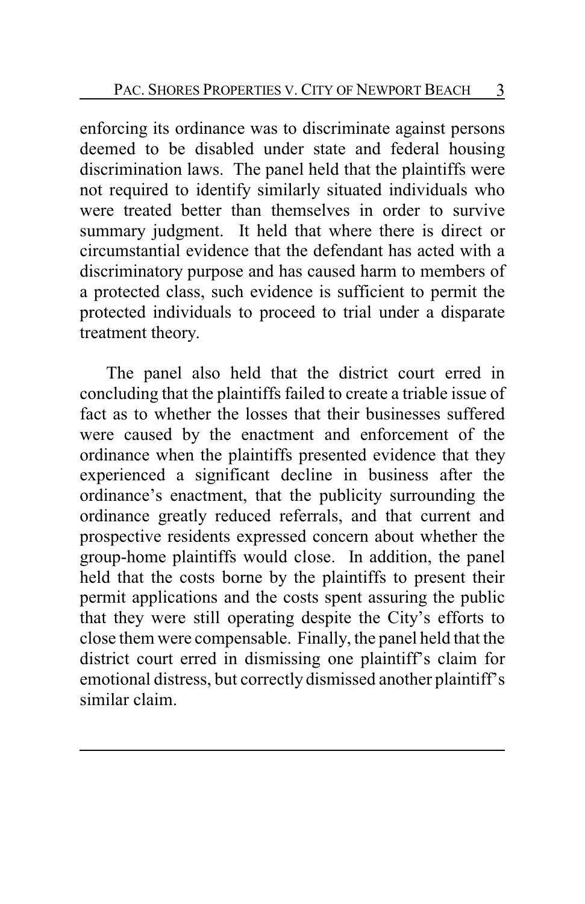enforcing its ordinance was to discriminate against persons deemed to be disabled under state and federal housing discrimination laws. The panel held that the plaintiffs were not required to identify similarly situated individuals who were treated better than themselves in order to survive summary judgment. It held that where there is direct or circumstantial evidence that the defendant has acted with a discriminatory purpose and has caused harm to members of a protected class, such evidence is sufficient to permit the protected individuals to proceed to trial under a disparate treatment theory.

The panel also held that the district court erred in concluding that the plaintiffs failed to create a triable issue of fact as to whether the losses that their businesses suffered were caused by the enactment and enforcement of the ordinance when the plaintiffs presented evidence that they experienced a significant decline in business after the ordinance's enactment, that the publicity surrounding the ordinance greatly reduced referrals, and that current and prospective residents expressed concern about whether the group-home plaintiffs would close. In addition, the panel held that the costs borne by the plaintiffs to present their permit applications and the costs spent assuring the public that they were still operating despite the City's efforts to close them were compensable. Finally, the panel held that the district court erred in dismissing one plaintiff's claim for emotional distress, but correctly dismissed another plaintiff's similar claim.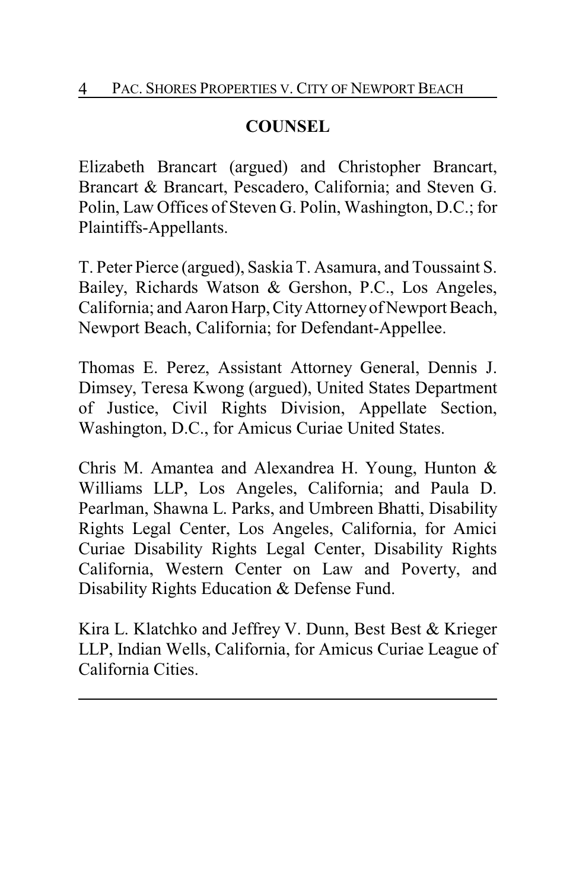## COUNSEL

Elizabeth Brancart (argued) and Christopher Brancart, Brancart & Brancart, Pescadero, California; and Steven G. Polin, Law Offices of Steven G. Polin, Washington, D.C.; for Plaintiffs-Appellants.

T. Peter Pierce (argued), Saskia T. Asamura, and Toussaint S. Bailey, Richards Watson & Gershon, P.C., Los Angeles, California; and Aaron Harp, City Attorney of Newport Beach, Newport Beach, California; for Defendant-Appellee.

Thomas E. Perez, Assistant Attorney General, Dennis J. Dimsey, Teresa Kwong (argued), United States Department of Justice, Civil Rights Division, Appellate Section, Washington, D.C., for Amicus Curiae United States.

Chris M. Amantea and Alexandrea H. Young, Hunton & Williams LLP, Los Angeles, California; and Paula D. Pearlman, Shawna L. Parks, and Umbreen Bhatti, Disability Rights Legal Center, Los Angeles, California, for Amici Curiae Disability Rights Legal Center, Disability Rights California, Western Center on Law and Poverty, and Disability Rights Education & Defense Fund.

Kira L. Klatchko and Jeffrey V. Dunn, Best Best & Krieger LLP, Indian Wells, California, for Amicus Curiae League of California Cities.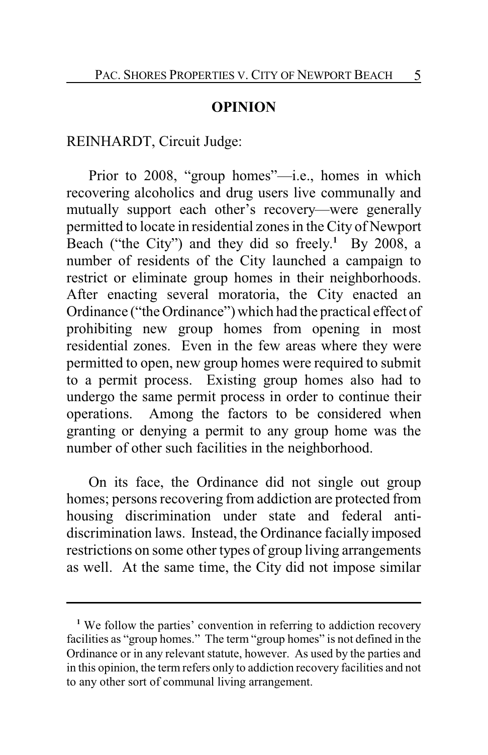## OPINION

REINHARDT, Circuit Judge:

Prior to 2008, "group homes"—i.e., homes in which recovering alcoholics and drug users live communally and mutually support each other's recovery—were generally permitted to locate in residential zones in the City of Newport Beach ("the City") and they did so freely.[1] By 2008, a number of residents of the City launched a campaign to restrict or eliminate group homes in their neighborhoods. After enacting several moratoria, the City enacted an Ordinance ("the Ordinance") which had the practical effect of prohibiting new group homes from opening in most residential zones. Even in the few areas where they were permitted to open, new group homes were required to submit to a permit process. Existing group homes also had to undergo the same permit process in order to continue their operations. Among the factors to be considered when granting or denying a permit to any group home was the number of other such facilities in the neighborhood.

On its face, the Ordinance did not single out group homes; persons recovering from addiction are protected from housing discrimination under state and federal anti-discrimination laws. Instead, the Ordinance facially imposed restrictions on some other types of group living arrangements as well. At the same time, the City did not impose similar

---

[1] We follow the parties' convention in referring to addiction recovery facilities as "group homes." The term "group homes" is not defined in the Ordinance or in any relevant statute, however. As used by the parties and in this opinion, the term refers only to addiction recovery facilities and not to any other sort of communal living arrangement.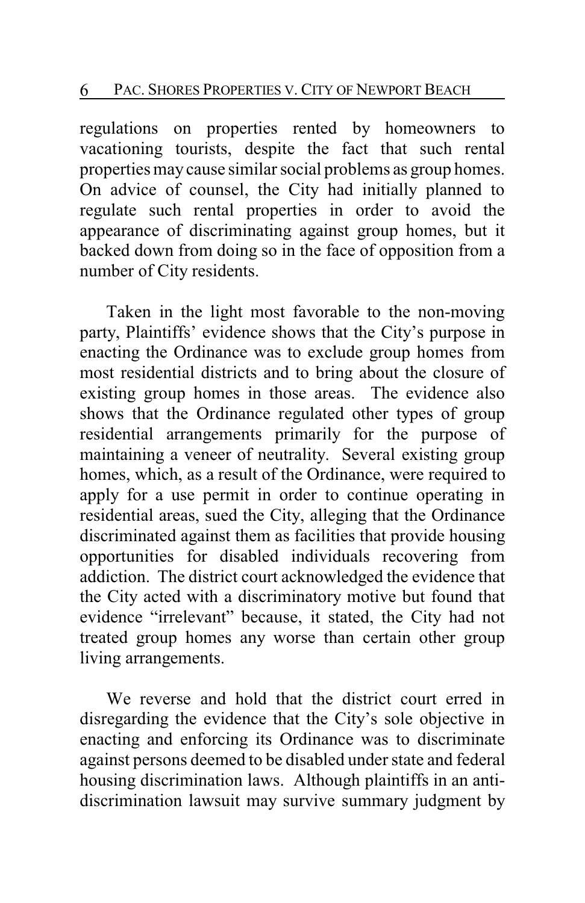regulations on properties rented by homeowners to vacationing tourists, despite the fact that such rental properties may cause similar social problems as group homes. On advice of counsel, the City had initially planned to regulate such rental properties in order to avoid the appearance of discriminating against group homes, but it backed down from doing so in the face of opposition from a number of City residents.

Taken in the light most favorable to the non-moving party, Plaintiffs' evidence shows that the City's purpose in enacting the Ordinance was to exclude group homes from most residential districts and to bring about the closure of existing group homes in those areas. The evidence also shows that the Ordinance regulated other types of group residential arrangements primarily for the purpose of maintaining a veneer of neutrality. Several existing group homes, which, as a result of the Ordinance, were required to apply for a use permit in order to continue operating in residential areas, sued the City, alleging that the Ordinance discriminated against them as facilities that provide housing opportunities for disabled individuals recovering from addiction. The district court acknowledged the evidence that the City acted with a discriminatory motive but found that evidence "irrelevant" because, it stated, the City had not treated group homes any worse than certain other group living arrangements.

We reverse and hold that the district court erred in disregarding the evidence that the City's sole objective in enacting and enforcing its Ordinance was to discriminate against persons deemed to be disabled under state and federal housing discrimination laws. Although plaintiffs in an anti-discrimination lawsuit may survive summary judgment by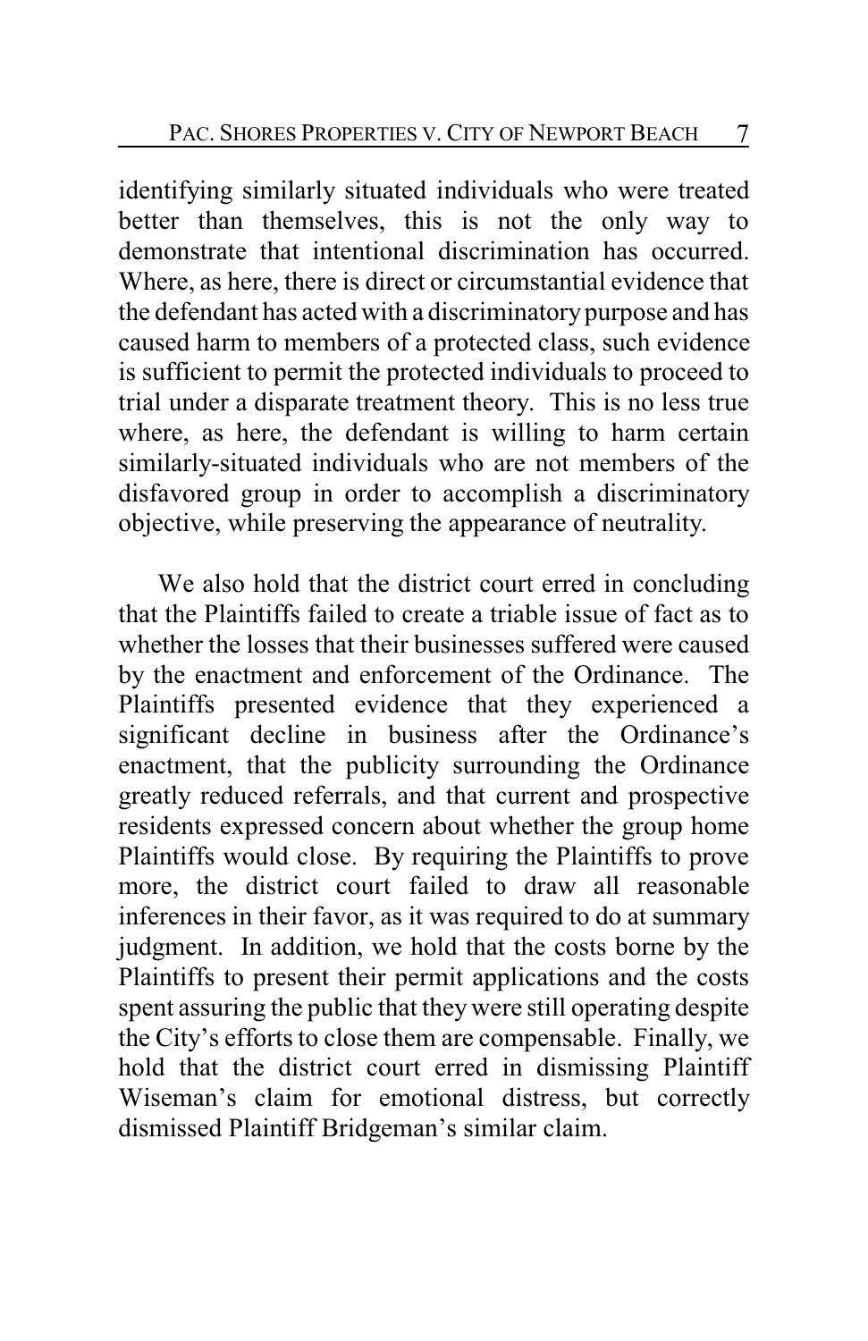identifying similarly situated individuals who were treated better than themselves, this is not the only way to demonstrate that intentional discrimination has occurred. Where, as here, there is direct or circumstantial evidence that the defendant has acted with a discriminatory purpose and has caused harm to members of a protected class, such evidence is sufficient to permit the protected individuals to proceed to trial under a disparate treatment theory. This is no less true where, as here, the defendant is willing to harm certain similarly-situated individuals who are not members of the disfavored group in order to accomplish a discriminatory objective, while preserving the appearance of neutrality.

We also hold that the district court erred in concluding that the Plaintiffs failed to create a triable issue of fact as to whether the losses that their businesses suffered were caused by the enactment and enforcement of the Ordinance. The Plaintiffs presented evidence that they experienced a significant decline in business after the Ordinance's enactment, that the publicity surrounding the Ordinance greatly reduced referrals, and that current and prospective residents expressed concern about whether the group home Plaintiffs would close. By requiring the Plaintiffs to prove more, the district court failed to draw all reasonable inferences in their favor, as it was required to do at summary judgment. In addition, we hold that the costs borne by the Plaintiffs to present their permit applications and the costs spent assuring the public that they were still operating despite the City's efforts to close them are compensable. Finally, we hold that the district court erred in dismissing Plaintiff Wiseman's claim for emotional distress, but correctly dismissed Plaintiff Bridgeman's similar claim.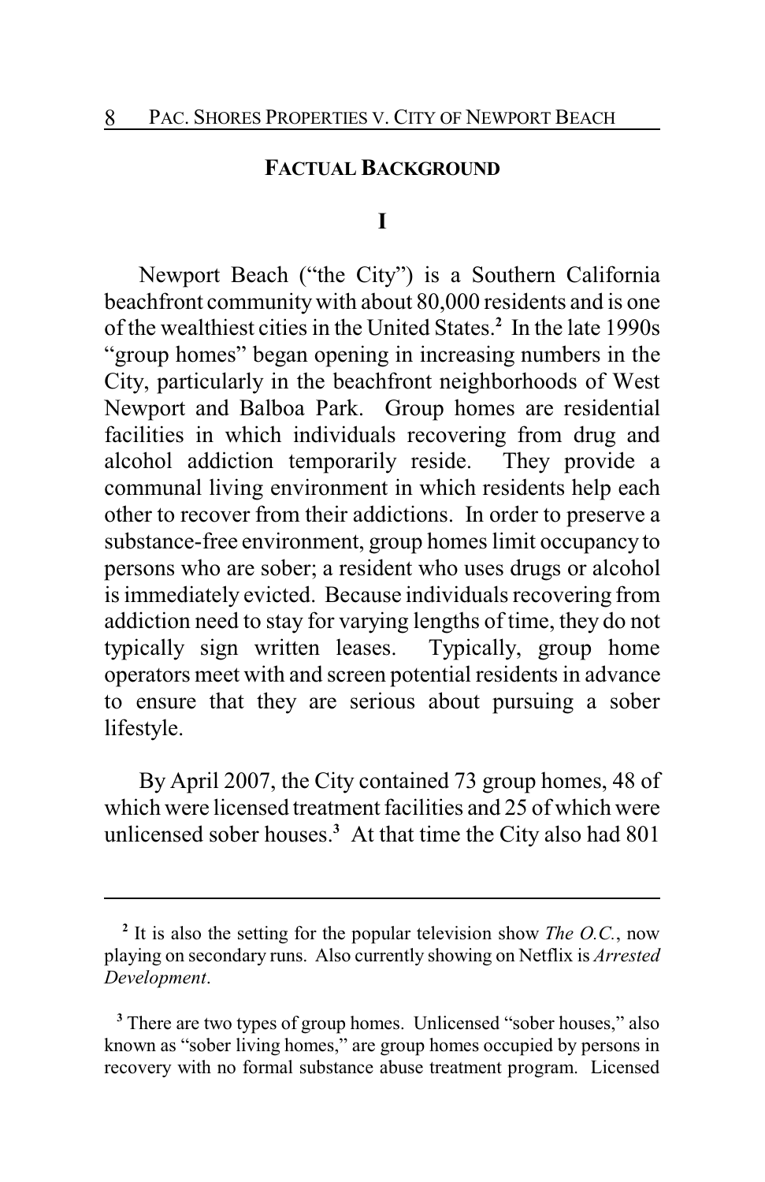## FACTUAL BACKGROUND

### I

Newport Beach ("the City") is a Southern California beachfront community with about 80,000 residents and is one of the wealthiest cities in the United States.[2] In the late 1990s "group homes" began opening in increasing numbers in the City, particularly in the beachfront neighborhoods of West Newport and Balboa Park. Group homes are residential facilities in which individuals recovering from drug and alcohol addiction temporarily reside. They provide a communal living environment in which residents help each other to recover from their addictions. In order to preserve a substance-free environment, group homes limit occupancy to persons who are sober; a resident who uses drugs or alcohol is immediately evicted. Because individuals recovering from addiction need to stay for varying lengths of time, they do not typically sign written leases. Typically, group home operators meet with and screen potential residents in advance to ensure that they are serious about pursuing a sober lifestyle.

By April 2007, the City contained 73 group homes, 48 of which were licensed treatment facilities and 25 of which were unlicensed sober houses.[3] At that time the City also had 801

---

[2] It is also the setting for the popular television show *The O.C.*, now playing on secondary runs. Also currently showing on Netflix is *Arrested Development*.

[3] There are two types of group homes. Unlicensed "sober houses," also known as "sober living homes," are group homes occupied by persons in recovery with no formal substance abuse treatment program. Licensed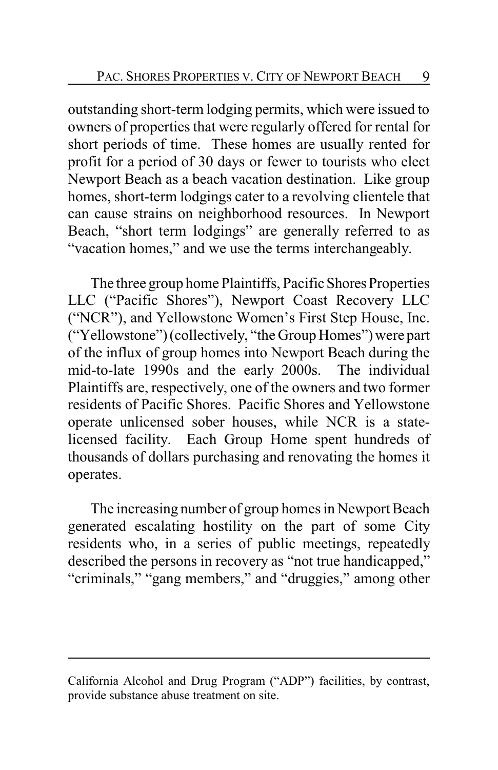outstanding short-term lodging permits, which were issued to owners of properties that were regularly offered for rental for short periods of time. These homes are usually rented for profit for a period of 30 days or fewer to tourists who elect Newport Beach as a beach vacation destination. Like group homes, short-term lodgings cater to a revolving clientele that can cause strains on neighborhood resources. In Newport Beach, "short term lodgings" are generally referred to as "vacation homes," and we use the terms interchangeably.

The three group home Plaintiffs, Pacific Shores Properties LLC ("Pacific Shores"), Newport Coast Recovery LLC ("NCR"), and Yellowstone Women's First Step House, Inc. ("Yellowstone") (collectively, "the Group Homes") were part of the influx of group homes into Newport Beach during the mid-to-late 1990s and the early 2000s. The individual Plaintiffs are, respectively, one of the owners and two former residents of Pacific Shores. Pacific Shores and Yellowstone operate unlicensed sober houses, while NCR is a state-licensed facility. Each Group Home spent hundreds of thousands of dollars purchasing and renovating the homes it operates.

The increasing number of group homes in Newport Beach generated escalating hostility on the part of some City residents who, in a series of public meetings, repeatedly described the persons in recovery as "not true handicapped," "criminals," "gang members," and "druggies," among other

---

California Alcohol and Drug Program ("ADP") facilities, by contrast, provide substance abuse treatment on site.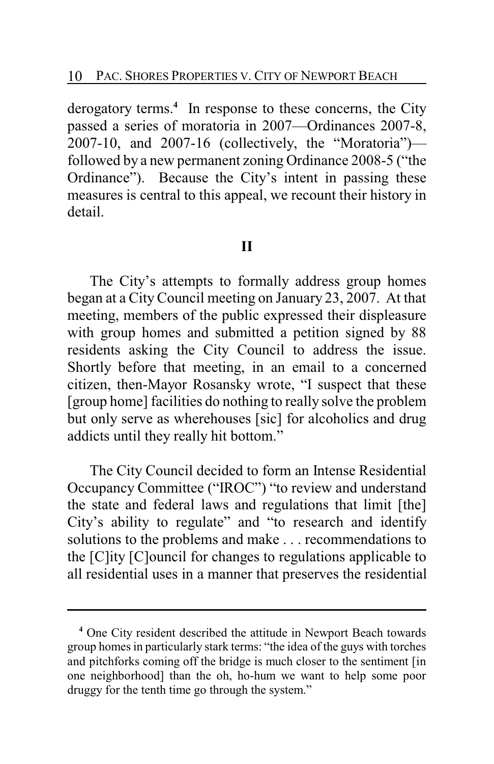derogatory terms.[4] In response to these concerns, the City passed a series of moratoria in 2007—Ordinances 2007-8, 2007-10, and 2007-16 (collectively, the "Moratoria")—followed by a new permanent zoning Ordinance 2008-5 ("the Ordinance"). Because the City's intent in passing these measures is central to this appeal, we recount their history in detail.

## II

The City's attempts to formally address group homes began at a City Council meeting on January 23, 2007. At that meeting, members of the public expressed their displeasure with group homes and submitted a petition signed by 88 residents asking the City Council to address the issue. Shortly before that meeting, in an email to a concerned citizen, then-Mayor Rosansky wrote, "I suspect that these [group home] facilities do nothing to really solve the problem but only serve as wherehouses [sic] for alcoholics and drug addicts until they really hit bottom."

The City Council decided to form an Intense Residential Occupancy Committee ("IROC") "to review and understand the state and federal laws and regulations that limit [the] City's ability to regulate" and "to research and identify solutions to the problems and make . . . recommendations to the [C]ity [C]ouncil for changes to regulations applicable to all residential uses in a manner that preserves the residential

---

[4] One City resident described the attitude in Newport Beach towards group homes in particularly stark terms: "the idea of the guys with torches and pitchforks coming off the bridge is much closer to the sentiment [in one neighborhood] than the oh, ho-hum we want to help some poor druggy for the tenth time go through the system."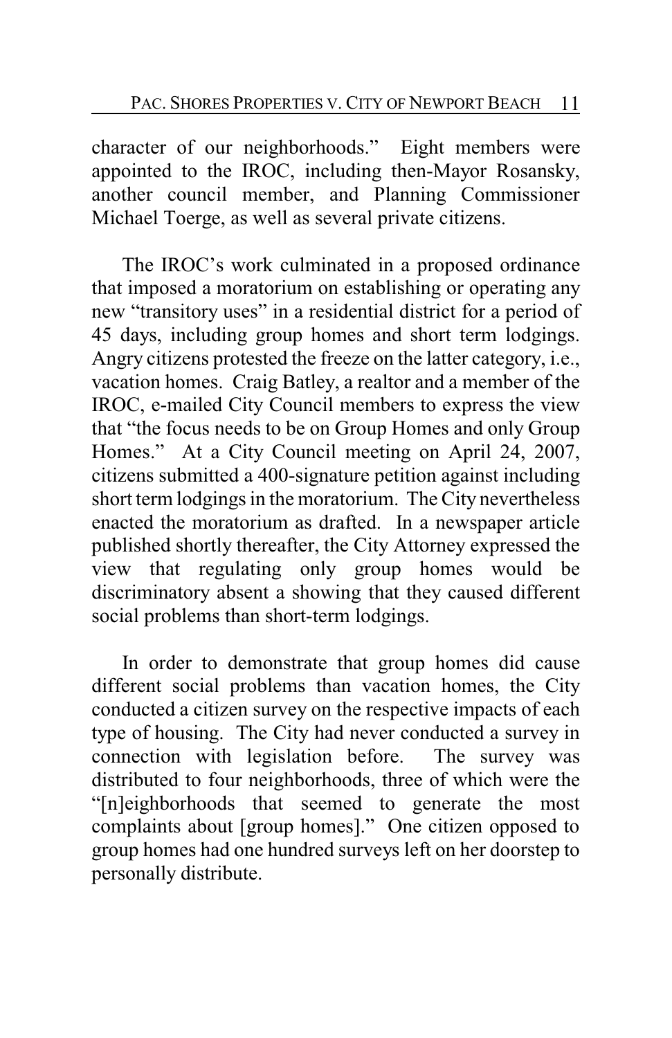character of our neighborhoods." Eight members were appointed to the IROC, including then-Mayor Rosansky, another council member, and Planning Commissioner Michael Toerge, as well as several private citizens.

The IROC's work culminated in a proposed ordinance that imposed a moratorium on establishing or operating any new "transitory uses" in a residential district for a period of 45 days, including group homes and short term lodgings. Angry citizens protested the freeze on the latter category, i.e., vacation homes. Craig Batley, a realtor and a member of the IROC, e-mailed City Council members to express the view that "the focus needs to be on Group Homes and only Group Homes." At a City Council meeting on April 24, 2007, citizens submitted a 400-signature petition against including short term lodgings in the moratorium. The City nevertheless enacted the moratorium as drafted. In a newspaper article published shortly thereafter, the City Attorney expressed the view that regulating only group homes would be discriminatory absent a showing that they caused different social problems than short-term lodgings.

In order to demonstrate that group homes did cause different social problems than vacation homes, the City conducted a citizen survey on the respective impacts of each type of housing. The City had never conducted a survey in connection with legislation before. The survey was distributed to four neighborhoods, three of which were the "[n]eighborhoods that seemed to generate the most complaints about [group homes]." One citizen opposed to group homes had one hundred surveys left on her doorstep to personally distribute.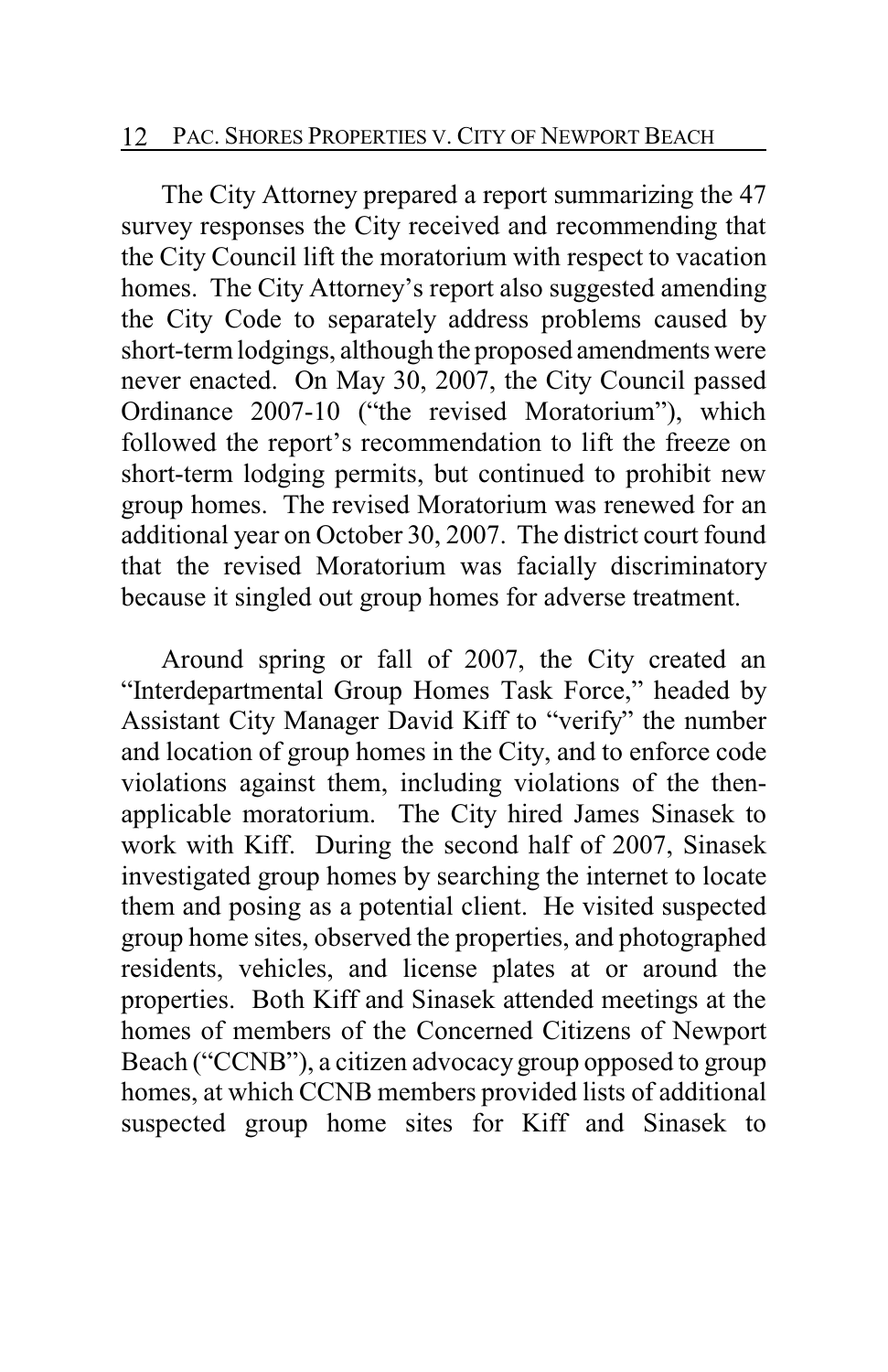The City Attorney prepared a report summarizing the 47 survey responses the City received and recommending that the City Council lift the moratorium with respect to vacation homes. The City Attorney's report also suggested amending the City Code to separately address problems caused by short-term lodgings, although the proposed amendments were never enacted. On May 30, 2007, the City Council passed Ordinance 2007-10 ("the revised Moratorium"), which followed the report's recommendation to lift the freeze on short-term lodging permits, but continued to prohibit new group homes. The revised Moratorium was renewed for an additional year on October 30, 2007. The district court found that the revised Moratorium was facially discriminatory because it singled out group homes for adverse treatment.

Around spring or fall of 2007, the City created an "Interdepartmental Group Homes Task Force," headed by Assistant City Manager David Kiff to "verify" the number and location of group homes in the City, and to enforce code violations against them, including violations of the then-applicable moratorium. The City hired James Sinasek to work with Kiff. During the second half of 2007, Sinasek investigated group homes by searching the internet to locate them and posing as a potential client. He visited suspected group home sites, observed the properties, and photographed residents, vehicles, and license plates at or around the properties. Both Kiff and Sinasek attended meetings at the homes of members of the Concerned Citizens of Newport Beach ("CCNB"), a citizen advocacy group opposed to group homes, at which CCNB members provided lists of additional suspected group home sites for Kiff and Sinasek to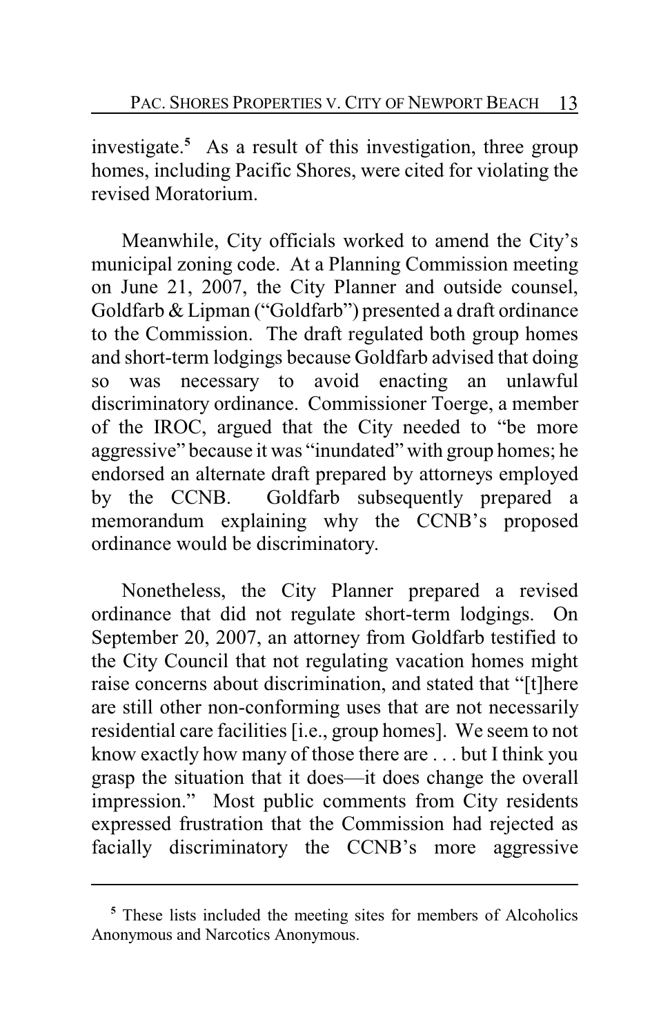investigate.[5] As a result of this investigation, three group homes, including Pacific Shores, were cited for violating the revised Moratorium.

Meanwhile, City officials worked to amend the City's municipal zoning code. At a Planning Commission meeting on June 21, 2007, the City Planner and outside counsel, Goldfarb & Lipman ("Goldfarb") presented a draft ordinance to the Commission. The draft regulated both group homes and short-term lodgings because Goldfarb advised that doing so was necessary to avoid enacting an unlawful discriminatory ordinance. Commissioner Toerge, a member of the IROC, argued that the City needed to "be more aggressive" because it was "inundated" with group homes; he endorsed an alternate draft prepared by attorneys employed by the CCNB. Goldfarb subsequently prepared a memorandum explaining why the CCNB's proposed ordinance would be discriminatory.

Nonetheless, the City Planner prepared a revised ordinance that did not regulate short-term lodgings. On September 20, 2007, an attorney from Goldfarb testified to the City Council that not regulating vacation homes might raise concerns about discrimination, and stated that "[t]here are still other non-conforming uses that are not necessarily residential care facilities [i.e., group homes]. We seem to not know exactly how many of those there are . . . but I think you grasp the situation that it does—it does change the overall impression." Most public comments from City residents expressed frustration that the Commission had rejected as facially discriminatory the CCNB's more aggressive

[5] These lists included the meeting sites for members of Alcoholics Anonymous and Narcotics Anonymous.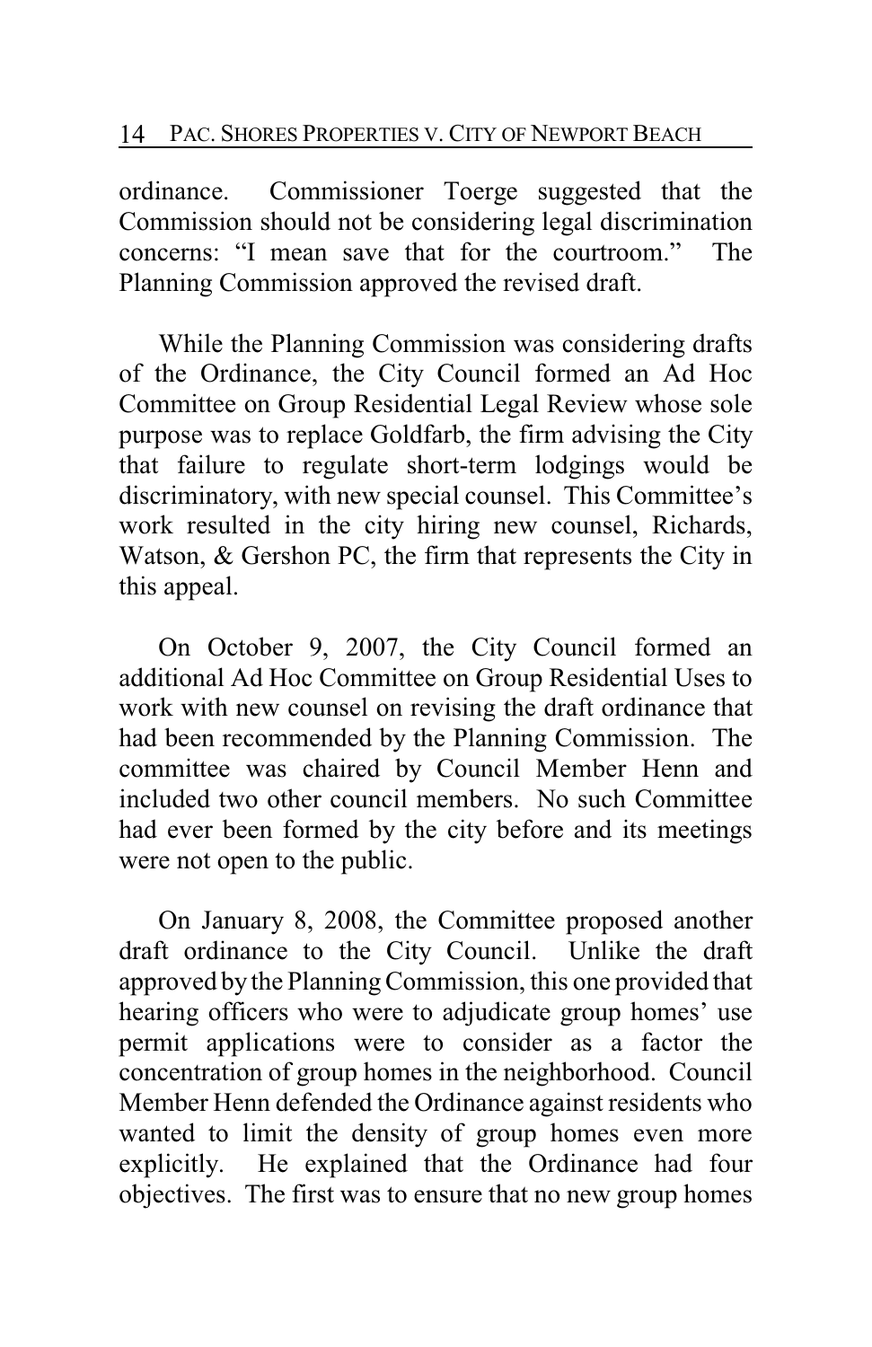ordinance. Commissioner Toerge suggested that the Commission should not be considering legal discrimination concerns: "I mean save that for the courtroom." The Planning Commission approved the revised draft.

While the Planning Commission was considering drafts of the Ordinance, the City Council formed an Ad Hoc Committee on Group Residential Legal Review whose sole purpose was to replace Goldfarb, the firm advising the City that failure to regulate short-term lodgings would be discriminatory, with new special counsel. This Committee's work resulted in the city hiring new counsel, Richards, Watson, & Gershon PC, the firm that represents the City in this appeal.

On October 9, 2007, the City Council formed an additional Ad Hoc Committee on Group Residential Uses to work with new counsel on revising the draft ordinance that had been recommended by the Planning Commission. The committee was chaired by Council Member Henn and included two other council members. No such Committee had ever been formed by the city before and its meetings were not open to the public.

On January 8, 2008, the Committee proposed another draft ordinance to the City Council. Unlike the draft approved by the Planning Commission, this one provided that hearing officers who were to adjudicate group homes' use permit applications were to consider as a factor the concentration of group homes in the neighborhood. Council Member Henn defended the Ordinance against residents who wanted to limit the density of group homes even more explicitly. He explained that the Ordinance had four objectives. The first was to ensure that no new group homes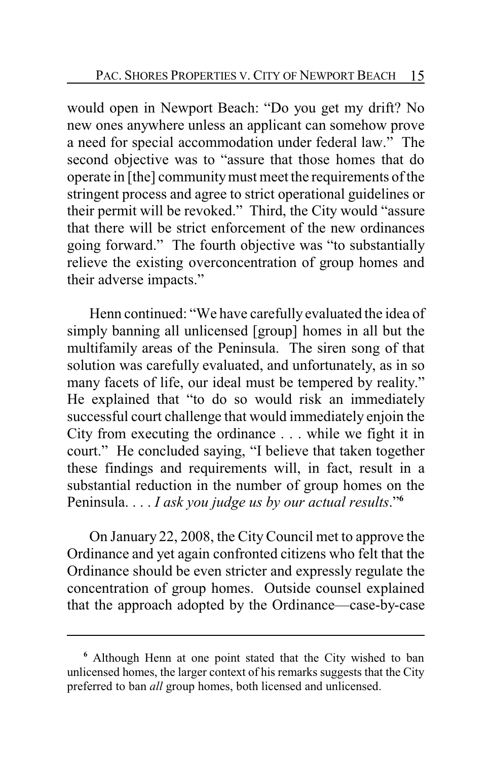would open in Newport Beach: "Do you get my drift? No new ones anywhere unless an applicant can somehow prove a need for special accommodation under federal law." The second objective was to "assure that those homes that do operate in [the] community must meet the requirements of the stringent process and agree to strict operational guidelines or their permit will be revoked." Third, the City would "assure that there will be strict enforcement of the new ordinances going forward." The fourth objective was "to substantially relieve the existing overconcentration of group homes and their adverse impacts."

Henn continued: "We have carefully evaluated the idea of simply banning all unlicensed [group] homes in all but the multifamily areas of the Peninsula. The siren song of that solution was carefully evaluated, and unfortunately, as in so many facets of life, our ideal must be tempered by reality." He explained that "to do so would risk an immediately successful court challenge that would immediately enjoin the City from executing the ordinance . . . while we fight it in court." He concluded saying, "I believe that taken together these findings and requirements will, in fact, result in a substantial reduction in the number of group homes on the Peninsula. . . . *I ask you judge us by our actual results*."[6]

On January 22, 2008, the City Council met to approve the Ordinance and yet again confronted citizens who felt that the Ordinance should be even stricter and expressly regulate the concentration of group homes. Outside counsel explained that the approach adopted by the Ordinance—case-by-case

---

[6] Although Henn at one point stated that the City wished to ban unlicensed homes, the larger context of his remarks suggests that the City preferred to ban *all* group homes, both licensed and unlicensed.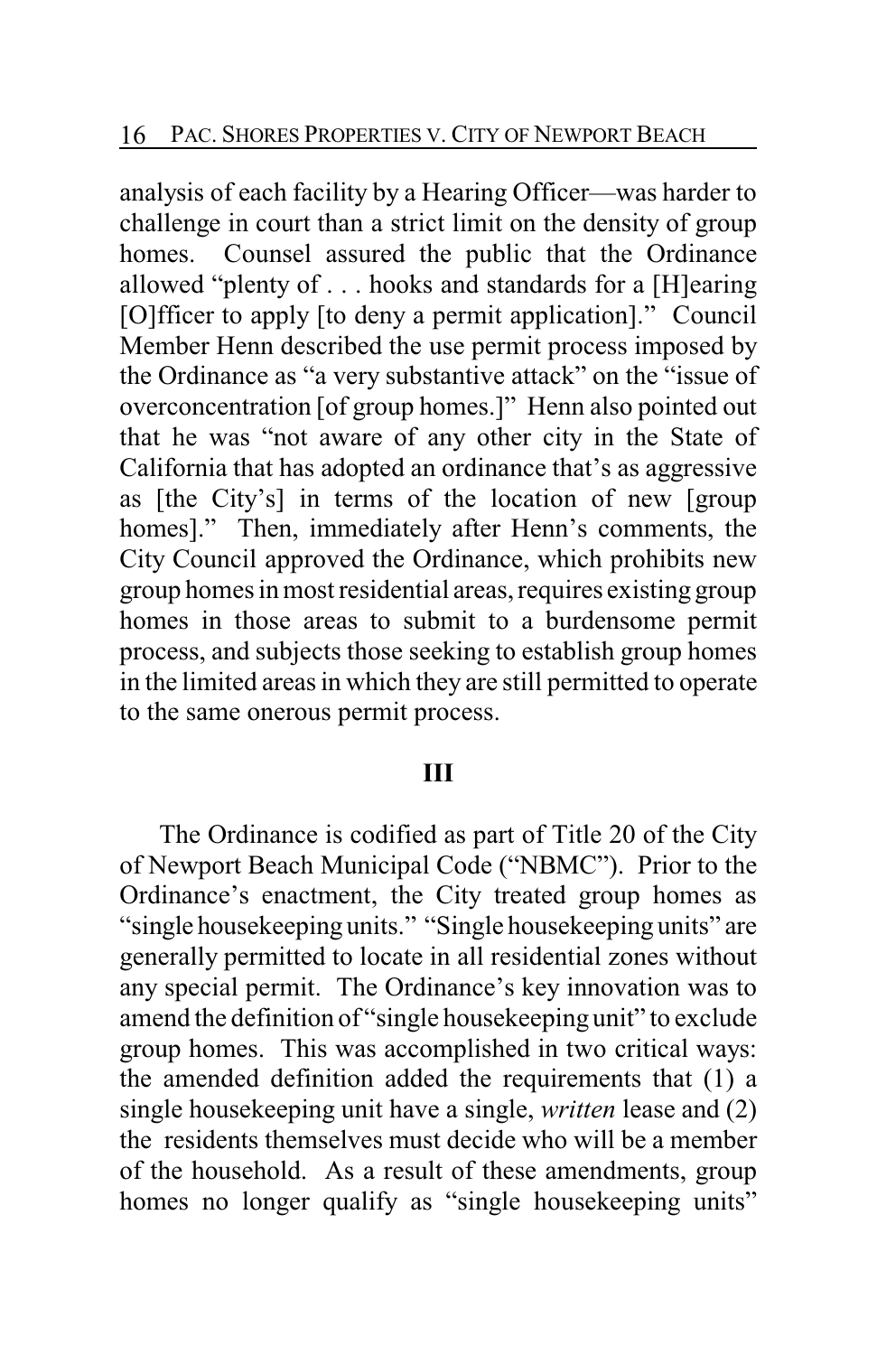analysis of each facility by a Hearing Officer—was harder to challenge in court than a strict limit on the density of group homes. Counsel assured the public that the Ordinance allowed "plenty of . . . hooks and standards for a [H]earing [O]fficer to apply [to deny a permit application]." Council Member Henn described the use permit process imposed by the Ordinance as "a very substantive attack" on the "issue of overconcentration [of group homes.]" Henn also pointed out that he was "not aware of any other city in the State of California that has adopted an ordinance that's as aggressive as [the City's] in terms of the location of new [group homes]." Then, immediately after Henn's comments, the City Council approved the Ordinance, which prohibits new group homes in most residential areas, requires existing group homes in those areas to submit to a burdensome permit process, and subjects those seeking to establish group homes in the limited areas in which they are still permitted to operate to the same onerous permit process.

## III

The Ordinance is codified as part of Title 20 of the City of Newport Beach Municipal Code ("NBMC"). Prior to the Ordinance's enactment, the City treated group homes as "single housekeeping units." "Single housekeeping units" are generally permitted to locate in all residential zones without any special permit. The Ordinance's key innovation was to amend the definition of "single housekeeping unit" to exclude group homes. This was accomplished in two critical ways: the amended definition added the requirements that (1) a single housekeeping unit have a single, *written* lease and (2) the residents themselves must decide who will be a member of the household. As a result of these amendments, group homes no longer qualify as "single housekeeping units"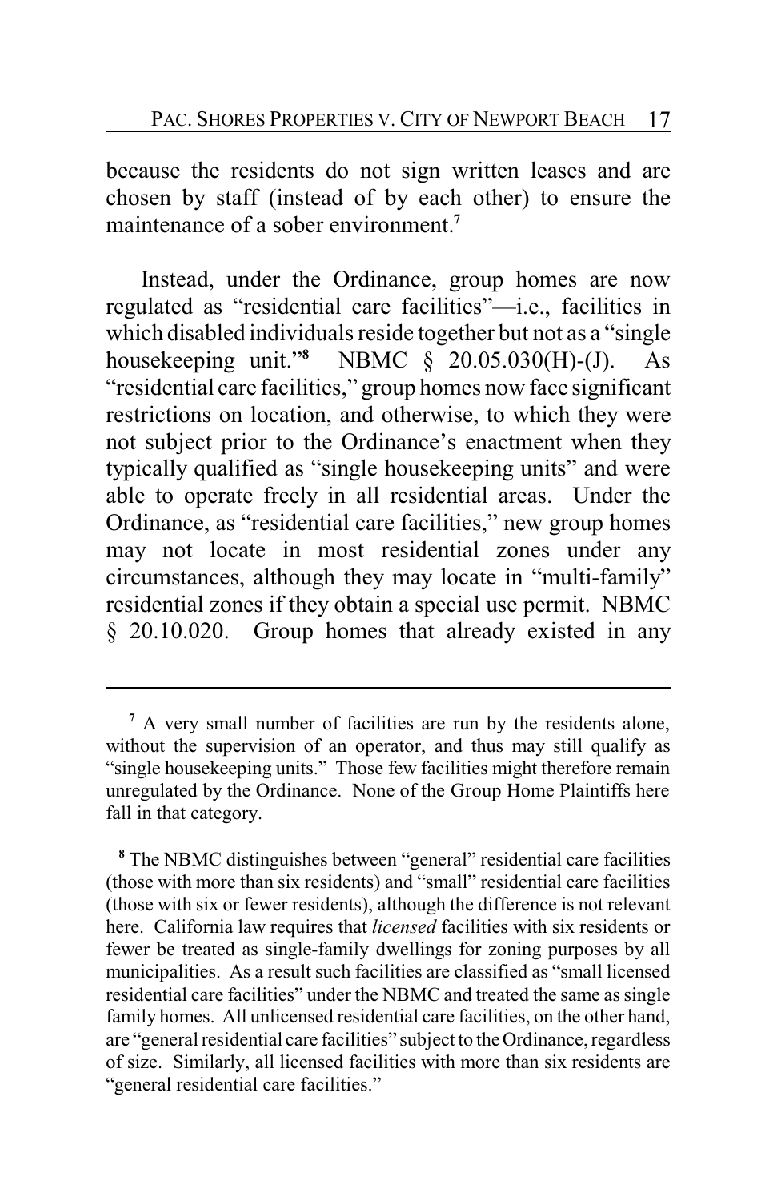because the residents do not sign written leases and are chosen by staff (instead of by each other) to ensure the maintenance of a sober environment.[7]

Instead, under the Ordinance, group homes are now regulated as "residential care facilities"—i.e., facilities in which disabled individuals reside together but not as a "single housekeeping unit."[8] NBMC § 20.05.030(H)-(J). As "residential care facilities," group homes now face significant restrictions on location, and otherwise, to which they were not subject prior to the Ordinance's enactment when they typically qualified as "single housekeeping units" and were able to operate freely in all residential areas. Under the Ordinance, as "residential care facilities," new group homes may not locate in most residential zones under any circumstances, although they may locate in "multi-family" residential zones if they obtain a special use permit. NBMC § 20.10.020. Group homes that already existed in any

---

[7] A very small number of facilities are run by the residents alone, without the supervision of an operator, and thus may still qualify as "single housekeeping units." Those few facilities might therefore remain unregulated by the Ordinance. None of the Group Home Plaintiffs here fall in that category.

[8] The NBMC distinguishes between "general" residential care facilities (those with more than six residents) and "small" residential care facilities (those with six or fewer residents), although the difference is not relevant here. California law requires that *licensed* facilities with six residents or fewer be treated as single-family dwellings for zoning purposes by all municipalities. As a result such facilities are classified as "small licensed residential care facilities" under the NBMC and treated the same as single family homes. All unlicensed residential care facilities, on the other hand, are "general residential care facilities" subject to the Ordinance, regardless of size. Similarly, all licensed facilities with more than six residents are "general residential care facilities."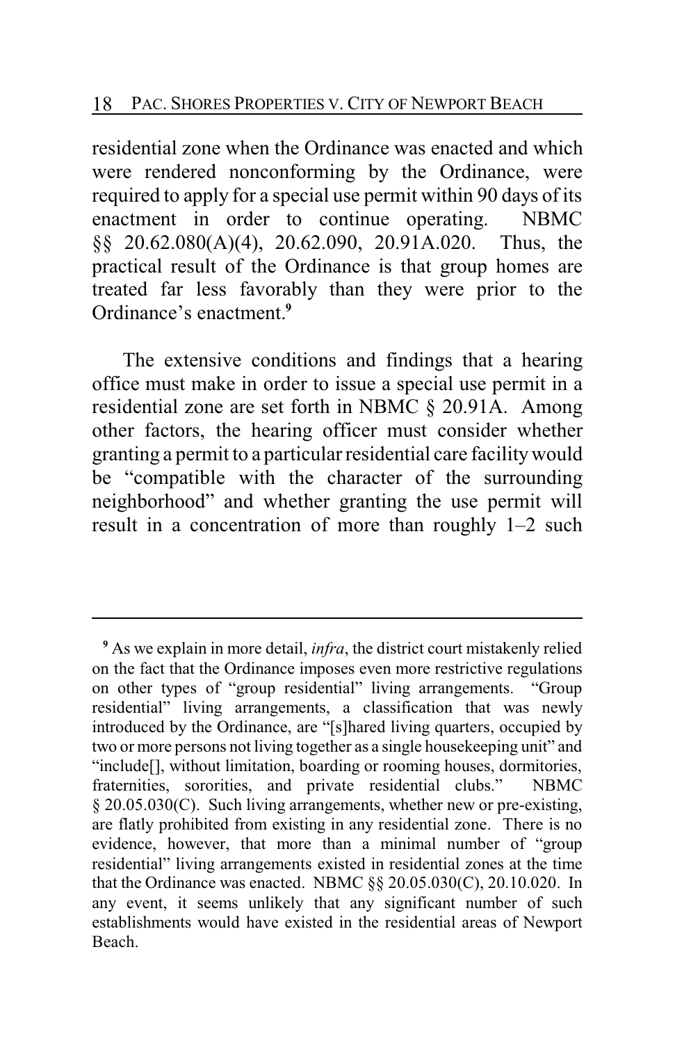residential zone when the Ordinance was enacted and which were rendered nonconforming by the Ordinance, were required to apply for a special use permit within 90 days of its enactment in order to continue operating. NBMC §§ 20.62.080(A)(4), 20.62.090, 20.91A.020. Thus, the practical result of the Ordinance is that group homes are treated far less favorably than they were prior to the Ordinance's enactment.[9]

The extensive conditions and findings that a hearing office must make in order to issue a special use permit in a residential zone are set forth in NBMC § 20.91A. Among other factors, the hearing officer must consider whether granting a permit to a particular residential care facility would be "compatible with the character of the surrounding neighborhood" and whether granting the use permit will result in a concentration of more than roughly 1–2 such

---

[9] As we explain in more detail, *infra*, the district court mistakenly relied on the fact that the Ordinance imposes even more restrictive regulations on other types of "group residential" living arrangements. "Group residential" living arrangements, a classification that was newly introduced by the Ordinance, are "[s]hared living quarters, occupied by two or more persons not living together as a single housekeeping unit" and "include[], without limitation, boarding or rooming houses, dormitories, fraternities, sororities, and private residential clubs." NBMC § 20.05.030(C). Such living arrangements, whether new or pre-existing, are flatly prohibited from existing in any residential zone. There is no evidence, however, that more than a minimal number of "group residential" living arrangements existed in residential zones at the time that the Ordinance was enacted. NBMC §§ 20.05.030(C), 20.10.020. In any event, it seems unlikely that any significant number of such establishments would have existed in the residential areas of Newport Beach.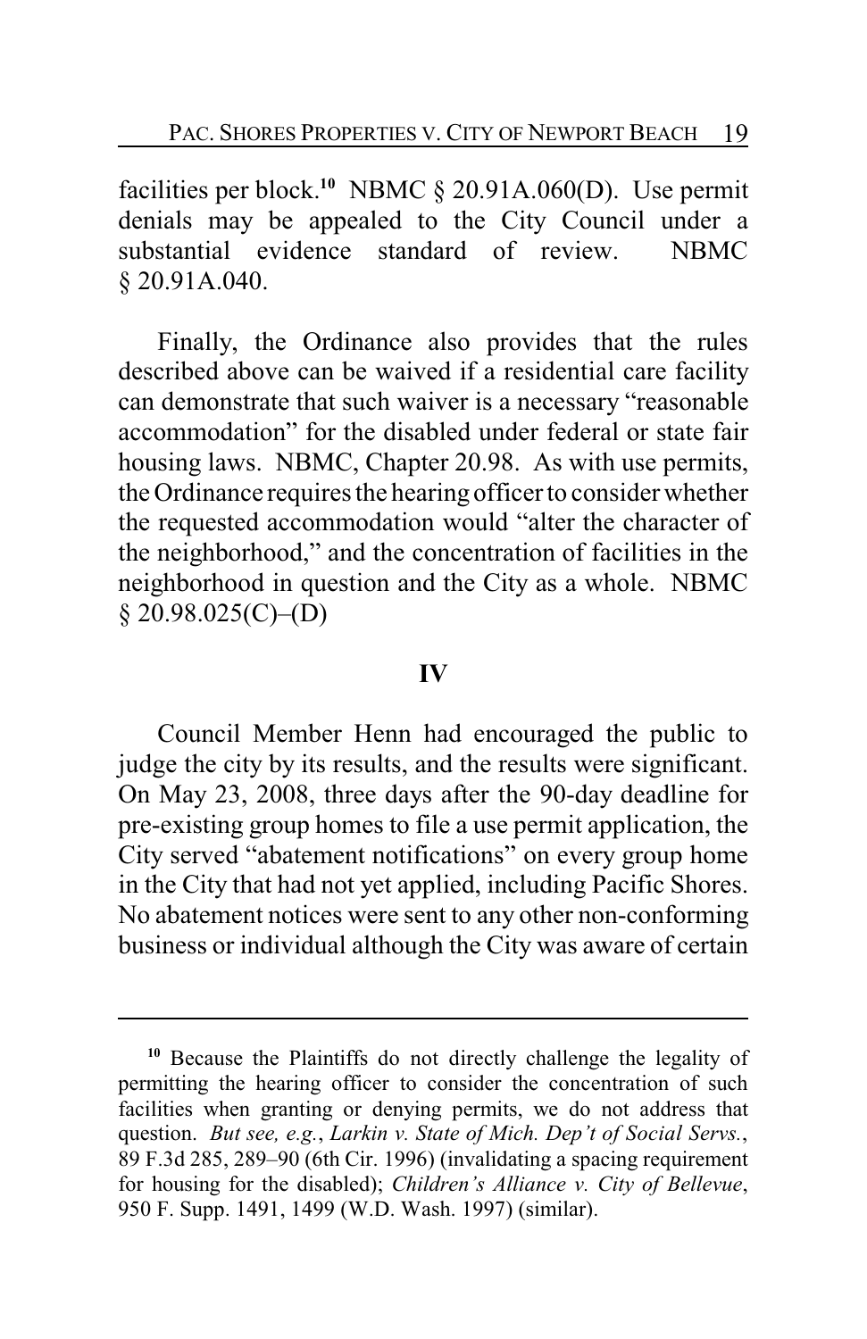facilities per block.[10] NBMC § 20.91A.060(D). Use permit denials may be appealed to the City Council under a substantial evidence standard of review. NBMC § 20.91A.040.

Finally, the Ordinance also provides that the rules described above can be waived if a residential care facility can demonstrate that such waiver is a necessary "reasonable accommodation" for the disabled under federal or state fair housing laws. NBMC, Chapter 20.98. As with use permits, the Ordinance requires the hearing officer to consider whether the requested accommodation would "alter the character of the neighborhood," and the concentration of facilities in the neighborhood in question and the City as a whole. NBMC § 20.98.025(C)–(D)

## IV

Council Member Henn had encouraged the public to judge the city by its results, and the results were significant. On May 23, 2008, three days after the 90-day deadline for pre-existing group homes to file a use permit application, the City served "abatement notifications" on every group home in the City that had not yet applied, including Pacific Shores. No abatement notices were sent to any other non-conforming business or individual although the City was aware of certain

---

[10] Because the Plaintiffs do not directly challenge the legality of permitting the hearing officer to consider the concentration of such facilities when granting or denying permits, we do not address that question. *But see, e.g.*, *Larkin v. State of Mich. Dep't of Social Servs.*, 89 F.3d 285, 289–90 (6th Cir. 1996) (invalidating a spacing requirement for housing for the disabled); *Children's Alliance v. City of Bellevue*, 950 F. Supp. 1491, 1499 (W.D. Wash. 1997) (similar).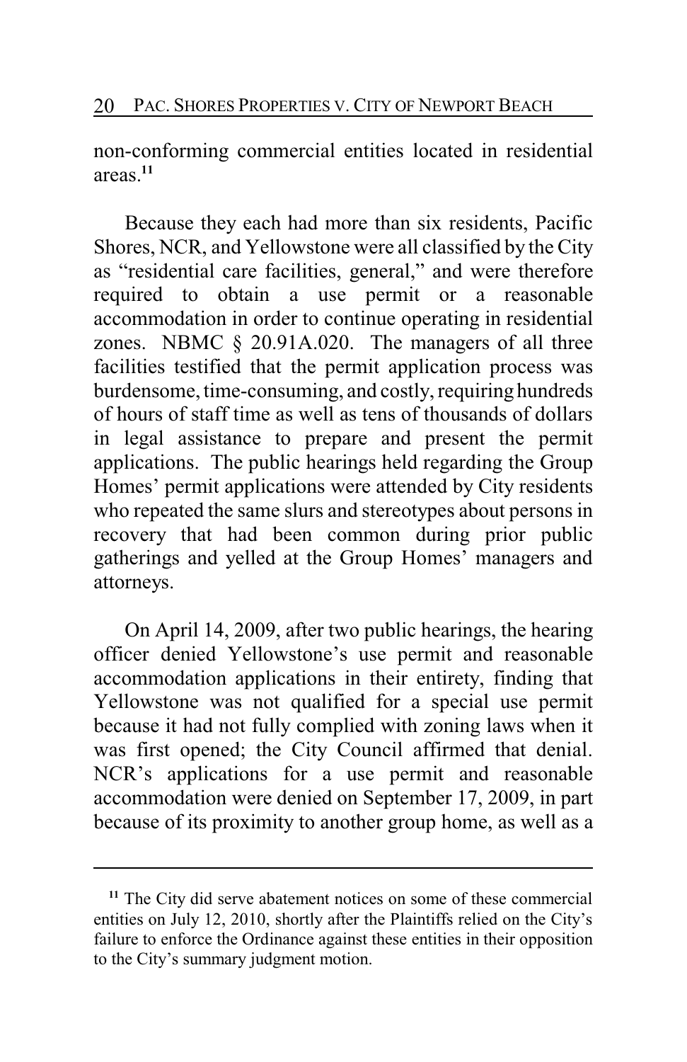non-conforming commercial entities located in residential areas.[11]

Because they each had more than six residents, Pacific Shores, NCR, and Yellowstone were all classified by the City as "residential care facilities, general," and were therefore required to obtain a use permit or a reasonable accommodation in order to continue operating in residential zones. NBMC § 20.91A.020. The managers of all three facilities testified that the permit application process was burdensome, time-consuming, and costly, requiring hundreds of hours of staff time as well as tens of thousands of dollars in legal assistance to prepare and present the permit applications. The public hearings held regarding the Group Homes' permit applications were attended by City residents who repeated the same slurs and stereotypes about persons in recovery that had been common during prior public gatherings and yelled at the Group Homes' managers and attorneys.

On April 14, 2009, after two public hearings, the hearing officer denied Yellowstone's use permit and reasonable accommodation applications in their entirety, finding that Yellowstone was not qualified for a special use permit because it had not fully complied with zoning laws when it was first opened; the City Council affirmed that denial. NCR's applications for a use permit and reasonable accommodation were denied on September 17, 2009, in part because of its proximity to another group home, as well as a

[11] The City did serve abatement notices on some of these commercial entities on July 12, 2010, shortly after the Plaintiffs relied on the City's failure to enforce the Ordinance against these entities in their opposition to the City's summary judgment motion.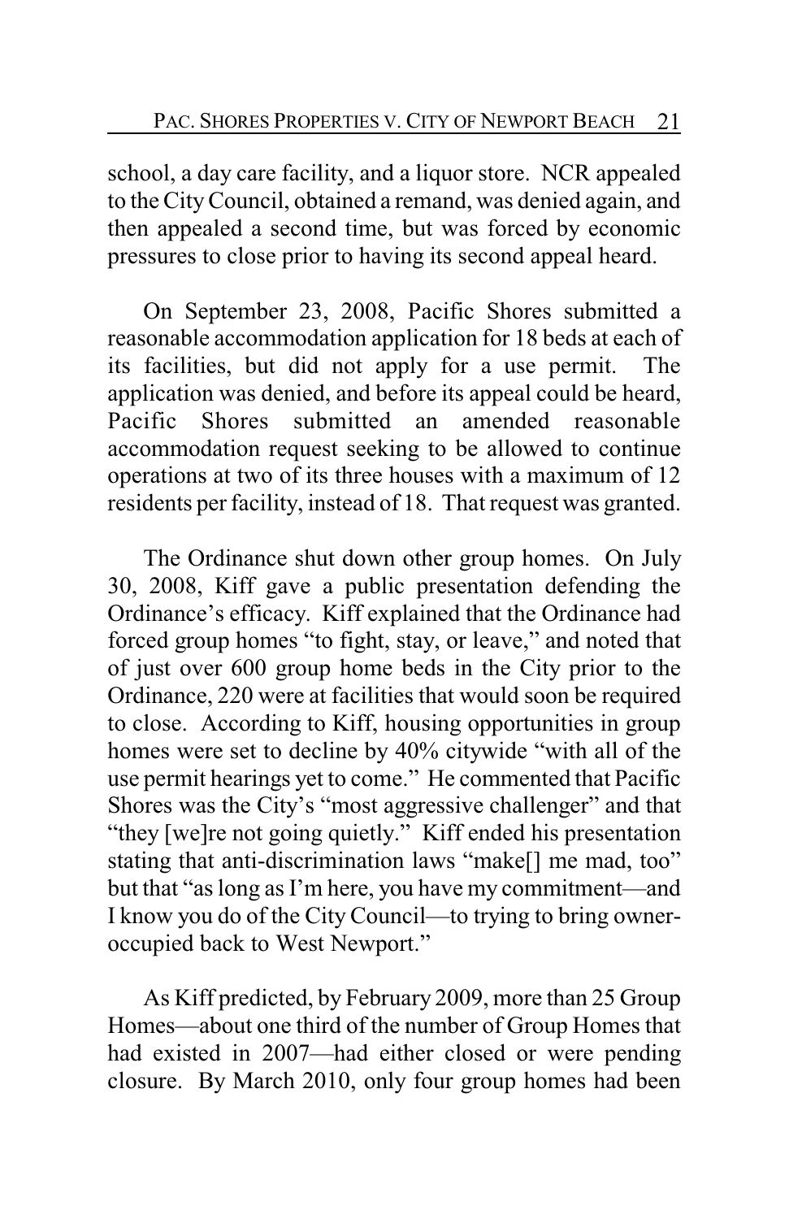school, a day care facility, and a liquor store. NCR appealed to the City Council, obtained a remand, was denied again, and then appealed a second time, but was forced by economic pressures to close prior to having its second appeal heard.

On September 23, 2008, Pacific Shores submitted a reasonable accommodation application for 18 beds at each of its facilities, but did not apply for a use permit. The application was denied, and before its appeal could be heard, Pacific Shores submitted an amended reasonable accommodation request seeking to be allowed to continue operations at two of its three houses with a maximum of 12 residents per facility, instead of 18. That request was granted.

The Ordinance shut down other group homes. On July 30, 2008, Kiff gave a public presentation defending the Ordinance's efficacy. Kiff explained that the Ordinance had forced group homes "to fight, stay, or leave," and noted that of just over 600 group home beds in the City prior to the Ordinance, 220 were at facilities that would soon be required to close. According to Kiff, housing opportunities in group homes were set to decline by 40% citywide "with all of the use permit hearings yet to come." He commented that Pacific Shores was the City's "most aggressive challenger" and that "they [we]re not going quietly." Kiff ended his presentation stating that anti-discrimination laws "make[] me mad, too" but that "as long as I'm here, you have my commitment—and I know you do of the City Council—to trying to bring owner-occupied back to West Newport."

As Kiff predicted, by February 2009, more than 25 Group Homes—about one third of the number of Group Homes that had existed in 2007—had either closed or were pending closure. By March 2010, only four group homes had been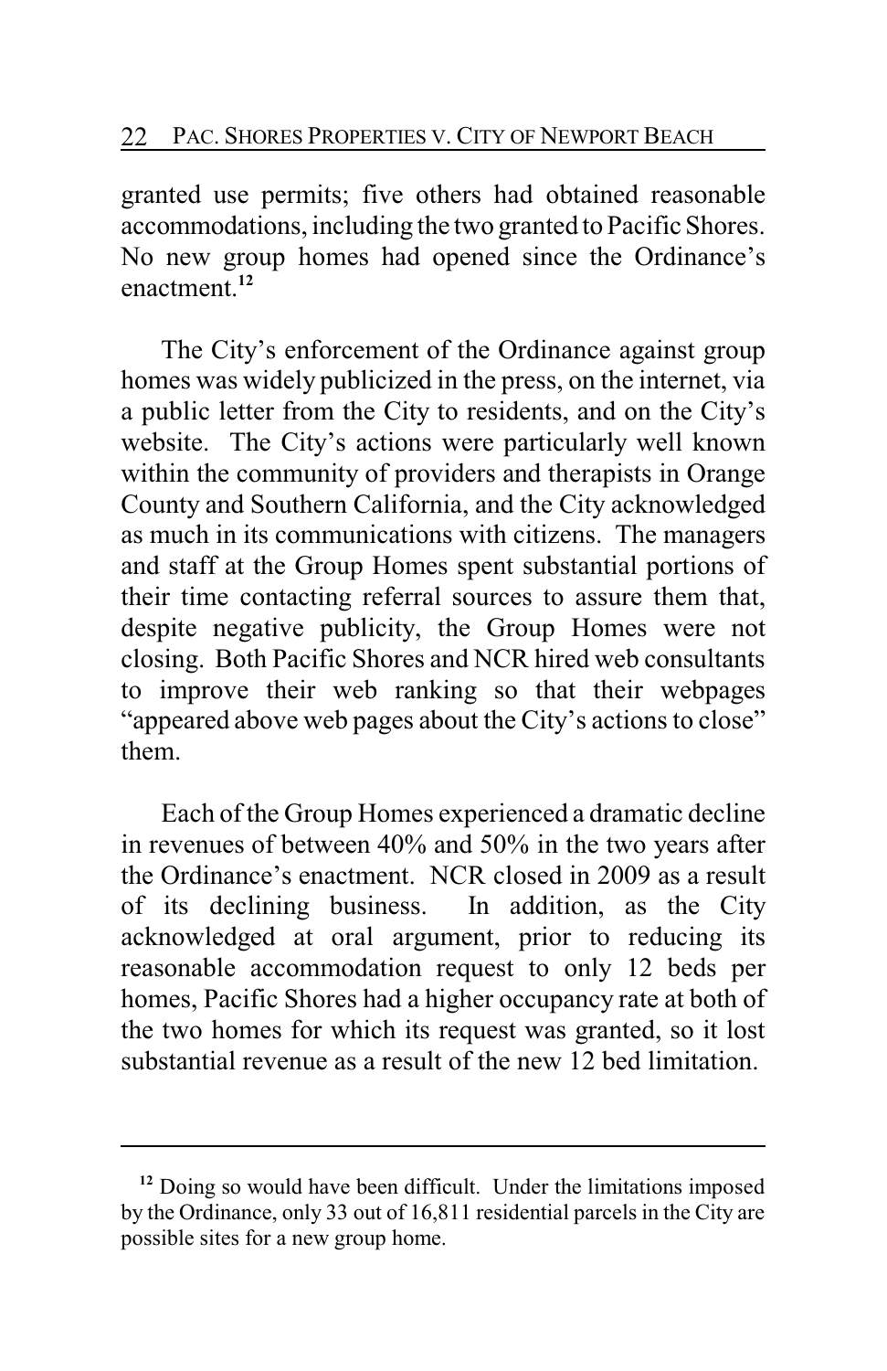granted use permits; five others had obtained reasonable accommodations, including the two granted to Pacific Shores. No new group homes had opened since the Ordinance's enactment.[12]

The City's enforcement of the Ordinance against group homes was widely publicized in the press, on the internet, via a public letter from the City to residents, and on the City's website. The City's actions were particularly well known within the community of providers and therapists in Orange County and Southern California, and the City acknowledged as much in its communications with citizens. The managers and staff at the Group Homes spent substantial portions of their time contacting referral sources to assure them that, despite negative publicity, the Group Homes were not closing. Both Pacific Shores and NCR hired web consultants to improve their web ranking so that their webpages "appeared above web pages about the City's actions to close" them.

Each of the Group Homes experienced a dramatic decline in revenues of between 40% and 50% in the two years after the Ordinance's enactment. NCR closed in 2009 as a result of its declining business. In addition, as the City acknowledged at oral argument, prior to reducing its reasonable accommodation request to only 12 beds per homes, Pacific Shores had a higher occupancy rate at both of the two homes for which its request was granted, so it lost substantial revenue as a result of the new 12 bed limitation.

---

[12] Doing so would have been difficult. Under the limitations imposed by the Ordinance, only 33 out of 16,811 residential parcels in the City are possible sites for a new group home.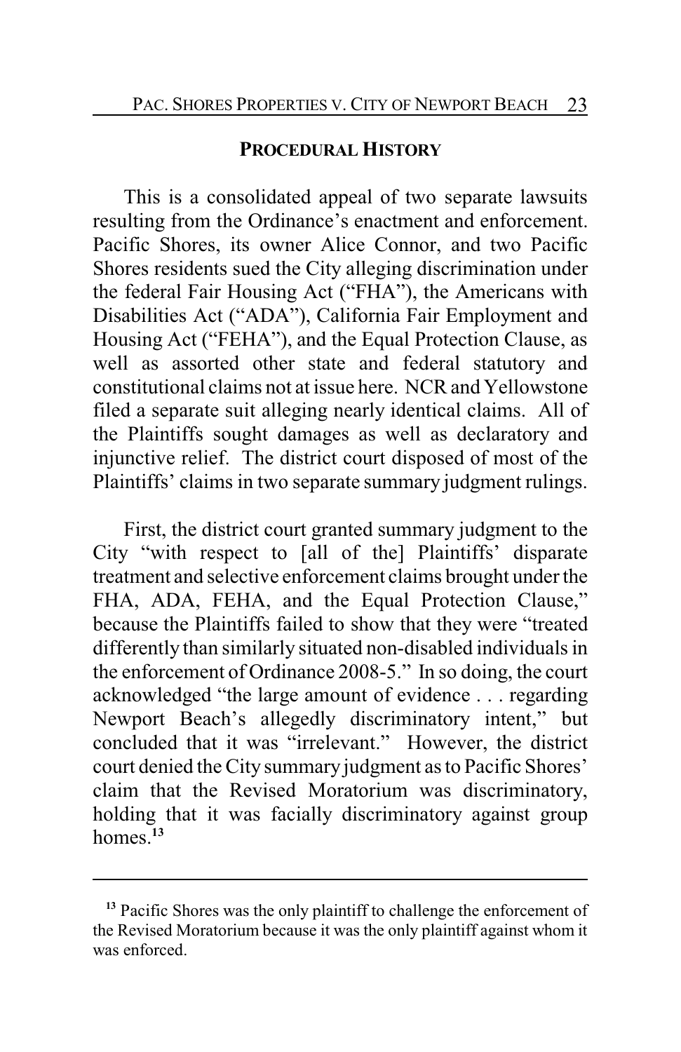## PROCEDURAL HISTORY

This is a consolidated appeal of two separate lawsuits resulting from the Ordinance's enactment and enforcement. Pacific Shores, its owner Alice Connor, and two Pacific Shores residents sued the City alleging discrimination under the federal Fair Housing Act ("FHA"), the Americans with Disabilities Act ("ADA"), California Fair Employment and Housing Act ("FEHA"), and the Equal Protection Clause, as well as assorted other state and federal statutory and constitutional claims not at issue here. NCR and Yellowstone filed a separate suit alleging nearly identical claims. All of the Plaintiffs sought damages as well as declaratory and injunctive relief. The district court disposed of most of the Plaintiffs' claims in two separate summary judgment rulings.

First, the district court granted summary judgment to the City "with respect to [all of the] Plaintiffs' disparate treatment and selective enforcement claims brought under the FHA, ADA, FEHA, and the Equal Protection Clause," because the Plaintiffs failed to show that they were "treated differently than similarly situated non-disabled individuals in the enforcement of Ordinance 2008-5." In so doing, the court acknowledged "the large amount of evidence . . . regarding Newport Beach's allegedly discriminatory intent," but concluded that it was "irrelevant." However, the district court denied the City summary judgment as to Pacific Shores' claim that the Revised Moratorium was discriminatory, holding that it was facially discriminatory against group homes.[13]

---

[13] Pacific Shores was the only plaintiff to challenge the enforcement of the Revised Moratorium because it was the only plaintiff against whom it was enforced.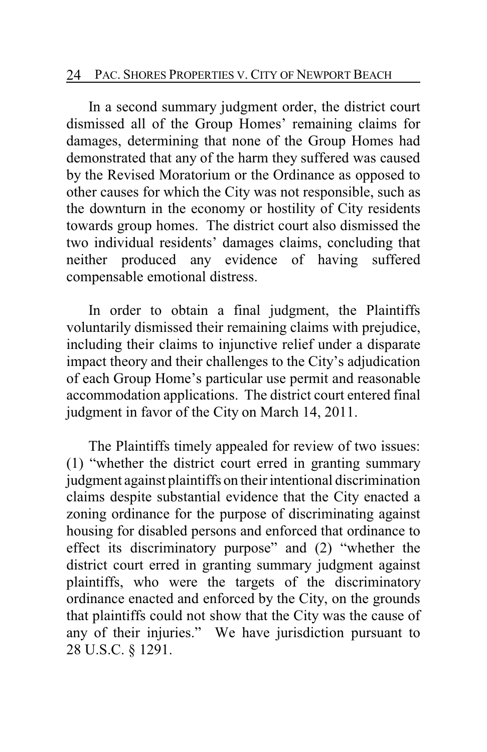In a second summary judgment order, the district court dismissed all of the Group Homes' remaining claims for damages, determining that none of the Group Homes had demonstrated that any of the harm they suffered was caused by the Revised Moratorium or the Ordinance as opposed to other causes for which the City was not responsible, such as the downturn in the economy or hostility of City residents towards group homes. The district court also dismissed the two individual residents' damages claims, concluding that neither produced any evidence of having suffered compensable emotional distress.

In order to obtain a final judgment, the Plaintiffs voluntarily dismissed their remaining claims with prejudice, including their claims to injunctive relief under a disparate impact theory and their challenges to the City's adjudication of each Group Home's particular use permit and reasonable accommodation applications. The district court entered final judgment in favor of the City on March 14, 2011.

The Plaintiffs timely appealed for review of two issues: (1) "whether the district court erred in granting summary judgment against plaintiffs on their intentional discrimination claims despite substantial evidence that the City enacted a zoning ordinance for the purpose of discriminating against housing for disabled persons and enforced that ordinance to effect its discriminatory purpose" and (2) "whether the district court erred in granting summary judgment against plaintiffs, who were the targets of the discriminatory ordinance enacted and enforced by the City, on the grounds that plaintiffs could not show that the City was the cause of any of their injuries." We have jurisdiction pursuant to 28 U.S.C. § 1291.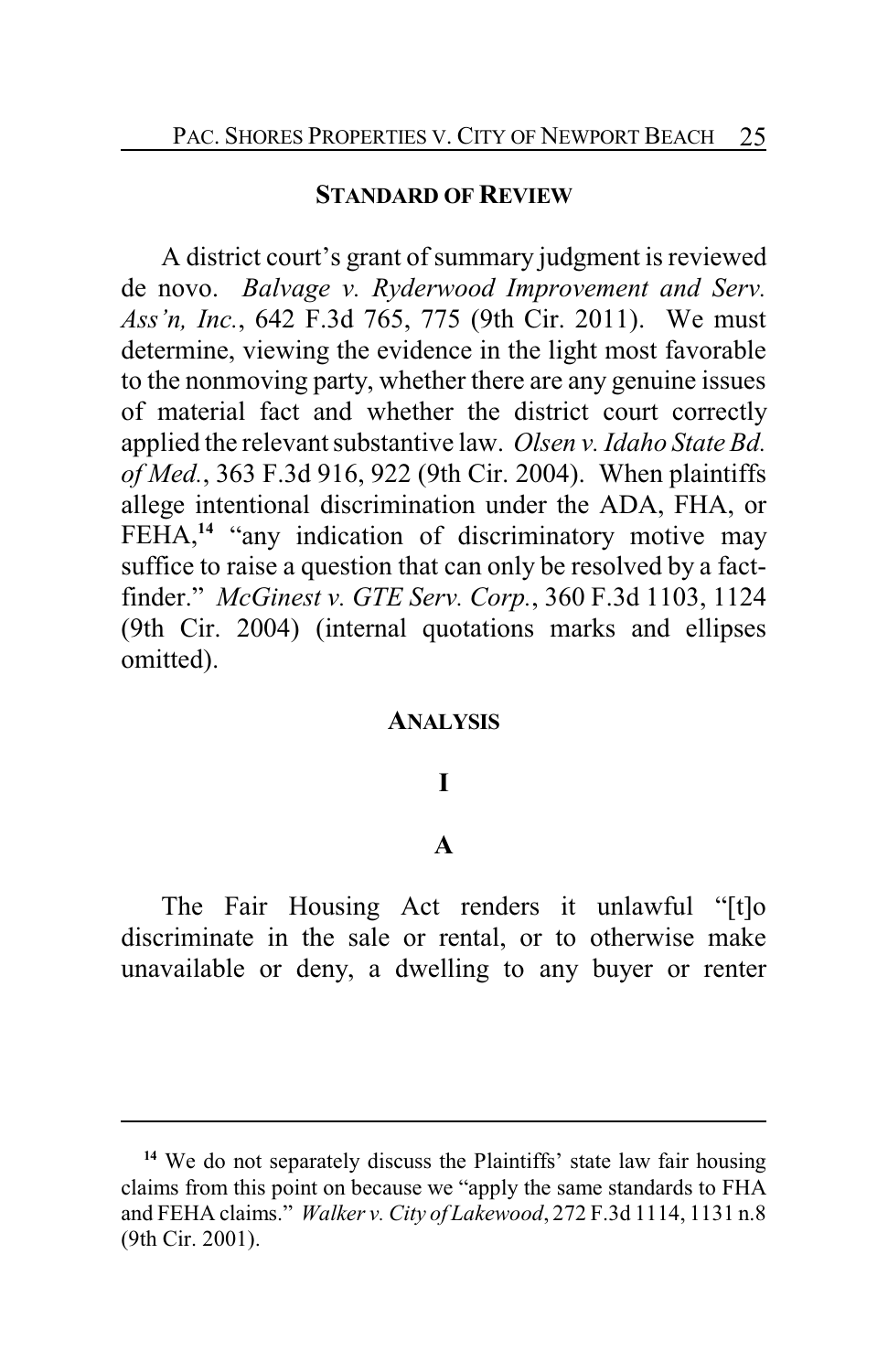## STANDARD OF REVIEW

A district court's grant of summary judgment is reviewed de novo. *Balvage v. Ryderwood Improvement and Serv. Ass'n, Inc.*, 642 F.3d 765, 775 (9th Cir. 2011). We must determine, viewing the evidence in the light most favorable to the nonmoving party, whether there are any genuine issues of material fact and whether the district court correctly applied the relevant substantive law. *Olsen v. Idaho State Bd. of Med.*, 363 F.3d 916, 922 (9th Cir. 2004). When plaintiffs allege intentional discrimination under the ADA, FHA, or FEHA,[14] "any indication of discriminatory motive may suffice to raise a question that can only be resolved by a fact-finder." *McGinest v. GTE Serv. Corp.*, 360 F.3d 1103, 1124 (9th Cir. 2004) (internal quotations marks and ellipses omitted).

## ANALYSIS

### I

#### A

The Fair Housing Act renders it unlawful "[t]o discriminate in the sale or rental, or to otherwise make unavailable or deny, a dwelling to any buyer or renter

---

[14] We do not separately discuss the Plaintiffs' state law fair housing claims from this point on because we "apply the same standards to FHA and FEHA claims." *Walker v. City of Lakewood*, 272 F.3d 1114, 1131 n.8 (9th Cir. 2001).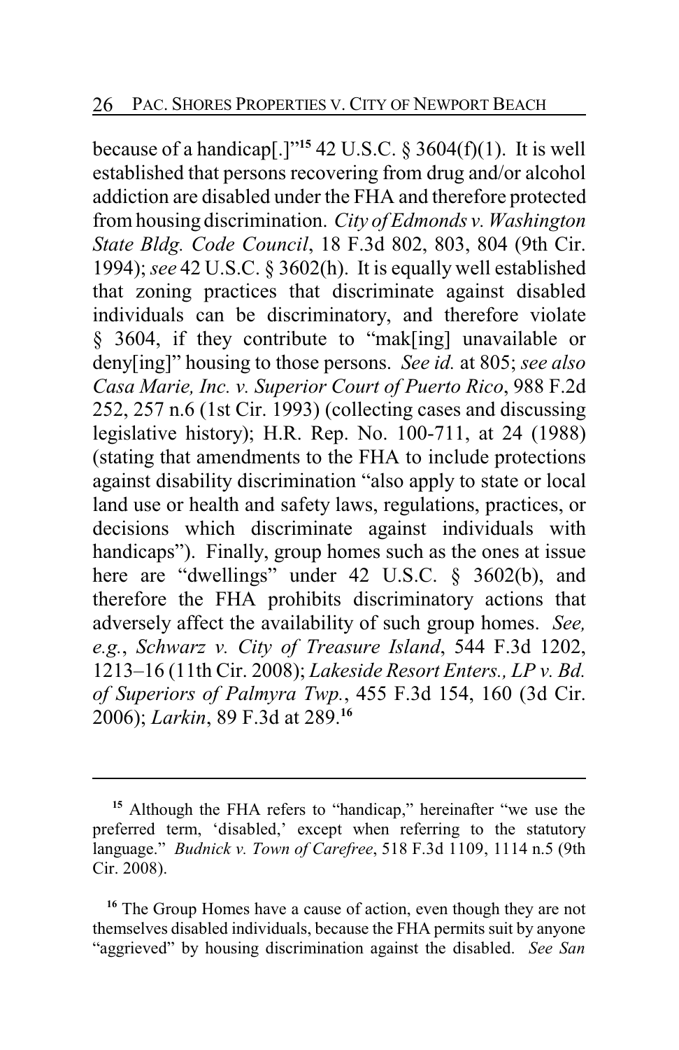because of a handicap[.]"[15] 42 U.S.C. § 3604(f)(1). It is well established that persons recovering from drug and/or alcohol addiction are disabled under the FHA and therefore protected from housing discrimination. *City of Edmonds v. Washington State Bldg. Code Council*, 18 F.3d 802, 803, 804 (9th Cir. 1994); *see* 42 U.S.C. § 3602(h). It is equally well established that zoning practices that discriminate against disabled individuals can be discriminatory, and therefore violate § 3604, if they contribute to "mak[ing] unavailable or deny[ing]" housing to those persons. *See id.* at 805; *see also Casa Marie, Inc. v. Superior Court of Puerto Rico*, 988 F.2d 252, 257 n.6 (1st Cir. 1993) (collecting cases and discussing legislative history); H.R. Rep. No. 100-711, at 24 (1988) (stating that amendments to the FHA to include protections against disability discrimination "also apply to state or local land use or health and safety laws, regulations, practices, or decisions which discriminate against individuals with handicaps"). Finally, group homes such as the ones at issue here are "dwellings" under 42 U.S.C. § 3602(b), and therefore the FHA prohibits discriminatory actions that adversely affect the availability of such group homes. *See, e.g.*, *Schwarz v. City of Treasure Island*, 544 F.3d 1202, 1213–16 (11th Cir. 2008); *Lakeside Resort Enters., LP v. Bd. of Superiors of Palmyra Twp.*, 455 F.3d 154, 160 (3d Cir. 2006); *Larkin*, 89 F.3d at 289.[16]

---

[15] Although the FHA refers to "handicap," hereinafter "we use the preferred term, 'disabled,' except when referring to the statutory language." *Budnick v. Town of Carefree*, 518 F.3d 1109, 1114 n.5 (9th Cir. 2008).

[16] The Group Homes have a cause of action, even though they are not themselves disabled individuals, because the FHA permits suit by anyone "aggrieved" by housing discrimination against the disabled. *See San*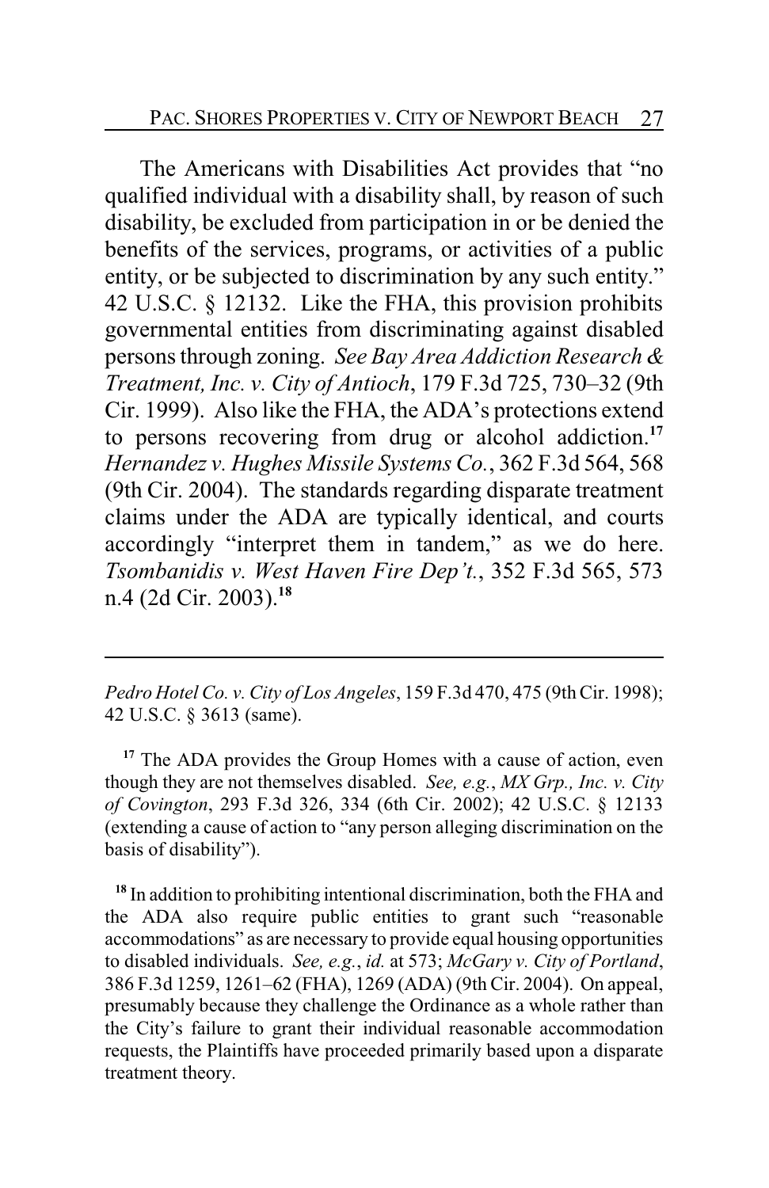The Americans with Disabilities Act provides that "no qualified individual with a disability shall, by reason of such disability, be excluded from participation in or be denied the benefits of the services, programs, or activities of a public entity, or be subjected to discrimination by any such entity." 42 U.S.C. § 12132. Like the FHA, this provision prohibits governmental entities from discriminating against disabled persons through zoning. *See Bay Area Addiction Research & Treatment, Inc. v. City of Antioch*, 179 F.3d 725, 730–32 (9th Cir. 1999). Also like the FHA, the ADA's protections extend to persons recovering from drug or alcohol addiction.[17] *Hernandez v. Hughes Missile Systems Co.*, 362 F.3d 564, 568 (9th Cir. 2004). The standards regarding disparate treatment claims under the ADA are typically identical, and courts accordingly "interpret them in tandem," as we do here. *Tsombanidis v. West Haven Fire Dep't.*, 352 F.3d 565, 573 n.4 (2d Cir. 2003).[18]

---

*Pedro Hotel Co. v. City of Los Angeles*, 159 F.3d 470, 475 (9th Cir. 1998); 42 U.S.C. § 3613 (same).

[17] The ADA provides the Group Homes with a cause of action, even though they are not themselves disabled. *See, e.g.*, *MX Grp., Inc. v. City of Covington*, 293 F.3d 326, 334 (6th Cir. 2002); 42 U.S.C. § 12133 (extending a cause of action to "any person alleging discrimination on the basis of disability").

[18] In addition to prohibiting intentional discrimination, both the FHA and the ADA also require public entities to grant such "reasonable accommodations" as are necessary to provide equal housing opportunities to disabled individuals. *See, e.g.*, *id.* at 573; *McGary v. City of Portland*, 386 F.3d 1259, 1261–62 (FHA), 1269 (ADA) (9th Cir. 2004). On appeal, presumably because they challenge the Ordinance as a whole rather than the City's failure to grant their individual reasonable accommodation requests, the Plaintiffs have proceeded primarily based upon a disparate treatment theory.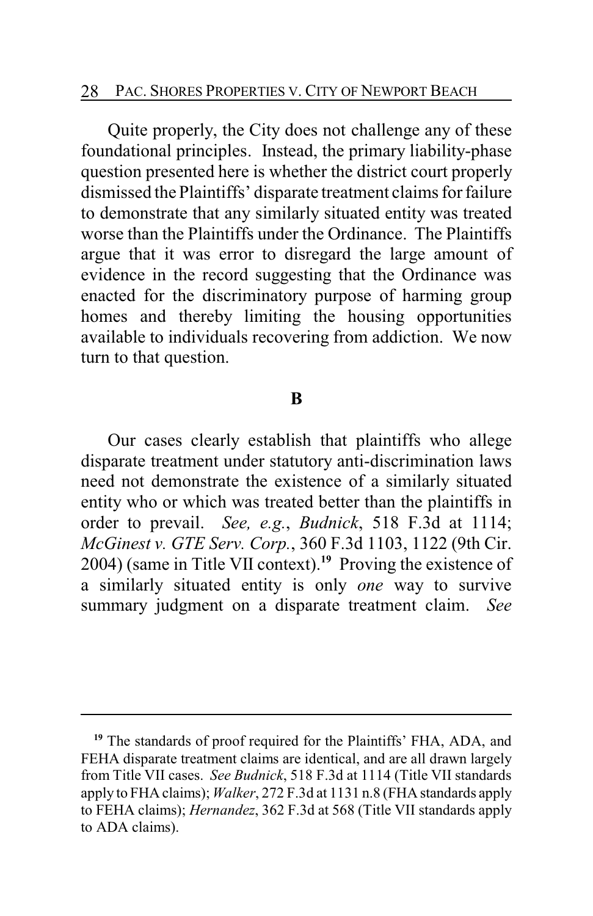Quite properly, the City does not challenge any of these foundational principles. Instead, the primary liability-phase question presented here is whether the district court properly dismissed the Plaintiffs' disparate treatment claims for failure to demonstrate that any similarly situated entity was treated worse than the Plaintiffs under the Ordinance. The Plaintiffs argue that it was error to disregard the large amount of evidence in the record suggesting that the Ordinance was enacted for the discriminatory purpose of harming group homes and thereby limiting the housing opportunities available to individuals recovering from addiction. We now turn to that question.

**B**

Our cases clearly establish that plaintiffs who allege disparate treatment under statutory anti-discrimination laws need not demonstrate the existence of a similarly situated entity who or which was treated better than the plaintiffs in order to prevail. *See, e.g.*, *Budnick*, 518 F.3d at 1114; *McGinest v. GTE Serv. Corp.*, 360 F.3d 1103, 1122 (9th Cir. 2004) (same in Title VII context).[19] Proving the existence of a similarly situated entity is only *one* way to survive summary judgment on a disparate treatment claim. *See*

---

[19] The standards of proof required for the Plaintiffs' FHA, ADA, and FEHA disparate treatment claims are identical, and are all drawn largely from Title VII cases. *See Budnick*, 518 F.3d at 1114 (Title VII standards apply to FHA claims); *Walker*, 272 F.3d at 1131 n.8 (FHA standards apply to FEHA claims); *Hernandez*, 362 F.3d at 568 (Title VII standards apply to ADA claims).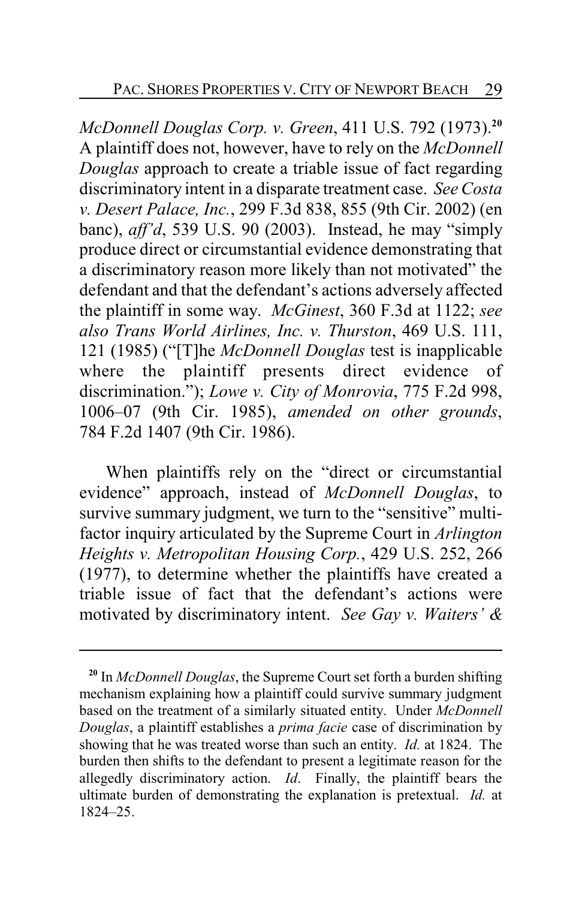*McDonnell Douglas Corp. v. Green*, 411 U.S. 792 (1973).[20] A plaintiff does not, however, have to rely on the *McDonnell Douglas* approach to create a triable issue of fact regarding discriminatory intent in a disparate treatment case. *See Costa v. Desert Palace, Inc.*, 299 F.3d 838, 855 (9th Cir. 2002) (en banc), *aff'd*, 539 U.S. 90 (2003). Instead, he may "simply produce direct or circumstantial evidence demonstrating that a discriminatory reason more likely than not motivated" the defendant and that the defendant's actions adversely affected the plaintiff in some way. *McGinest*, 360 F.3d at 1122; *see also Trans World Airlines, Inc. v. Thurston*, 469 U.S. 111, 121 (1985) ("[T]he *McDonnell Douglas* test is inapplicable where the plaintiff presents direct evidence of discrimination."); *Lowe v. City of Monrovia*, 775 F.2d 998, 1006–07 (9th Cir. 1985), *amended on other grounds*, 784 F.2d 1407 (9th Cir. 1986).

When plaintiffs rely on the "direct or circumstantial evidence" approach, instead of *McDonnell Douglas*, to survive summary judgment, we turn to the "sensitive" multi-factor inquiry articulated by the Supreme Court in *Arlington Heights v. Metropolitan Housing Corp.*, 429 U.S. 252, 266 (1977), to determine whether the plaintiffs have created a triable issue of fact that the defendant's actions were motivated by discriminatory intent. *See Gay v. Waiters' &*

---

[20] In *McDonnell Douglas*, the Supreme Court set forth a burden shifting mechanism explaining how a plaintiff could survive summary judgment based on the treatment of a similarly situated entity. Under *McDonnell Douglas*, a plaintiff establishes a *prima facie* case of discrimination by showing that he was treated worse than such an entity. *Id.* at 1824. The burden then shifts to the defendant to present a legitimate reason for the allegedly discriminatory action. *Id*. Finally, the plaintiff bears the ultimate burden of demonstrating the explanation is pretextual. *Id.* at 1824–25.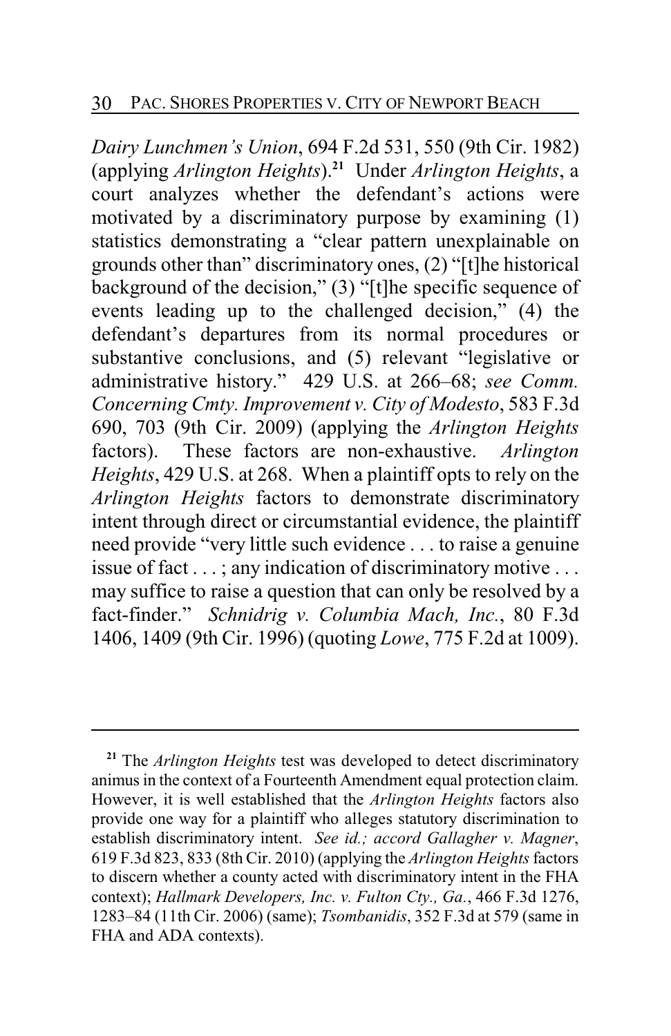*Dairy Lunchmen's Union*, 694 F.2d 531, 550 (9th Cir. 1982) (applying *Arlington Heights*).[21] Under *Arlington Heights*, a court analyzes whether the defendant's actions were motivated by a discriminatory purpose by examining (1) statistics demonstrating a "clear pattern unexplainable on grounds other than" discriminatory ones, (2) "[t]he historical background of the decision," (3) "[t]he specific sequence of events leading up to the challenged decision," (4) the defendant's departures from its normal procedures or substantive conclusions, and (5) relevant "legislative or administrative history." 429 U.S. at 266–68; *see Comm. Concerning Cmty. Improvement v. City of Modesto*, 583 F.3d 690, 703 (9th Cir. 2009) (applying the *Arlington Heights* factors). These factors are non-exhaustive. *Arlington Heights*, 429 U.S. at 268. When a plaintiff opts to rely on the *Arlington Heights* factors to demonstrate discriminatory intent through direct or circumstantial evidence, the plaintiff need provide "very little such evidence . . . to raise a genuine issue of fact . . . ; any indication of discriminatory motive . . . may suffice to raise a question that can only be resolved by a fact-finder." *Schnidrig v. Columbia Mach, Inc.*, 80 F.3d 1406, 1409 (9th Cir. 1996) (quoting *Lowe*, 775 F.2d at 1009).

---

[21] The *Arlington Heights* test was developed to detect discriminatory animus in the context of a Fourteenth Amendment equal protection claim. However, it is well established that the *Arlington Heights* factors also provide one way for a plaintiff who alleges statutory discrimination to establish discriminatory intent. *See id.; accord Gallagher v. Magner*, 619 F.3d 823, 833 (8th Cir. 2010) (applying the *Arlington Heights* factors to discern whether a county acted with discriminatory intent in the FHA context); *Hallmark Developers, Inc. v. Fulton Cty., Ga.*, 466 F.3d 1276, 1283–84 (11th Cir. 2006) (same); *Tsombanidis*, 352 F.3d at 579 (same in FHA and ADA contexts).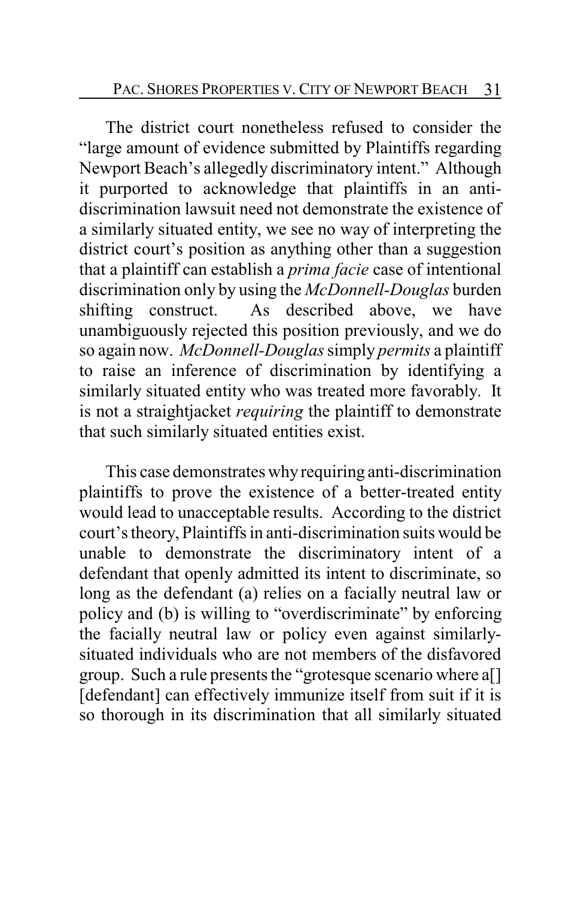The district court nonetheless refused to consider the "large amount of evidence submitted by Plaintiffs regarding Newport Beach's allegedly discriminatory intent." Although it purported to acknowledge that plaintiffs in an anti-discrimination lawsuit need not demonstrate the existence of a similarly situated entity, we see no way of interpreting the district court's position as anything other than a suggestion that a plaintiff can establish a *prima facie* case of intentional discrimination only by using the *McDonnell-Douglas* burden shifting construct. As described above, we have unambiguously rejected this position previously, and we do so again now. *McDonnell-Douglas* simply *permits* a plaintiff to raise an inference of discrimination by identifying a similarly situated entity who was treated more favorably. It is not a straightjacket *requiring* the plaintiff to demonstrate that such similarly situated entities exist.

This case demonstrates why requiring anti-discrimination plaintiffs to prove the existence of a better-treated entity would lead to unacceptable results. According to the district court's theory, Plaintiffs in anti-discrimination suits would be unable to demonstrate the discriminatory intent of a defendant that openly admitted its intent to discriminate, so long as the defendant (a) relies on a facially neutral law or policy and (b) is willing to "overdiscriminate" by enforcing the facially neutral law or policy even against similarly-situated individuals who are not members of the disfavored group. Such a rule presents the "grotesque scenario where a[] [defendant] can effectively immunize itself from suit if it is so thorough in its discrimination that all similarly situated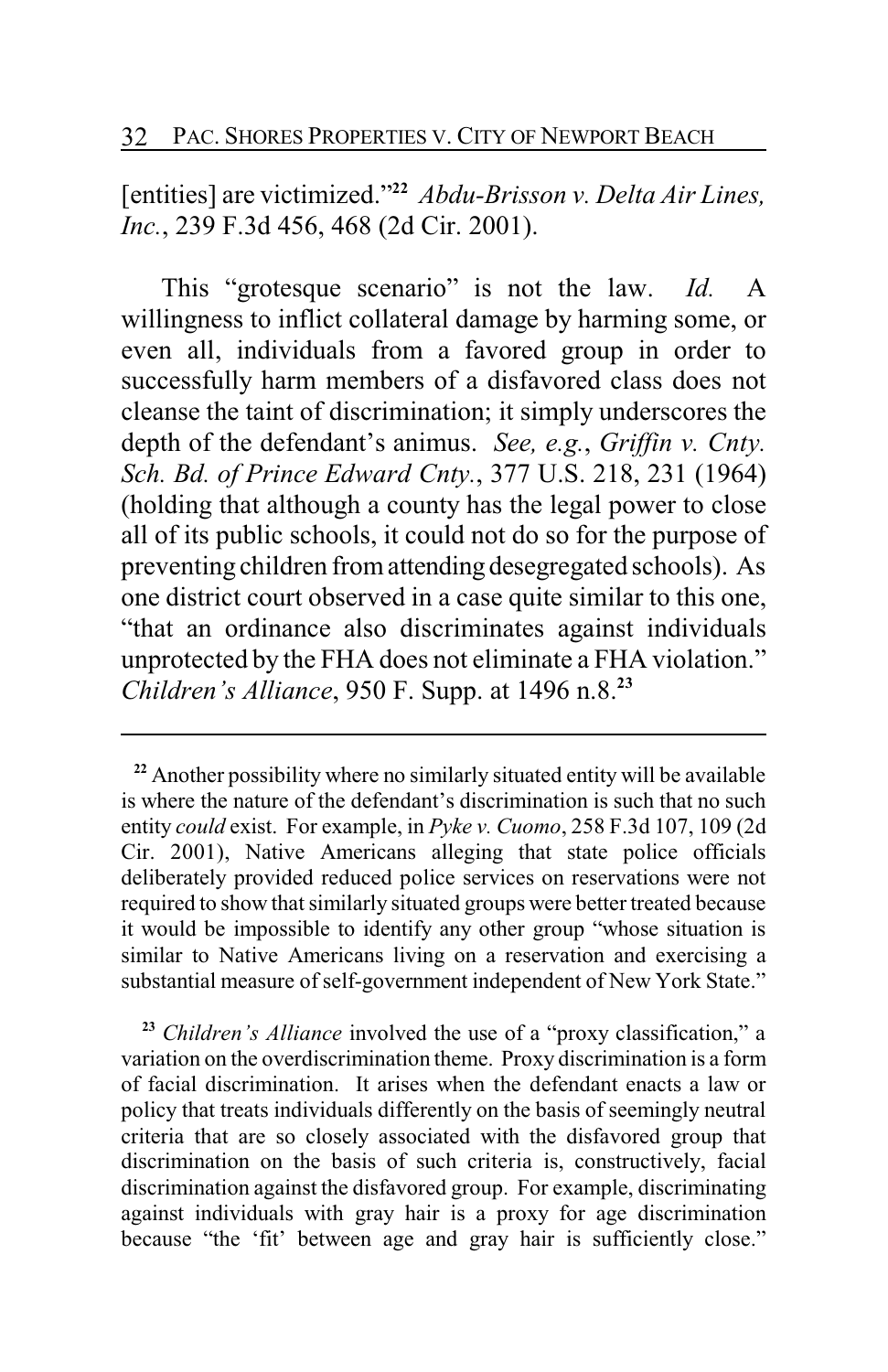[entities] are victimized."[22] *Abdu-Brisson v. Delta Air Lines, Inc.*, 239 F.3d 456, 468 (2d Cir. 2001).

This "grotesque scenario" is not the law. *Id.* A willingness to inflict collateral damage by harming some, or even all, individuals from a favored group in order to successfully harm members of a disfavored class does not cleanse the taint of discrimination; it simply underscores the depth of the defendant's animus. *See, e.g.*, *Griffin v. Cnty. Sch. Bd. of Prince Edward Cnty.*, 377 U.S. 218, 231 (1964) (holding that although a county has the legal power to close all of its public schools, it could not do so for the purpose of preventing children from attending desegregated schools). As one district court observed in a case quite similar to this one, "that an ordinance also discriminates against individuals unprotected by the FHA does not eliminate a FHA violation." *Children's Alliance*, 950 F. Supp. at 1496 n.8.[23]

---

[22] Another possibility where no similarly situated entity will be available is where the nature of the defendant's discrimination is such that no such entity *could* exist. For example, in *Pyke v. Cuomo*, 258 F.3d 107, 109 (2d Cir. 2001), Native Americans alleging that state police officials deliberately provided reduced police services on reservations were not required to show that similarly situated groups were better treated because it would be impossible to identify any other group "whose situation is similar to Native Americans living on a reservation and exercising a substantial measure of self-government independent of New York State."

[23] *Children's Alliance* involved the use of a "proxy classification," a variation on the overdiscrimination theme. Proxy discrimination is a form of facial discrimination. It arises when the defendant enacts a law or policy that treats individuals differently on the basis of seemingly neutral criteria that are so closely associated with the disfavored group that discrimination on the basis of such criteria is, constructively, facial discrimination against the disfavored group. For example, discriminating against individuals with gray hair is a proxy for age discrimination because "the 'fit' between age and gray hair is sufficiently close."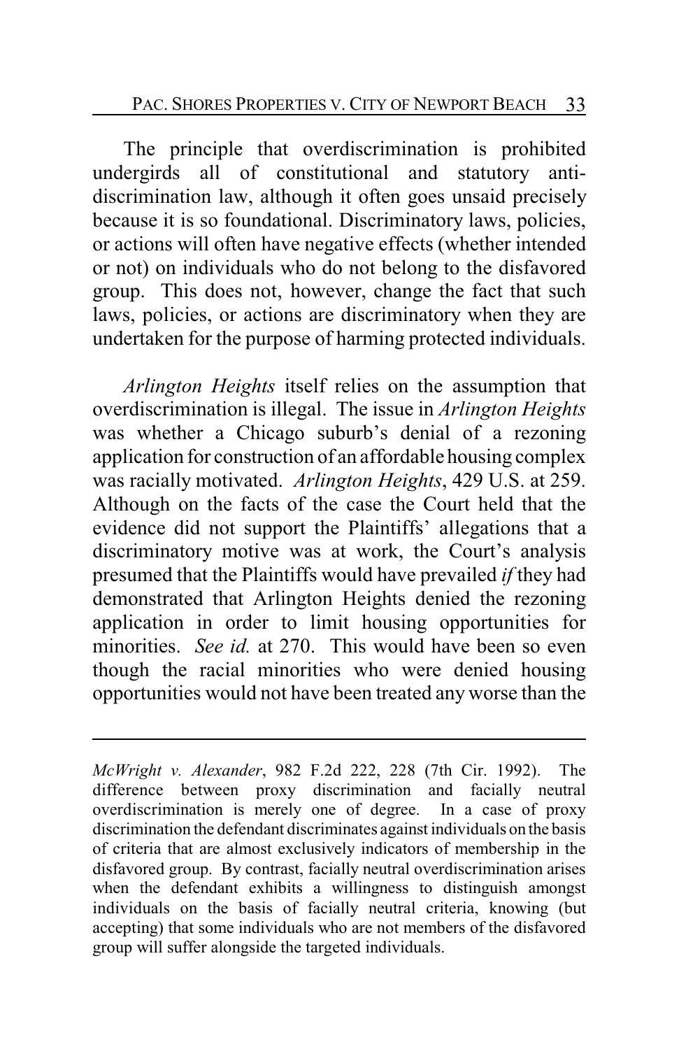The principle that overdiscrimination is prohibited undergirds all of constitutional and statutory anti-discrimination law, although it often goes unsaid precisely because it is so foundational. Discriminatory laws, policies, or actions will often have negative effects (whether intended or not) on individuals who do not belong to the disfavored group. This does not, however, change the fact that such laws, policies, or actions are discriminatory when they are undertaken for the purpose of harming protected individuals.

*Arlington Heights* itself relies on the assumption that overdiscrimination is illegal. The issue in *Arlington Heights* was whether a Chicago suburb's denial of a rezoning application for construction of an affordable housing complex was racially motivated. *Arlington Heights*, 429 U.S. at 259. Although on the facts of the case the Court held that the evidence did not support the Plaintiffs' allegations that a discriminatory motive was at work, the Court's analysis presumed that the Plaintiffs would have prevailed *if* they had demonstrated that Arlington Heights denied the rezoning application in order to limit housing opportunities for minorities. *See id.* at 270. This would have been so even though the racial minorities who were denied housing opportunities would not have been treated any worse than the

---

*McWright v. Alexander*, 982 F.2d 222, 228 (7th Cir. 1992). The difference between proxy discrimination and facially neutral overdiscrimination is merely one of degree. In a case of proxy discrimination the defendant discriminates against individuals on the basis of criteria that are almost exclusively indicators of membership in the disfavored group. By contrast, facially neutral overdiscrimination arises when the defendant exhibits a willingness to distinguish amongst individuals on the basis of facially neutral criteria, knowing (but accepting) that some individuals who are not members of the disfavored group will suffer alongside the targeted individuals.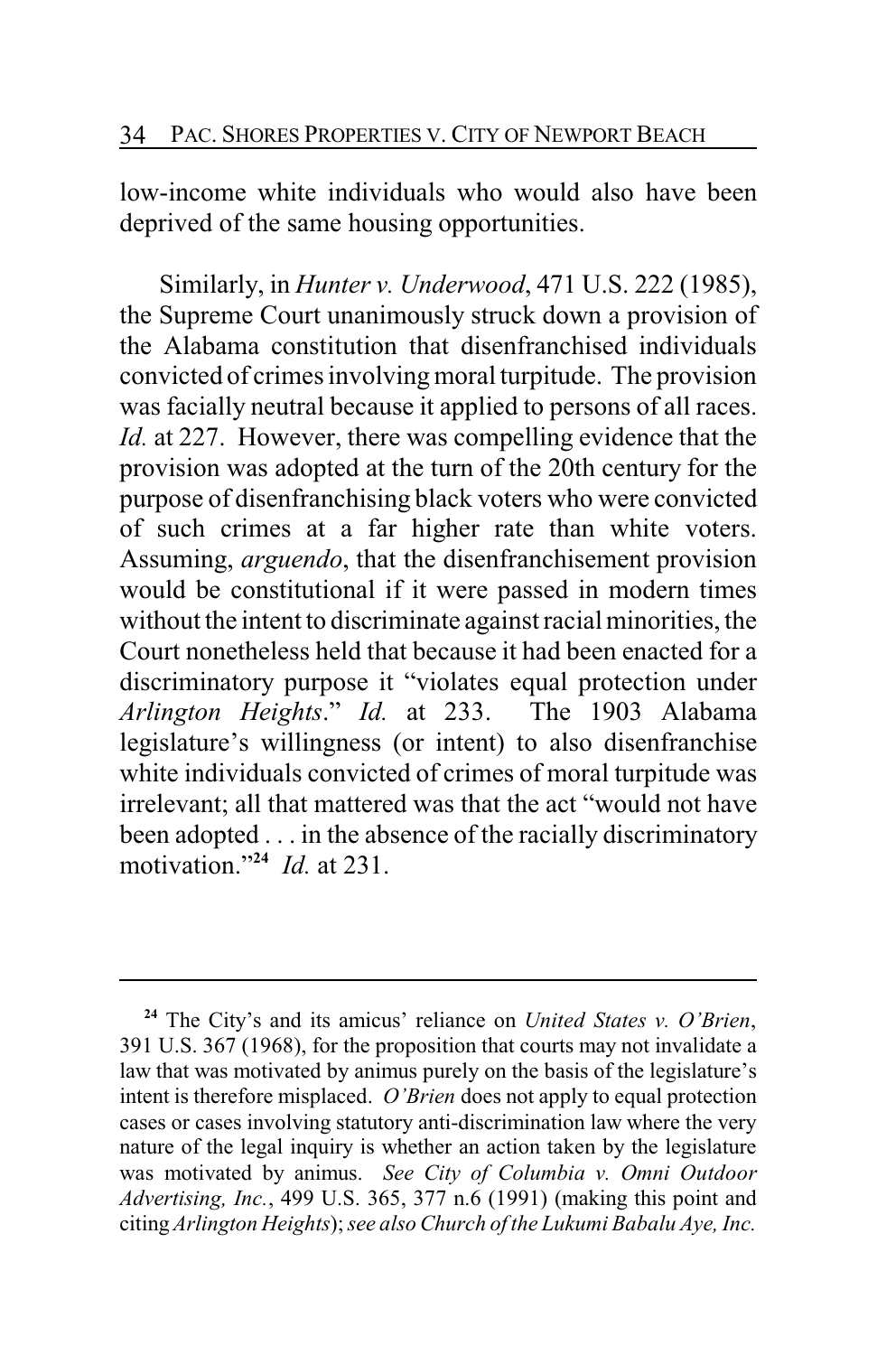low-income white individuals who would also have been deprived of the same housing opportunities.

Similarly, in *Hunter v. Underwood*, 471 U.S. 222 (1985), the Supreme Court unanimously struck down a provision of the Alabama constitution that disenfranchised individuals convicted of crimes involving moral turpitude. The provision was facially neutral because it applied to persons of all races. *Id.* at 227. However, there was compelling evidence that the provision was adopted at the turn of the 20th century for the purpose of disenfranchising black voters who were convicted of such crimes at a far higher rate than white voters. Assuming, *arguendo*, that the disenfranchisement provision would be constitutional if it were passed in modern times without the intent to discriminate against racial minorities, the Court nonetheless held that because it had been enacted for a discriminatory purpose it "violates equal protection under *Arlington Heights*." *Id.* at 233. The 1903 Alabama legislature's willingness (or intent) to also disenfranchise white individuals convicted of crimes of moral turpitude was irrelevant; all that mattered was that the act "would not have been adopted . . . in the absence of the racially discriminatory motivation."[24] *Id.* at 231.

---

[24] The City's and its amicus' reliance on *United States v. O'Brien*, 391 U.S. 367 (1968), for the proposition that courts may not invalidate a law that was motivated by animus purely on the basis of the legislature's intent is therefore misplaced. *O'Brien* does not apply to equal protection cases or cases involving statutory anti-discrimination law where the very nature of the legal inquiry is whether an action taken by the legislature was motivated by animus. *See City of Columbia v. Omni Outdoor Advertising, Inc.*, 499 U.S. 365, 377 n.6 (1991) (making this point and citing *Arlington Heights*); *see also Church of the Lukumi Babalu Aye, Inc.*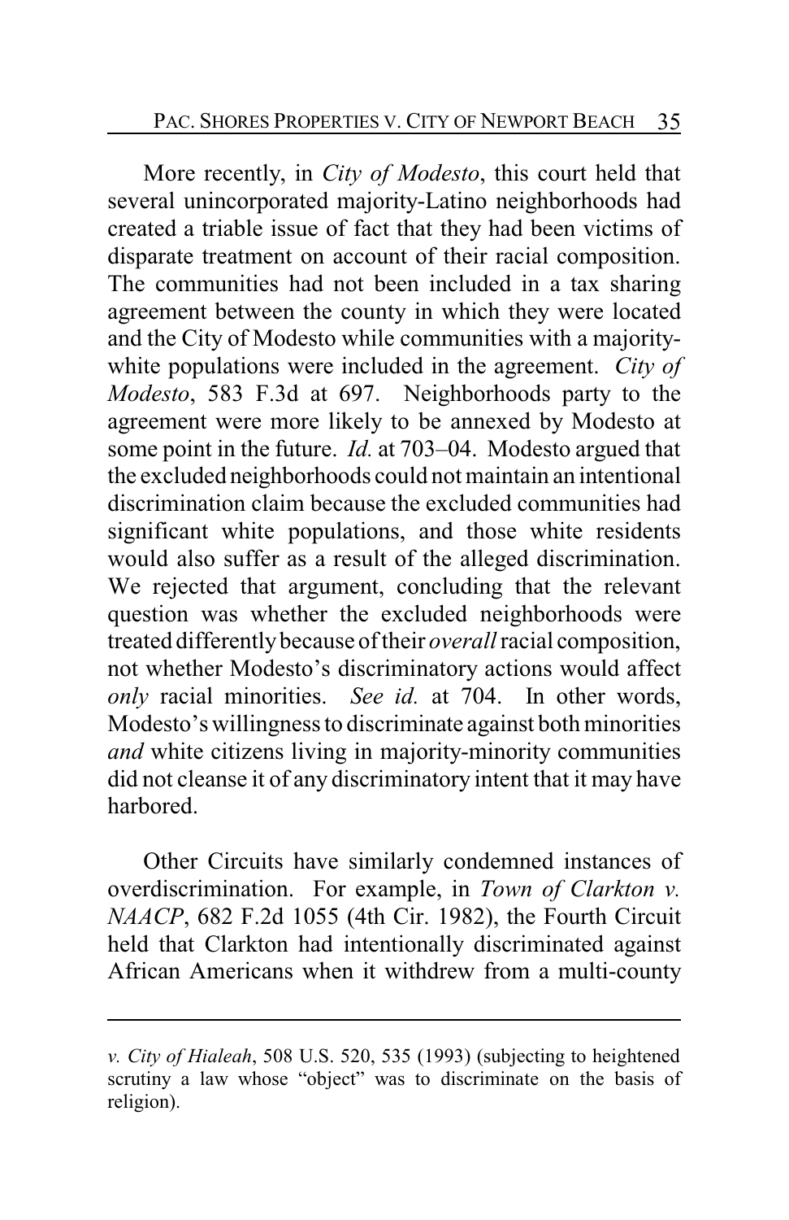More recently, in *City of Modesto*, this court held that several unincorporated majority-Latino neighborhoods had created a triable issue of fact that they had been victims of disparate treatment on account of their racial composition. The communities had not been included in a tax sharing agreement between the county in which they were located and the City of Modesto while communities with a majority-white populations were included in the agreement. *City of Modesto*, 583 F.3d at 697. Neighborhoods party to the agreement were more likely to be annexed by Modesto at some point in the future. *Id.* at 703–04. Modesto argued that the excluded neighborhoods could not maintain an intentional discrimination claim because the excluded communities had significant white populations, and those white residents would also suffer as a result of the alleged discrimination. We rejected that argument, concluding that the relevant question was whether the excluded neighborhoods were treated differently because of their *overall* racial composition, not whether Modesto's discriminatory actions would affect *only* racial minorities. *See id.* at 704. In other words, Modesto's willingness to discriminate against both minorities *and* white citizens living in majority-minority communities did not cleanse it of any discriminatory intent that it may have harbored.

Other Circuits have similarly condemned instances of overdiscrimination. For example, in *Town of Clarkton v. NAACP*, 682 F.2d 1055 (4th Cir. 1982), the Fourth Circuit held that Clarkton had intentionally discriminated against African Americans when it withdrew from a multi-county

---

*v. City of Hialeah*, 508 U.S. 520, 535 (1993) (subjecting to heightened scrutiny a law whose "object" was to discriminate on the basis of religion).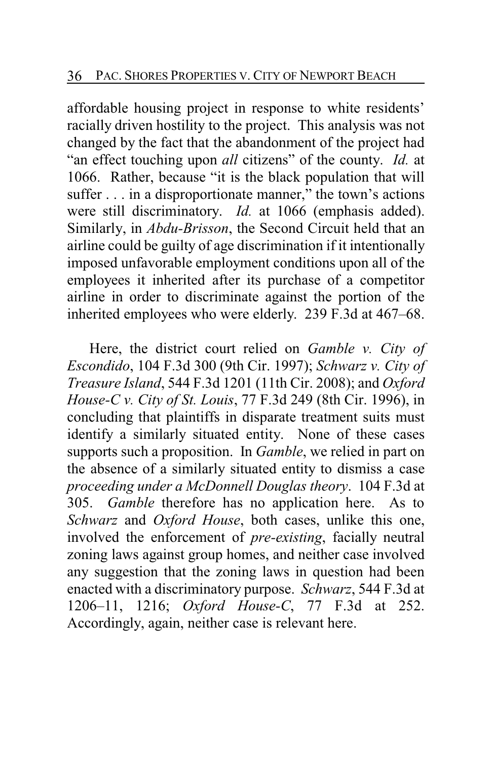affordable housing project in response to white residents' racially driven hostility to the project. This analysis was not changed by the fact that the abandonment of the project had "an effect touching upon *all* citizens" of the county. *Id.* at 1066. Rather, because "it is the black population that will suffer . . . in a disproportionate manner," the town's actions were still discriminatory. *Id.* at 1066 (emphasis added). Similarly, in *Abdu-Brisson*, the Second Circuit held that an airline could be guilty of age discrimination if it intentionally imposed unfavorable employment conditions upon all of the employees it inherited after its purchase of a competitor airline in order to discriminate against the portion of the inherited employees who were elderly. 239 F.3d at 467–68.

Here, the district court relied on *Gamble v. City of Escondido*, 104 F.3d 300 (9th Cir. 1997); *Schwarz v. City of Treasure Island*, 544 F.3d 1201 (11th Cir. 2008); and *Oxford House-C v. City of St. Louis*, 77 F.3d 249 (8th Cir. 1996), in concluding that plaintiffs in disparate treatment suits must identify a similarly situated entity. None of these cases supports such a proposition. In *Gamble*, we relied in part on the absence of a similarly situated entity to dismiss a case *proceeding under a McDonnell Douglas theory*. 104 F.3d at 305. *Gamble* therefore has no application here. As to *Schwarz* and *Oxford House*, both cases, unlike this one, involved the enforcement of *pre-existing*, facially neutral zoning laws against group homes, and neither case involved any suggestion that the zoning laws in question had been enacted with a discriminatory purpose. *Schwarz*, 544 F.3d at 1206–11, 1216; *Oxford House-C*, 77 F.3d at 252. Accordingly, again, neither case is relevant here.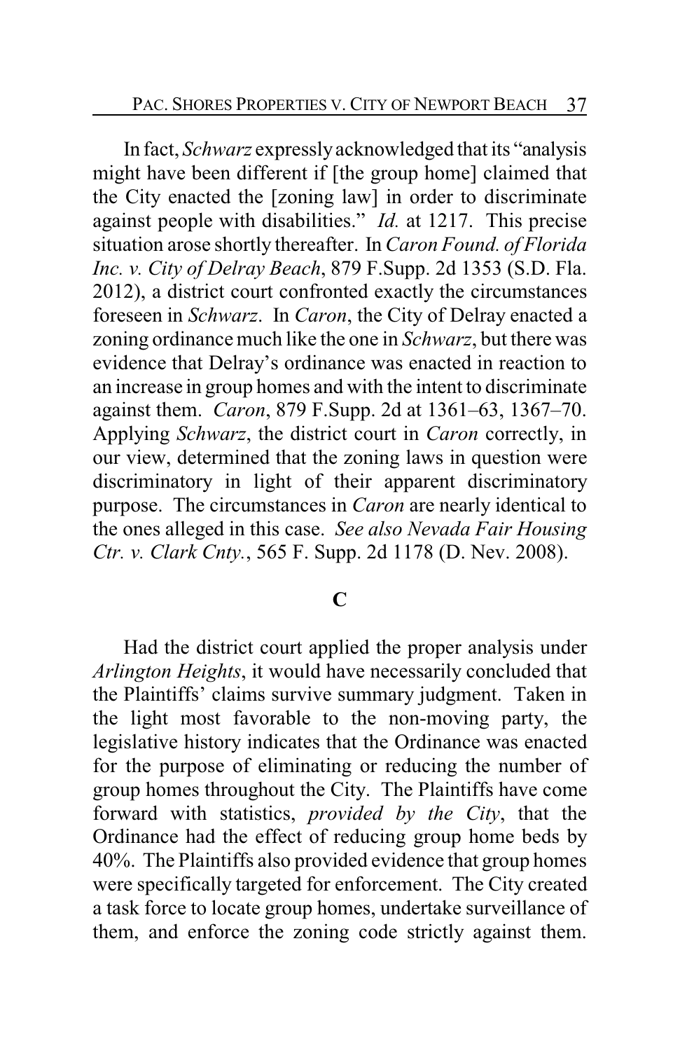In fact, *Schwarz* expressly acknowledged that its "analysis might have been different if [the group home] claimed that the City enacted the [zoning law] in order to discriminate against people with disabilities." *Id.* at 1217. This precise situation arose shortly thereafter. In *Caron Found. of Florida Inc. v. City of Delray Beach*, 879 F.Supp. 2d 1353 (S.D. Fla. 2012), a district court confronted exactly the circumstances foreseen in *Schwarz*. In *Caron*, the City of Delray enacted a zoning ordinance much like the one in *Schwarz*, but there was evidence that Delray's ordinance was enacted in reaction to an increase in group homes and with the intent to discriminate against them. *Caron*, 879 F.Supp. 2d at 1361–63, 1367–70. Applying *Schwarz*, the district court in *Caron* correctly, in our view, determined that the zoning laws in question were discriminatory in light of their apparent discriminatory purpose. The circumstances in *Caron* are nearly identical to the ones alleged in this case. *See also Nevada Fair Housing Ctr. v. Clark Cnty.*, 565 F. Supp. 2d 1178 (D. Nev. 2008).

### C

Had the district court applied the proper analysis under *Arlington Heights*, it would have necessarily concluded that the Plaintiffs' claims survive summary judgment. Taken in the light most favorable to the non-moving party, the legislative history indicates that the Ordinance was enacted for the purpose of eliminating or reducing the number of group homes throughout the City. The Plaintiffs have come forward with statistics, *provided by the City*, that the Ordinance had the effect of reducing group home beds by 40%. The Plaintiffs also provided evidence that group homes were specifically targeted for enforcement. The City created a task force to locate group homes, undertake surveillance of them, and enforce the zoning code strictly against them.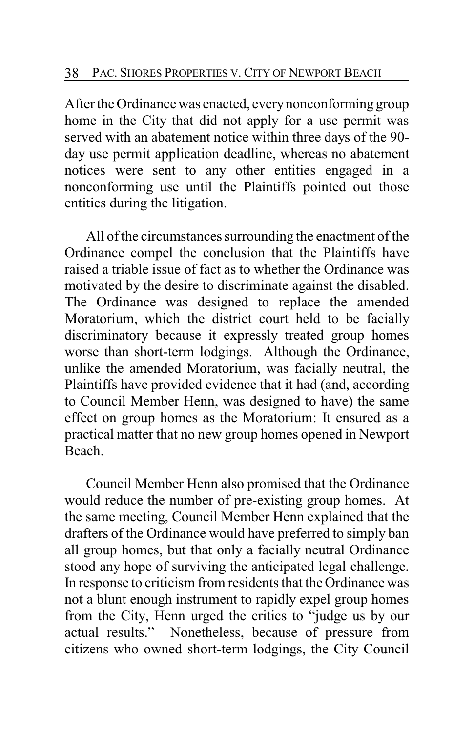After the Ordinance was enacted, every nonconforming group home in the City that did not apply for a use permit was served with an abatement notice within three days of the 90-day use permit application deadline, whereas no abatement notices were sent to any other entities engaged in a nonconforming use until the Plaintiffs pointed out those entities during the litigation.

All of the circumstances surrounding the enactment of the Ordinance compel the conclusion that the Plaintiffs have raised a triable issue of fact as to whether the Ordinance was motivated by the desire to discriminate against the disabled. The Ordinance was designed to replace the amended Moratorium, which the district court held to be facially discriminatory because it expressly treated group homes worse than short-term lodgings. Although the Ordinance, unlike the amended Moratorium, was facially neutral, the Plaintiffs have provided evidence that it had (and, according to Council Member Henn, was designed to have) the same effect on group homes as the Moratorium: It ensured as a practical matter that no new group homes opened in Newport Beach.

Council Member Henn also promised that the Ordinance would reduce the number of pre-existing group homes. At the same meeting, Council Member Henn explained that the drafters of the Ordinance would have preferred to simply ban all group homes, but that only a facially neutral Ordinance stood any hope of surviving the anticipated legal challenge. In response to criticism from residents that the Ordinance was not a blunt enough instrument to rapidly expel group homes from the City, Henn urged the critics to "judge us by our actual results." Nonetheless, because of pressure from citizens who owned short-term lodgings, the City Council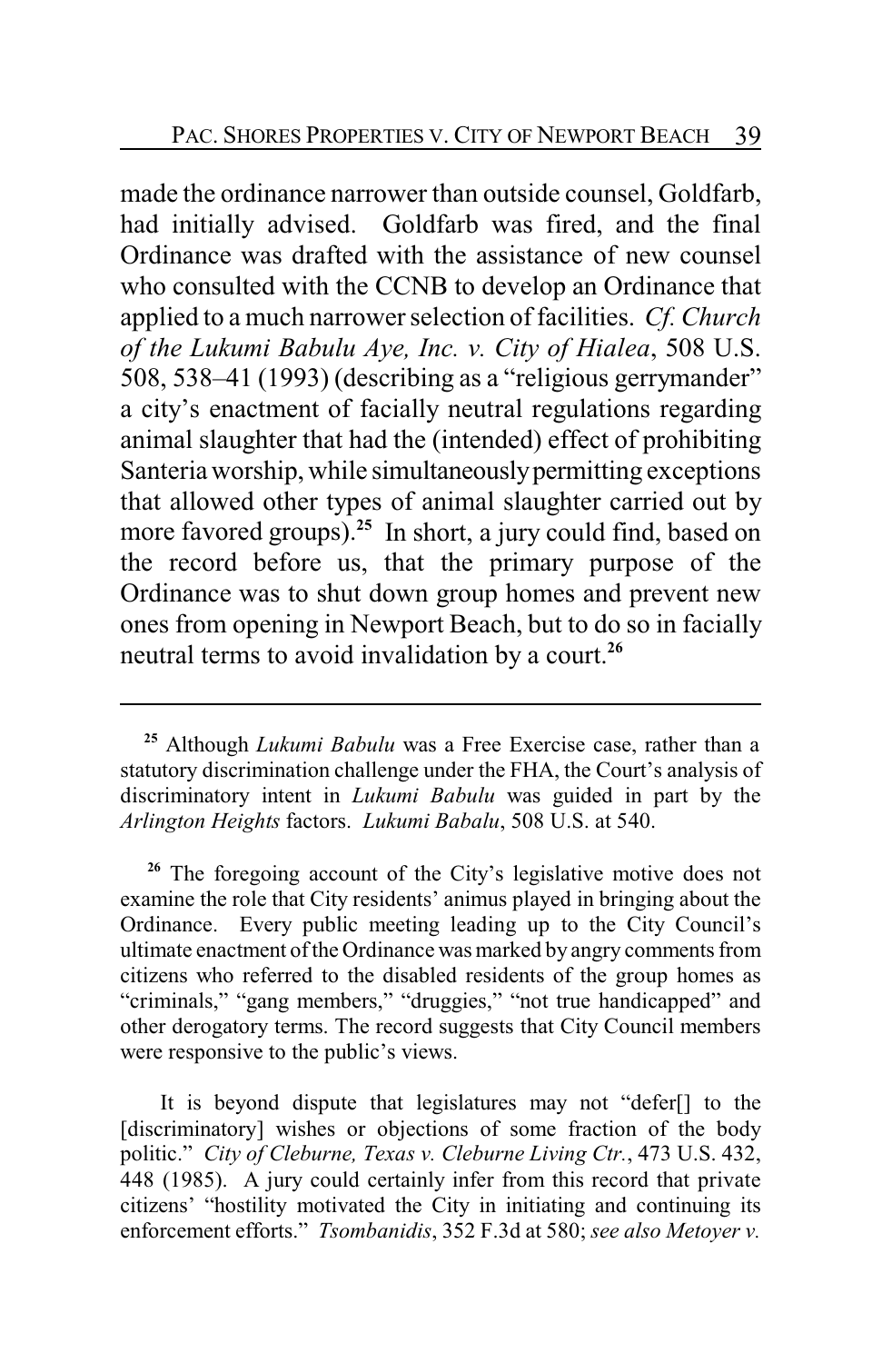made the ordinance narrower than outside counsel, Goldfarb, had initially advised. Goldfarb was fired, and the final Ordinance was drafted with the assistance of new counsel who consulted with the CCNB to develop an Ordinance that applied to a much narrower selection of facilities. *Cf. Church of the Lukumi Babulu Aye, Inc. v. City of Hialea*, 508 U.S. 508, 538–41 (1993) (describing as a "religious gerrymander" a city's enactment of facially neutral regulations regarding animal slaughter that had the (intended) effect of prohibiting Santeria worship, while simultaneously permitting exceptions that allowed other types of animal slaughter carried out by more favored groups).[25] In short, a jury could find, based on the record before us, that the primary purpose of the Ordinance was to shut down group homes and prevent new ones from opening in Newport Beach, but to do so in facially neutral terms to avoid invalidation by a court.[26]

---

[25] Although *Lukumi Babulu* was a Free Exercise case, rather than a statutory discrimination challenge under the FHA, the Court's analysis of discriminatory intent in *Lukumi Babulu* was guided in part by the *Arlington Heights* factors. *Lukumi Babalu*, 508 U.S. at 540.

[26] The foregoing account of the City's legislative motive does not examine the role that City residents' animus played in bringing about the Ordinance. Every public meeting leading up to the City Council's ultimate enactment of the Ordinance was marked by angry comments from citizens who referred to the disabled residents of the group homes as "criminals," "gang members," "druggies," "not true handicapped" and other derogatory terms. The record suggests that City Council members were responsive to the public's views.

It is beyond dispute that legislatures may not "defer[] to the [discriminatory] wishes or objections of some fraction of the body politic." *City of Cleburne, Texas v. Cleburne Living Ctr.*, 473 U.S. 432, 448 (1985). A jury could certainly infer from this record that private citizens' "hostility motivated the City in initiating and continuing its enforcement efforts." *Tsombanidis*, 352 F.3d at 580; *see also Metoyer v.*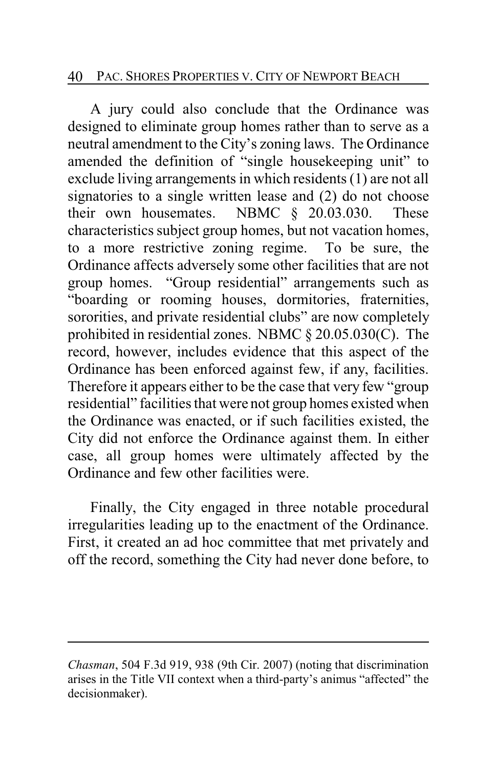A jury could also conclude that the Ordinance was designed to eliminate group homes rather than to serve as a neutral amendment to the City's zoning laws. The Ordinance amended the definition of "single housekeeping unit" to exclude living arrangements in which residents (1) are not all signatories to a single written lease and (2) do not choose their own housemates. NBMC § 20.03.030. These characteristics subject group homes, but not vacation homes, to a more restrictive zoning regime. To be sure, the Ordinance affects adversely some other facilities that are not group homes. "Group residential" arrangements such as "boarding or rooming houses, dormitories, fraternities, sororities, and private residential clubs" are now completely prohibited in residential zones. NBMC § 20.05.030(C). The record, however, includes evidence that this aspect of the Ordinance has been enforced against few, if any, facilities. Therefore it appears either to be the case that very few "group residential" facilities that were not group homes existed when the Ordinance was enacted, or if such facilities existed, the City did not enforce the Ordinance against them. In either case, all group homes were ultimately affected by the Ordinance and few other facilities were.

Finally, the City engaged in three notable procedural irregularities leading up to the enactment of the Ordinance. First, it created an ad hoc committee that met privately and off the record, something the City had never done before, to

---

*Chasman*, 504 F.3d 919, 938 (9th Cir. 2007) (noting that discrimination arises in the Title VII context when a third-party's animus "affected" the decisionmaker).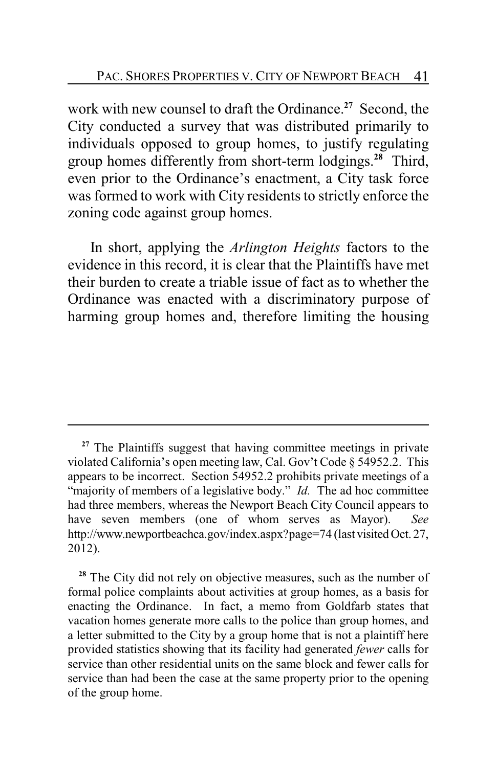work with new counsel to draft the Ordinance.[27] Second, the City conducted a survey that was distributed primarily to individuals opposed to group homes, to justify regulating group homes differently from short-term lodgings.[28] Third, even prior to the Ordinance's enactment, a City task force was formed to work with City residents to strictly enforce the zoning code against group homes.

In short, applying the *Arlington Heights* factors to the evidence in this record, it is clear that the Plaintiffs have met their burden to create a triable issue of fact as to whether the Ordinance was enacted with a discriminatory purpose of harming group homes and, therefore limiting the housing

---

[27] The Plaintiffs suggest that having committee meetings in private violated California's open meeting law, Cal. Gov't Code § 54952.2. This appears to be incorrect. Section 54952.2 prohibits private meetings of a "majority of members of a legislative body." *Id.* The ad hoc committee had three members, whereas the Newport Beach City Council appears to have seven members (one of whom serves as Mayor). *See* http://www.newportbeachca.gov/index.aspx?page=74 (last visited Oct. 27, 2012).

[28] The City did not rely on objective measures, such as the number of formal police complaints about activities at group homes, as a basis for enacting the Ordinance. In fact, a memo from Goldfarb states that vacation homes generate more calls to the police than group homes, and a letter submitted to the City by a group home that is not a plaintiff here provided statistics showing that its facility had generated *fewer* calls for service than other residential units on the same block and fewer calls for service than had been the case at the same property prior to the opening of the group home.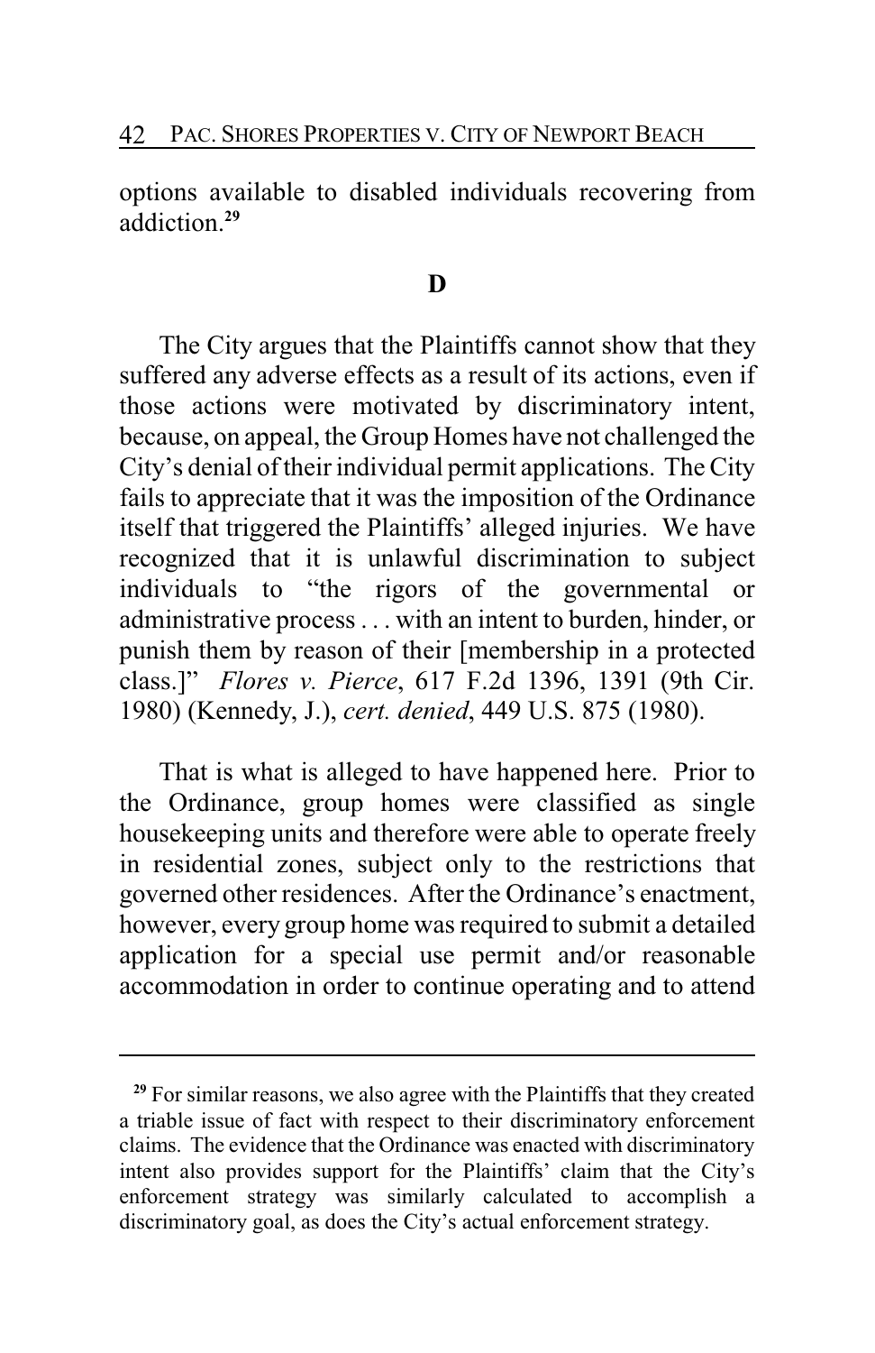options available to disabled individuals recovering from addiction.[29]

### D

The City argues that the Plaintiffs cannot show that they suffered any adverse effects as a result of its actions, even if those actions were motivated by discriminatory intent, because, on appeal, the Group Homes have not challenged the City's denial of their individual permit applications. The City fails to appreciate that it was the imposition of the Ordinance itself that triggered the Plaintiffs' alleged injuries. We have recognized that it is unlawful discrimination to subject individuals to "the rigors of the governmental or administrative process . . . with an intent to burden, hinder, or punish them by reason of their [membership in a protected class.]" *Flores v. Pierce*, 617 F.2d 1396, 1391 (9th Cir. 1980) (Kennedy, J.), *cert. denied*, 449 U.S. 875 (1980).

That is what is alleged to have happened here. Prior to the Ordinance, group homes were classified as single housekeeping units and therefore were able to operate freely in residential zones, subject only to the restrictions that governed other residences. After the Ordinance's enactment, however, every group home was required to submit a detailed application for a special use permit and/or reasonable accommodation in order to continue operating and to attend

[29] For similar reasons, we also agree with the Plaintiffs that they created a triable issue of fact with respect to their discriminatory enforcement claims. The evidence that the Ordinance was enacted with discriminatory intent also provides support for the Plaintiffs' claim that the City's enforcement strategy was similarly calculated to accomplish a discriminatory goal, as does the City's actual enforcement strategy.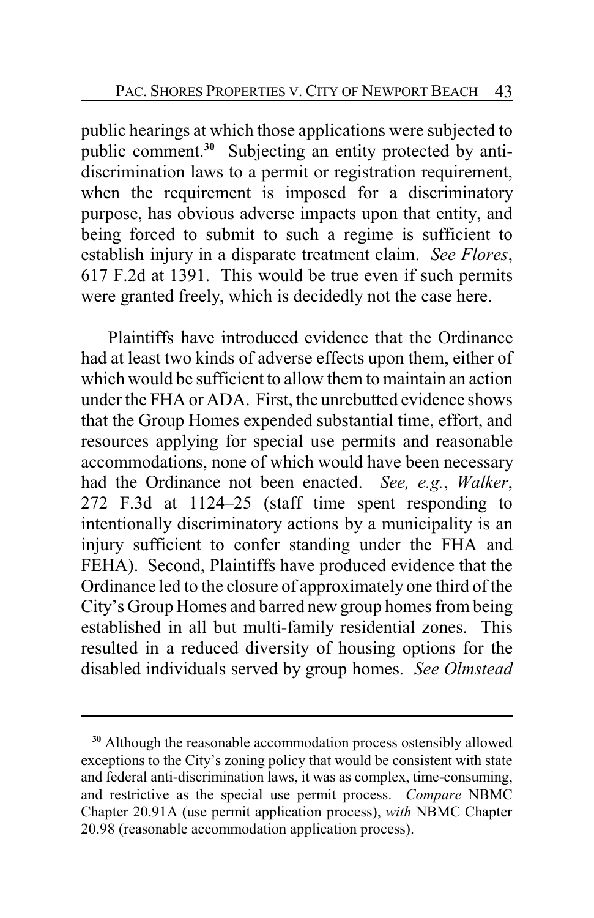public hearings at which those applications were subjected to public comment.[30] Subjecting an entity protected by anti-discrimination laws to a permit or registration requirement, when the requirement is imposed for a discriminatory purpose, has obvious adverse impacts upon that entity, and being forced to submit to such a regime is sufficient to establish injury in a disparate treatment claim. *See Flores*, 617 F.2d at 1391. This would be true even if such permits were granted freely, which is decidedly not the case here.

Plaintiffs have introduced evidence that the Ordinance had at least two kinds of adverse effects upon them, either of which would be sufficient to allow them to maintain an action under the FHA or ADA. First, the unrebutted evidence shows that the Group Homes expended substantial time, effort, and resources applying for special use permits and reasonable accommodations, none of which would have been necessary had the Ordinance not been enacted. *See, e.g.*, *Walker*, 272 F.3d at 1124–25 (staff time spent responding to intentionally discriminatory actions by a municipality is an injury sufficient to confer standing under the FHA and FEHA). Second, Plaintiffs have produced evidence that the Ordinance led to the closure of approximately one third of the City's Group Homes and barred new group homes from being established in all but multi-family residential zones. This resulted in a reduced diversity of housing options for the disabled individuals served by group homes. *See Olmstead*

---

[30] Although the reasonable accommodation process ostensibly allowed exceptions to the City's zoning policy that would be consistent with state and federal anti-discrimination laws, it was as complex, time-consuming, and restrictive as the special use permit process. *Compare* NBMC Chapter 20.91A (use permit application process), *with* NBMC Chapter 20.98 (reasonable accommodation application process).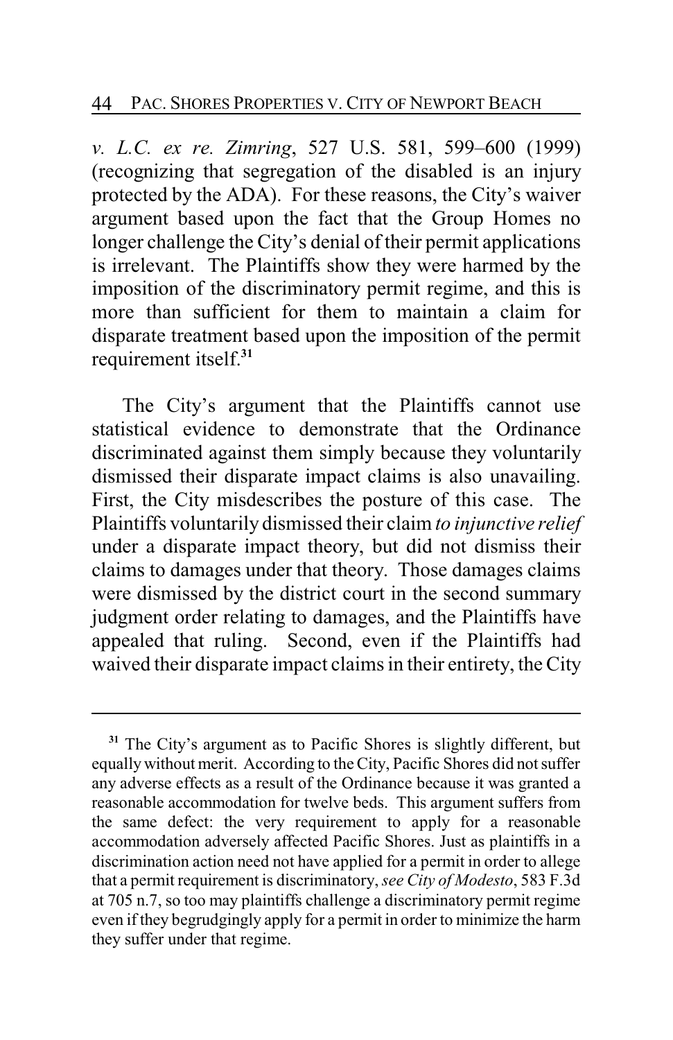*v. L.C. ex re. Zimring*, 527 U.S. 581, 599–600 (1999) (recognizing that segregation of the disabled is an injury protected by the ADA). For these reasons, the City's waiver argument based upon the fact that the Group Homes no longer challenge the City's denial of their permit applications is irrelevant. The Plaintiffs show they were harmed by the imposition of the discriminatory permit regime, and this is more than sufficient for them to maintain a claim for disparate treatment based upon the imposition of the permit requirement itself.[31]

The City's argument that the Plaintiffs cannot use statistical evidence to demonstrate that the Ordinance discriminated against them simply because they voluntarily dismissed their disparate impact claims is also unavailing. First, the City misdescribes the posture of this case. The Plaintiffs voluntarily dismissed their claim *to injunctive relief* under a disparate impact theory, but did not dismiss their claims to damages under that theory. Those damages claims were dismissed by the district court in the second summary judgment order relating to damages, and the Plaintiffs have appealed that ruling. Second, even if the Plaintiffs had waived their disparate impact claims in their entirety, the City

---

[31] The City's argument as to Pacific Shores is slightly different, but equally without merit. According to the City, Pacific Shores did not suffer any adverse effects as a result of the Ordinance because it was granted a reasonable accommodation for twelve beds. This argument suffers from the same defect: the very requirement to apply for a reasonable accommodation adversely affected Pacific Shores. Just as plaintiffs in a discrimination action need not have applied for a permit in order to allege that a permit requirement is discriminatory, *see City of Modesto*, 583 F.3d at 705 n.7, so too may plaintiffs challenge a discriminatory permit regime even if they begrudgingly apply for a permit in order to minimize the harm they suffer under that regime.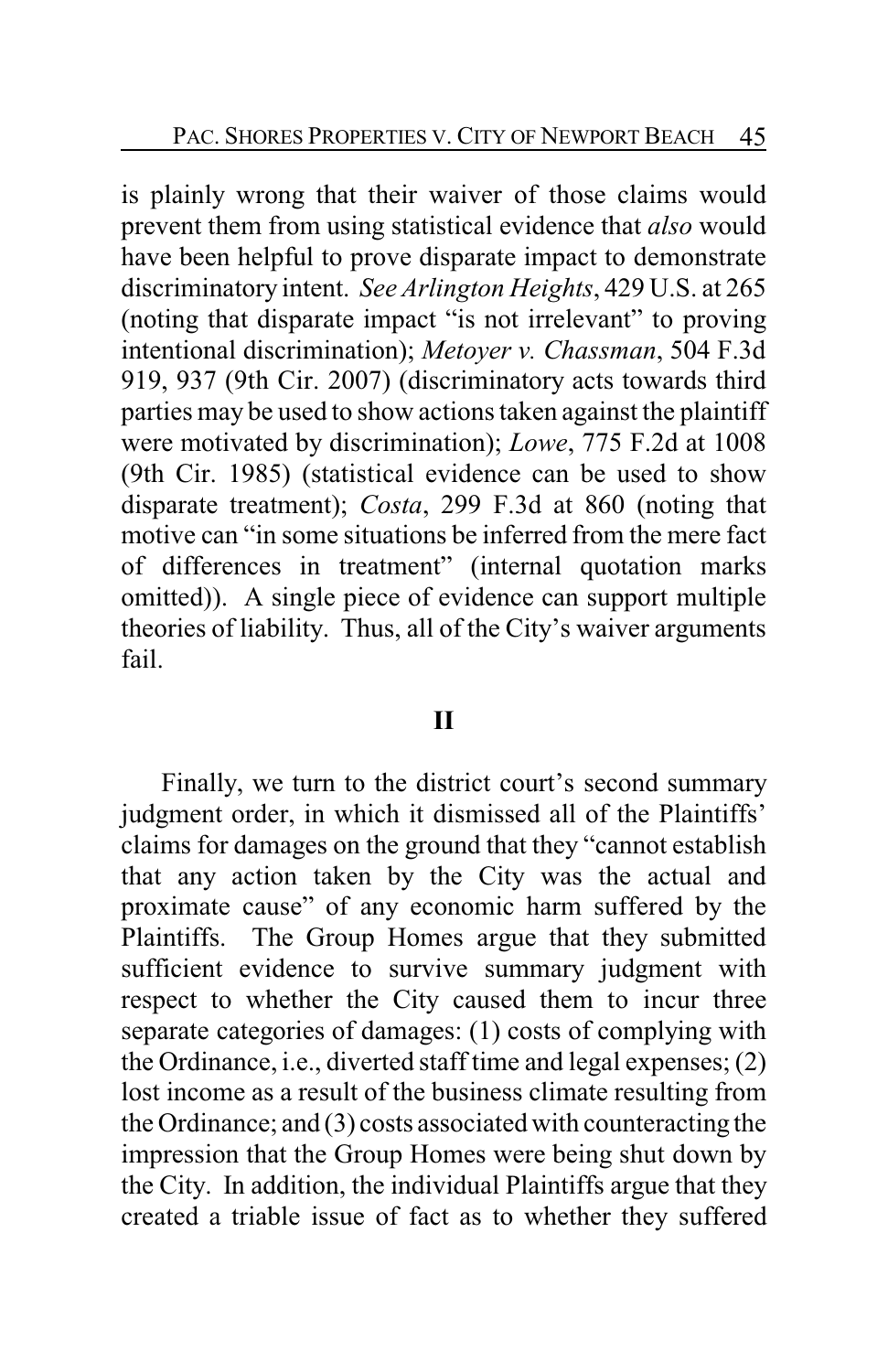is plainly wrong that their waiver of those claims would prevent them from using statistical evidence that *also* would have been helpful to prove disparate impact to demonstrate discriminatory intent. *See Arlington Heights*, 429 U.S. at 265 (noting that disparate impact "is not irrelevant" to proving intentional discrimination); *Metoyer v. Chassman*, 504 F.3d 919, 937 (9th Cir. 2007) (discriminatory acts towards third parties may be used to show actions taken against the plaintiff were motivated by discrimination); *Lowe*, 775 F.2d at 1008 (9th Cir. 1985) (statistical evidence can be used to show disparate treatment); *Costa*, 299 F.3d at 860 (noting that motive can "in some situations be inferred from the mere fact of differences in treatment" (internal quotation marks omitted)). A single piece of evidence can support multiple theories of liability. Thus, all of the City's waiver arguments fail.

## II

Finally, we turn to the district court's second summary judgment order, in which it dismissed all of the Plaintiffs' claims for damages on the ground that they "cannot establish that any action taken by the City was the actual and proximate cause" of any economic harm suffered by the Plaintiffs. The Group Homes argue that they submitted sufficient evidence to survive summary judgment with respect to whether the City caused them to incur three separate categories of damages: (1) costs of complying with the Ordinance, i.e., diverted staff time and legal expenses; (2) lost income as a result of the business climate resulting from the Ordinance; and (3) costs associated with counteracting the impression that the Group Homes were being shut down by the City. In addition, the individual Plaintiffs argue that they created a triable issue of fact as to whether they suffered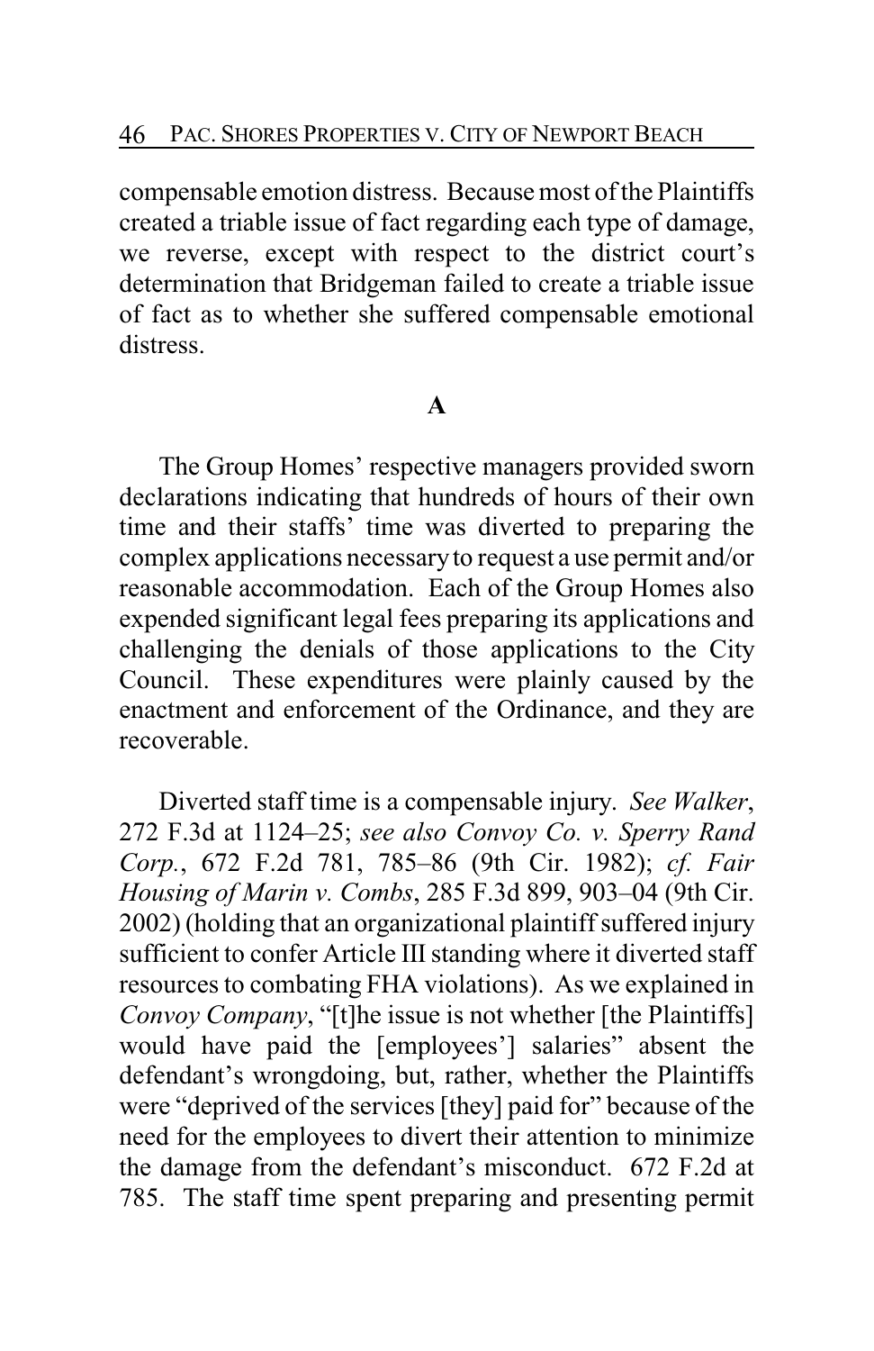compensable emotion distress. Because most of the Plaintiffs created a triable issue of fact regarding each type of damage, we reverse, except with respect to the district court's determination that Bridgeman failed to create a triable issue of fact as to whether she suffered compensable emotional distress.

### A

The Group Homes' respective managers provided sworn declarations indicating that hundreds of hours of their own time and their staffs' time was diverted to preparing the complex applications necessary to request a use permit and/or reasonable accommodation. Each of the Group Homes also expended significant legal fees preparing its applications and challenging the denials of those applications to the City Council. These expenditures were plainly caused by the enactment and enforcement of the Ordinance, and they are recoverable.

Diverted staff time is a compensable injury. *See Walker*, 272 F.3d at 1124–25; *see also Convoy Co. v. Sperry Rand Corp.*, 672 F.2d 781, 785–86 (9th Cir. 1982); *cf. Fair Housing of Marin v. Combs*, 285 F.3d 899, 903–04 (9th Cir. 2002) (holding that an organizational plaintiff suffered injury sufficient to confer Article III standing where it diverted staff resources to combating FHA violations). As we explained in *Convoy Company*, "[t]he issue is not whether [the Plaintiffs] would have paid the [employees'] salaries" absent the defendant's wrongdoing, but, rather, whether the Plaintiffs were "deprived of the services [they] paid for" because of the need for the employees to divert their attention to minimize the damage from the defendant's misconduct. 672 F.2d at 785. The staff time spent preparing and presenting permit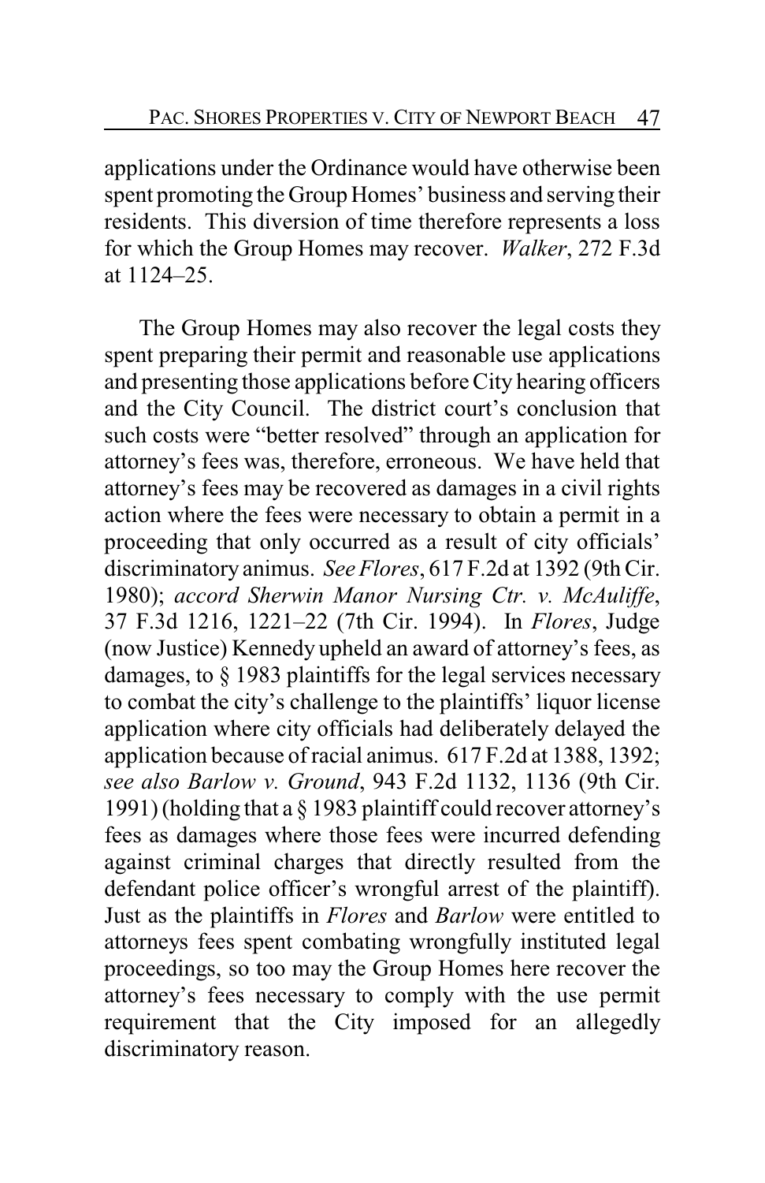applications under the Ordinance would have otherwise been spent promoting the Group Homes' business and serving their residents. This diversion of time therefore represents a loss for which the Group Homes may recover. *Walker*, 272 F.3d at 1124–25.

The Group Homes may also recover the legal costs they spent preparing their permit and reasonable use applications and presenting those applications before City hearing officers and the City Council. The district court's conclusion that such costs were "better resolved" through an application for attorney's fees was, therefore, erroneous. We have held that attorney's fees may be recovered as damages in a civil rights action where the fees were necessary to obtain a permit in a proceeding that only occurred as a result of city officials' discriminatory animus. *See Flores*, 617 F.2d at 1392 (9th Cir. 1980); *accord Sherwin Manor Nursing Ctr. v. McAuliffe*, 37 F.3d 1216, 1221–22 (7th Cir. 1994). In *Flores*, Judge (now Justice) Kennedy upheld an award of attorney's fees, as damages, to § 1983 plaintiffs for the legal services necessary to combat the city's challenge to the plaintiffs' liquor license application where city officials had deliberately delayed the application because of racial animus. 617 F.2d at 1388, 1392; *see also Barlow v. Ground*, 943 F.2d 1132, 1136 (9th Cir. 1991) (holding that a § 1983 plaintiff could recover attorney's fees as damages where those fees were incurred defending against criminal charges that directly resulted from the defendant police officer's wrongful arrest of the plaintiff). Just as the plaintiffs in *Flores* and *Barlow* were entitled to attorneys fees spent combating wrongfully instituted legal proceedings, so too may the Group Homes here recover the attorney's fees necessary to comply with the use permit requirement that the City imposed for an allegedly discriminatory reason.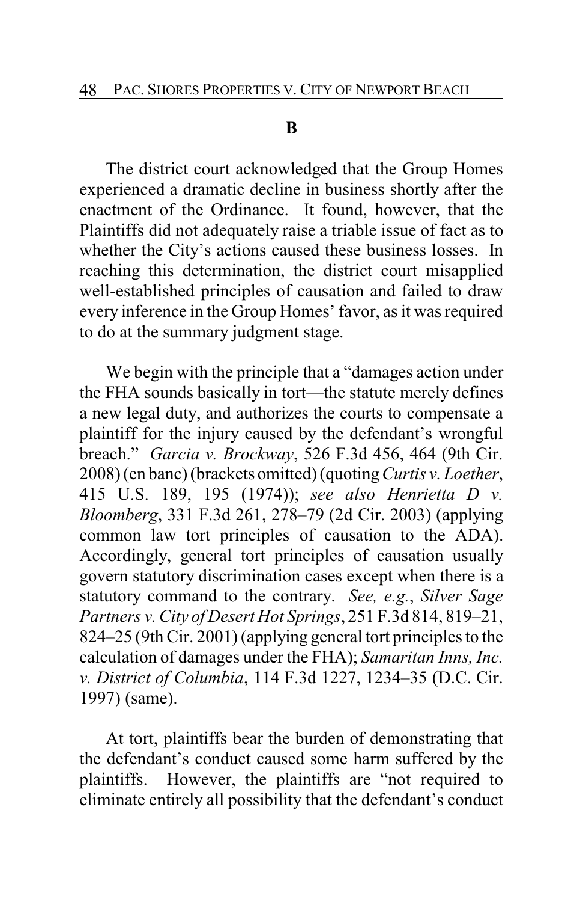## B

The district court acknowledged that the Group Homes experienced a dramatic decline in business shortly after the enactment of the Ordinance. It found, however, that the Plaintiffs did not adequately raise a triable issue of fact as to whether the City's actions caused these business losses. In reaching this determination, the district court misapplied well-established principles of causation and failed to draw every inference in the Group Homes' favor, as it was required to do at the summary judgment stage.

We begin with the principle that a "damages action under the FHA sounds basically in tort—the statute merely defines a new legal duty, and authorizes the courts to compensate a plaintiff for the injury caused by the defendant's wrongful breach." *Garcia v. Brockway*, 526 F.3d 456, 464 (9th Cir. 2008) (en banc) (brackets omitted) (quoting *Curtis v. Loether*, 415 U.S. 189, 195 (1974)); *see also Henrietta D v. Bloomberg*, 331 F.3d 261, 278–79 (2d Cir. 2003) (applying common law tort principles of causation to the ADA). Accordingly, general tort principles of causation usually govern statutory discrimination cases except when there is a statutory command to the contrary. *See, e.g.*, *Silver Sage Partners v. City of Desert Hot Springs*, 251 F.3d 814, 819–21, 824–25 (9th Cir. 2001) (applying general tort principles to the calculation of damages under the FHA); *Samaritan Inns, Inc. v. District of Columbia*, 114 F.3d 1227, 1234–35 (D.C. Cir. 1997) (same).

At tort, plaintiffs bear the burden of demonstrating that the defendant's conduct caused some harm suffered by the plaintiffs. However, the plaintiffs are "not required to eliminate entirely all possibility that the defendant's conduct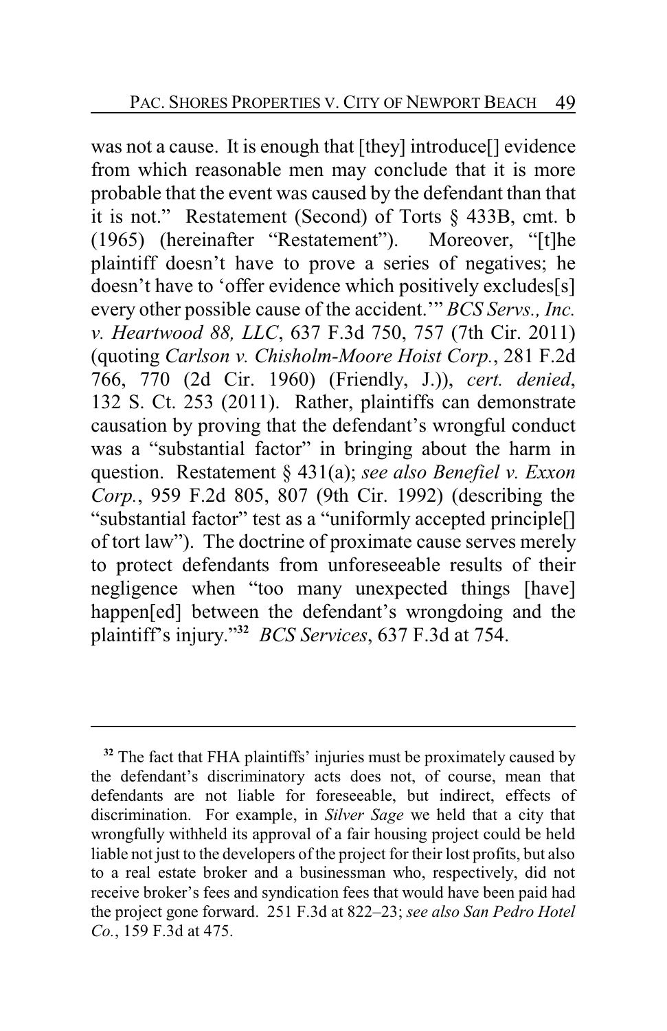was not a cause. It is enough that [they] introduce[] evidence from which reasonable men may conclude that it is more probable that the event was caused by the defendant than that it is not." Restatement (Second) of Torts § 433B, cmt. b (1965) (hereinafter "Restatement"). Moreover, "[t]he plaintiff doesn't have to prove a series of negatives; he doesn't have to 'offer evidence which positively excludes[s] every other possible cause of the accident.'" *BCS Servs., Inc. v. Heartwood 88, LLC*, 637 F.3d 750, 757 (7th Cir. 2011) (quoting *Carlson v. Chisholm-Moore Hoist Corp.*, 281 F.2d 766, 770 (2d Cir. 1960) (Friendly, J.)), *cert. denied*, 132 S. Ct. 253 (2011). Rather, plaintiffs can demonstrate causation by proving that the defendant's wrongful conduct was a "substantial factor" in bringing about the harm in question. Restatement § 431(a); *see also Benefiel v. Exxon Corp.*, 959 F.2d 805, 807 (9th Cir. 1992) (describing the "substantial factor" test as a "uniformly accepted principle[] of tort law"). The doctrine of proximate cause serves merely to protect defendants from unforeseeable results of their negligence when "too many unexpected things [have] happen[ed] between the defendant's wrongdoing and the plaintiff's injury."[32] *BCS Services*, 637 F.3d at 754.

---

[32] The fact that FHA plaintiffs' injuries must be proximately caused by the defendant's discriminatory acts does not, of course, mean that defendants are not liable for foreseeable, but indirect, effects of discrimination. For example, in *Silver Sage* we held that a city that wrongfully withheld its approval of a fair housing project could be held liable not just to the developers of the project for their lost profits, but also to a real estate broker and a businessman who, respectively, did not receive broker's fees and syndication fees that would have been paid had the project gone forward. 251 F.3d at 822–23; *see also San Pedro Hotel Co.*, 159 F.3d at 475.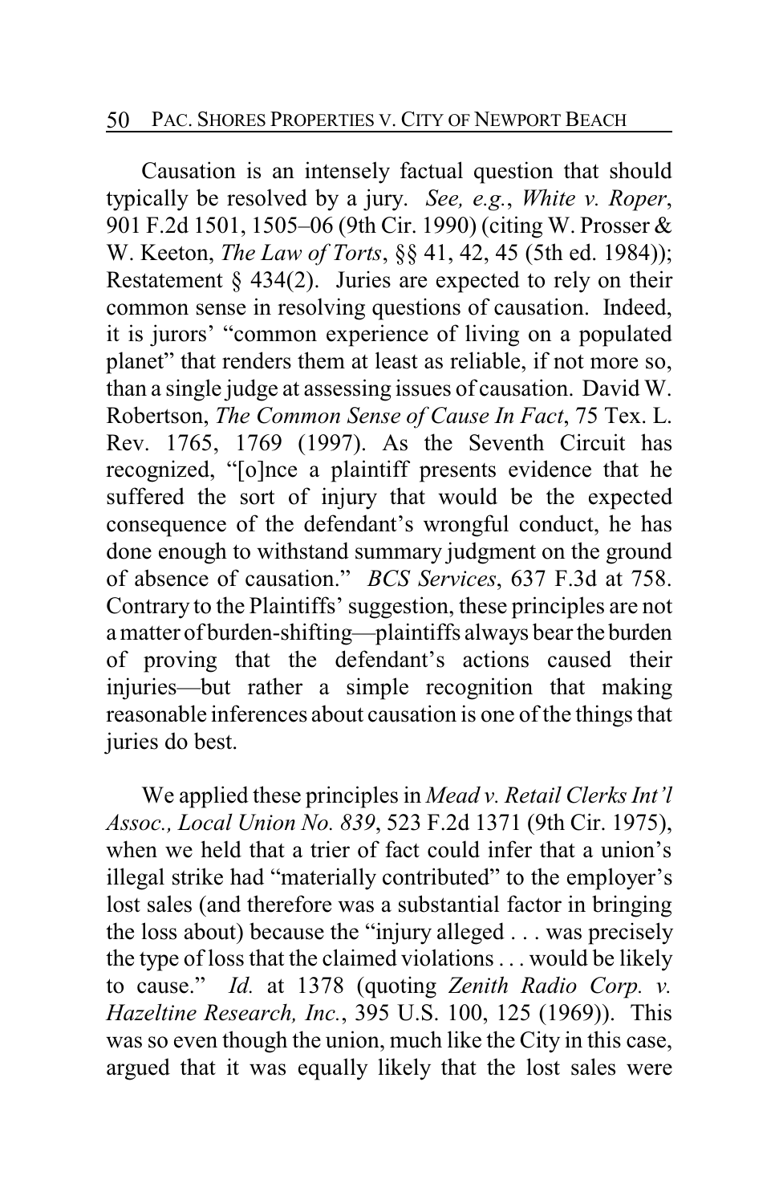Causation is an intensely factual question that should typically be resolved by a jury. *See, e.g.*, *White v. Roper*, 901 F.2d 1501, 1505–06 (9th Cir. 1990) (citing W. Prosser & W. Keeton, *The Law of Torts*, §§ 41, 42, 45 (5th ed. 1984)); Restatement § 434(2). Juries are expected to rely on their common sense in resolving questions of causation. Indeed, it is jurors' "common experience of living on a populated planet" that renders them at least as reliable, if not more so, than a single judge at assessing issues of causation. David W. Robertson, *The Common Sense of Cause In Fact*, 75 Tex. L. Rev. 1765, 1769 (1997). As the Seventh Circuit has recognized, "[o]nce a plaintiff presents evidence that he suffered the sort of injury that would be the expected consequence of the defendant's wrongful conduct, he has done enough to withstand summary judgment on the ground of absence of causation." *BCS Services*, 637 F.3d at 758. Contrary to the Plaintiffs' suggestion, these principles are not a matter of burden-shifting—plaintiffs always bear the burden of proving that the defendant's actions caused their injuries—but rather a simple recognition that making reasonable inferences about causation is one of the things that juries do best.

We applied these principles in *Mead v. Retail Clerks Int'l Assoc., Local Union No. 839*, 523 F.2d 1371 (9th Cir. 1975), when we held that a trier of fact could infer that a union's illegal strike had "materially contributed" to the employer's lost sales (and therefore was a substantial factor in bringing the loss about) because the "injury alleged . . . was precisely the type of loss that the claimed violations . . . would be likely to cause." *Id.* at 1378 (quoting *Zenith Radio Corp. v. Hazeltine Research, Inc.*, 395 U.S. 100, 125 (1969)). This was so even though the union, much like the City in this case, argued that it was equally likely that the lost sales were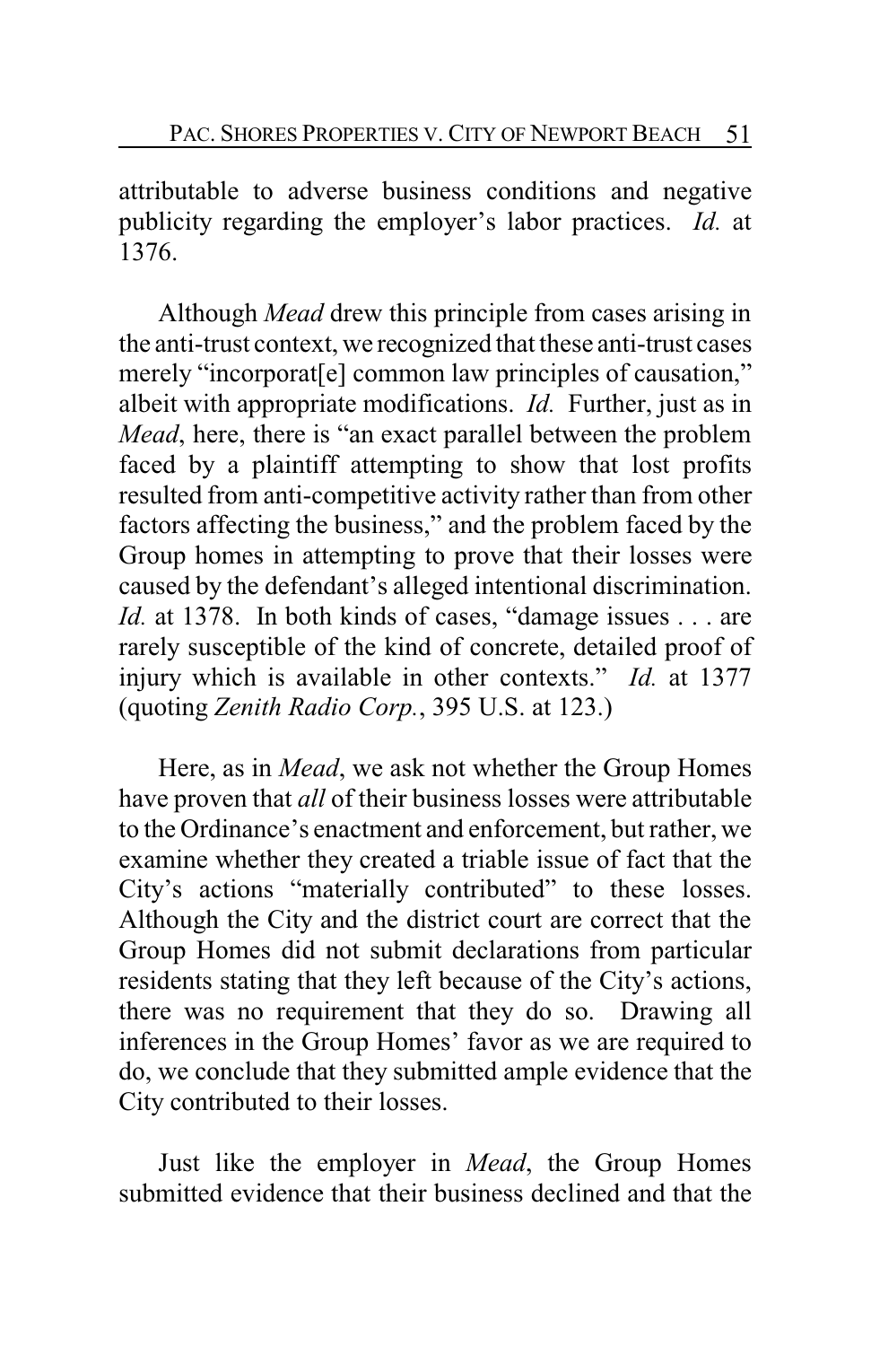attributable to adverse business conditions and negative publicity regarding the employer's labor practices. *Id.* at 1376.

Although *Mead* drew this principle from cases arising in the anti-trust context, we recognized that these anti-trust cases merely "incorporat[e] common law principles of causation," albeit with appropriate modifications. *Id.* Further, just as in *Mead*, here, there is "an exact parallel between the problem faced by a plaintiff attempting to show that lost profits resulted from anti-competitive activity rather than from other factors affecting the business," and the problem faced by the Group homes in attempting to prove that their losses were caused by the defendant's alleged intentional discrimination. *Id.* at 1378. In both kinds of cases, "damage issues . . . are rarely susceptible of the kind of concrete, detailed proof of injury which is available in other contexts." *Id.* at 1377 (quoting *Zenith Radio Corp.*, 395 U.S. at 123.)

Here, as in *Mead*, we ask not whether the Group Homes have proven that *all* of their business losses were attributable to the Ordinance's enactment and enforcement, but rather, we examine whether they created a triable issue of fact that the City's actions "materially contributed" to these losses. Although the City and the district court are correct that the Group Homes did not submit declarations from particular residents stating that they left because of the City's actions, there was no requirement that they do so. Drawing all inferences in the Group Homes' favor as we are required to do, we conclude that they submitted ample evidence that the City contributed to their losses.

Just like the employer in *Mead*, the Group Homes submitted evidence that their business declined and that the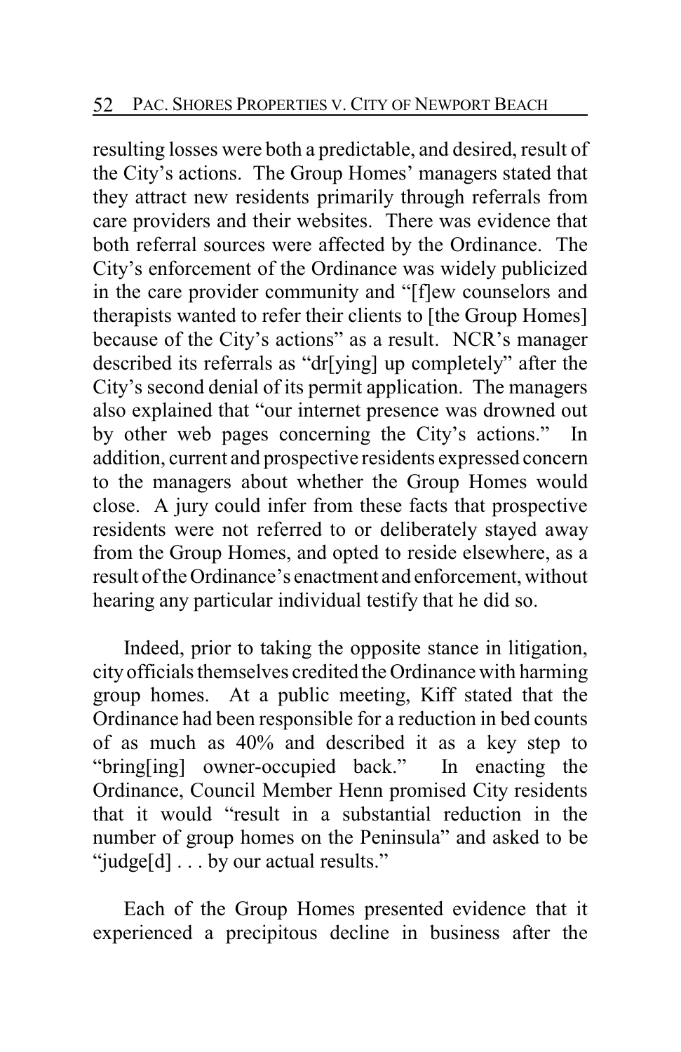resulting losses were both a predictable, and desired, result of the City's actions. The Group Homes' managers stated that they attract new residents primarily through referrals from care providers and their websites. There was evidence that both referral sources were affected by the Ordinance. The City's enforcement of the Ordinance was widely publicized in the care provider community and "[f]ew counselors and therapists wanted to refer their clients to [the Group Homes] because of the City's actions" as a result. NCR's manager described its referrals as "dr[ying] up completely" after the City's second denial of its permit application. The managers also explained that "our internet presence was drowned out by other web pages concerning the City's actions." In addition, current and prospective residents expressed concern to the managers about whether the Group Homes would close. A jury could infer from these facts that prospective residents were not referred to or deliberately stayed away from the Group Homes, and opted to reside elsewhere, as a result of the Ordinance's enactment and enforcement, without hearing any particular individual testify that he did so.

Indeed, prior to taking the opposite stance in litigation, city officials themselves credited the Ordinance with harming group homes. At a public meeting, Kiff stated that the Ordinance had been responsible for a reduction in bed counts of as much as 40% and described it as a key step to "bring[ing] owner-occupied back." In enacting the Ordinance, Council Member Henn promised City residents that it would "result in a substantial reduction in the number of group homes on the Peninsula" and asked to be "judge[d] . . . by our actual results."

Each of the Group Homes presented evidence that it experienced a precipitous decline in business after the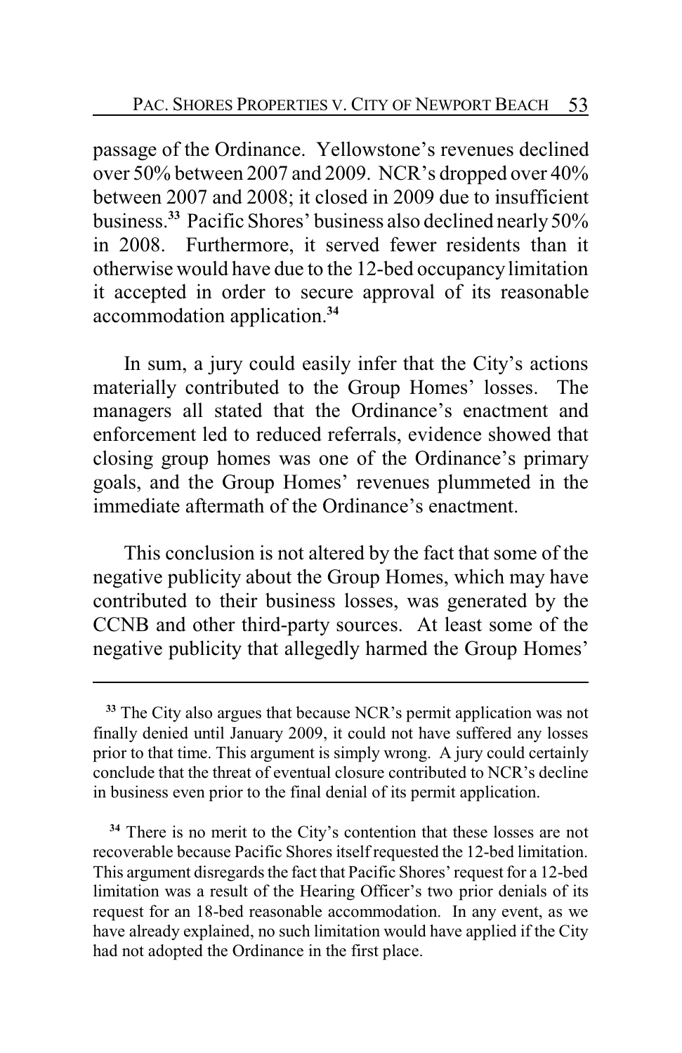passage of the Ordinance. Yellowstone's revenues declined over 50% between 2007 and 2009. NCR's dropped over 40% between 2007 and 2008; it closed in 2009 due to insufficient business.[33] Pacific Shores' business also declined nearly 50% in 2008. Furthermore, it served fewer residents than it otherwise would have due to the 12-bed occupancy limitation it accepted in order to secure approval of its reasonable accommodation application.[34]

In sum, a jury could easily infer that the City's actions materially contributed to the Group Homes' losses. The managers all stated that the Ordinance's enactment and enforcement led to reduced referrals, evidence showed that closing group homes was one of the Ordinance's primary goals, and the Group Homes' revenues plummeted in the immediate aftermath of the Ordinance's enactment.

This conclusion is not altered by the fact that some of the negative publicity about the Group Homes, which may have contributed to their business losses, was generated by the CCNB and other third-party sources. At least some of the negative publicity that allegedly harmed the Group Homes'

---

[33] The City also argues that because NCR's permit application was not finally denied until January 2009, it could not have suffered any losses prior to that time. This argument is simply wrong. A jury could certainly conclude that the threat of eventual closure contributed to NCR's decline in business even prior to the final denial of its permit application.

[34] There is no merit to the City's contention that these losses are not recoverable because Pacific Shores itself requested the 12-bed limitation. This argument disregards the fact that Pacific Shores' request for a 12-bed limitation was a result of the Hearing Officer's two prior denials of its request for an 18-bed reasonable accommodation. In any event, as we have already explained, no such limitation would have applied if the City had not adopted the Ordinance in the first place.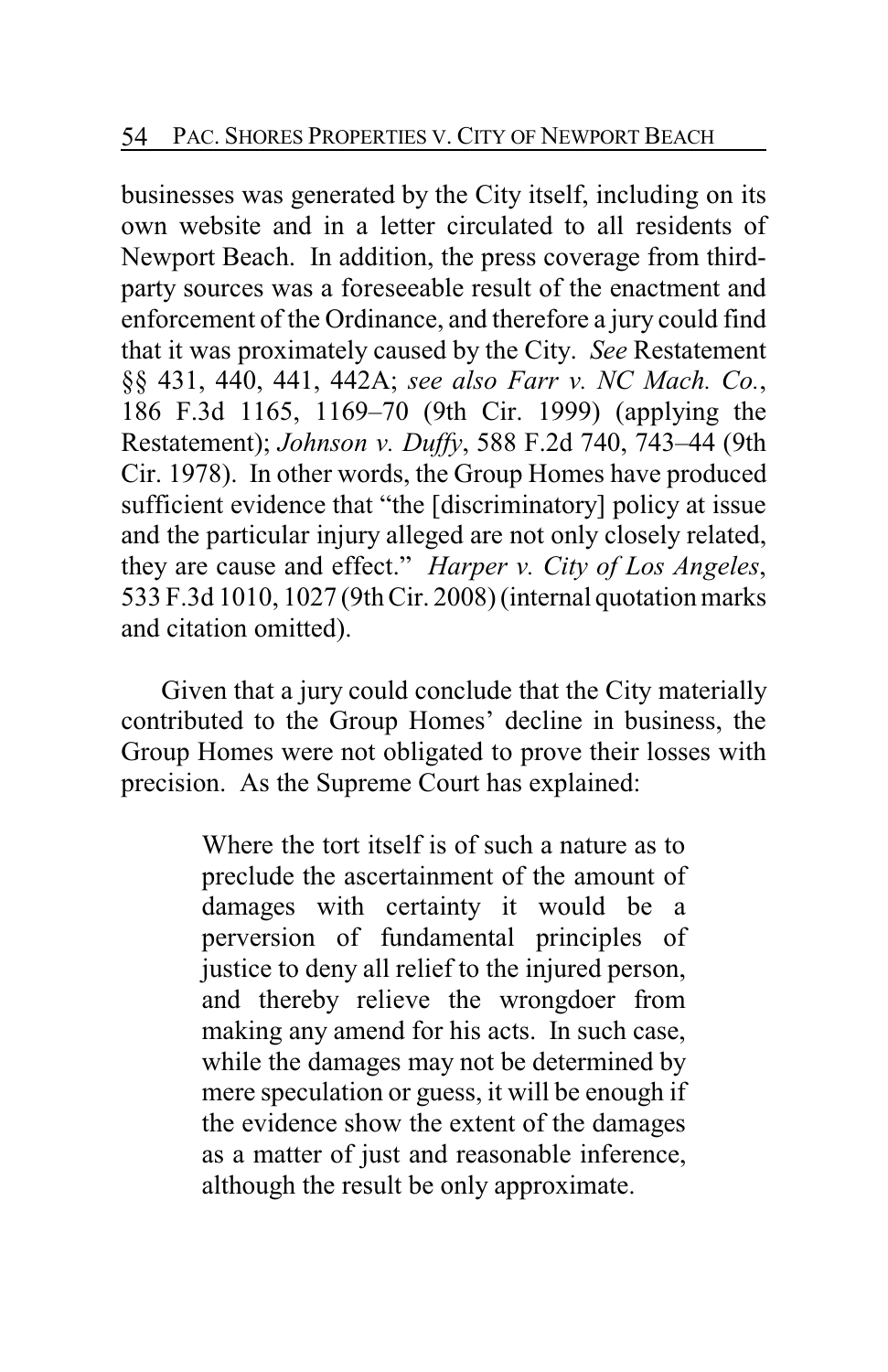businesses was generated by the City itself, including on its own website and in a letter circulated to all residents of Newport Beach. In addition, the press coverage from third-party sources was a foreseeable result of the enactment and enforcement of the Ordinance, and therefore a jury could find that it was proximately caused by the City. *See* Restatement §§ 431, 440, 441, 442A; *see also Farr v. NC Mach. Co.*, 186 F.3d 1165, 1169–70 (9th Cir. 1999) (applying the Restatement); *Johnson v. Duffy*, 588 F.2d 740, 743–44 (9th Cir. 1978). In other words, the Group Homes have produced sufficient evidence that "the [discriminatory] policy at issue and the particular injury alleged are not only closely related, they are cause and effect." *Harper v. City of Los Angeles*, 533 F.3d 1010, 1027 (9th Cir. 2008) (internal quotation marks and citation omitted).

Given that a jury could conclude that the City materially contributed to the Group Homes' decline in business, the Group Homes were not obligated to prove their losses with precision. As the Supreme Court has explained:

> Where the tort itself is of such a nature as to preclude the ascertainment of the amount of damages with certainty it would be a perversion of fundamental principles of justice to deny all relief to the injured person, and thereby relieve the wrongdoer from making any amend for his acts. In such case, while the damages may not be determined by mere speculation or guess, it will be enough if the evidence show the extent of the damages as a matter of just and reasonable inference, although the result be only approximate.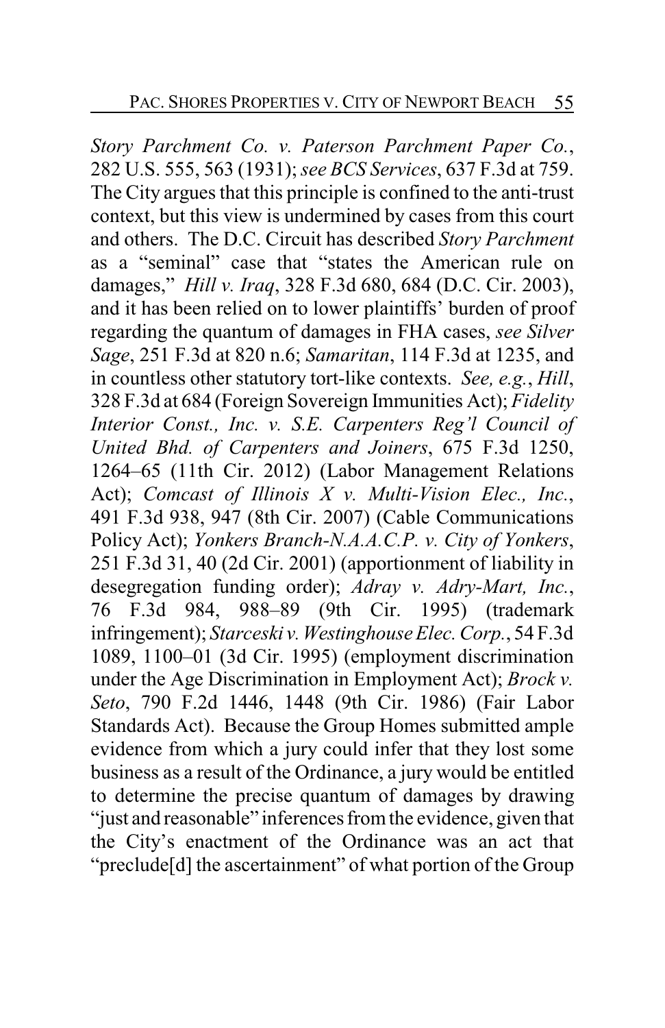*Story Parchment Co. v. Paterson Parchment Paper Co.*, 282 U.S. 555, 563 (1931); *see BCS Services*, 637 F.3d at 759. The City argues that this principle is confined to the anti-trust context, but this view is undermined by cases from this court and others. The D.C. Circuit has described *Story Parchment* as a "seminal" case that "states the American rule on damages," *Hill v. Iraq*, 328 F.3d 680, 684 (D.C. Cir. 2003), and it has been relied on to lower plaintiffs' burden of proof regarding the quantum of damages in FHA cases, *see Silver Sage*, 251 F.3d at 820 n.6; *Samaritan*, 114 F.3d at 1235, and in countless other statutory tort-like contexts. *See, e.g.*, *Hill*, 328 F.3d at 684 (Foreign Sovereign Immunities Act); *Fidelity Interior Const., Inc. v. S.E. Carpenters Reg'l Council of United Bhd. of Carpenters and Joiners*, 675 F.3d 1250, 1264–65 (11th Cir. 2012) (Labor Management Relations Act); *Comcast of Illinois X v. Multi-Vision Elec., Inc.*, 491 F.3d 938, 947 (8th Cir. 2007) (Cable Communications Policy Act); *Yonkers Branch-N.A.A.C.P. v. City of Yonkers*, 251 F.3d 31, 40 (2d Cir. 2001) (apportionment of liability in desegregation funding order); *Adray v. Adry-Mart, Inc.*, 76 F.3d 984, 988–89 (9th Cir. 1995) (trademark infringement); *Starceski v. Westinghouse Elec. Corp.*, 54 F.3d 1089, 1100–01 (3d Cir. 1995) (employment discrimination under the Age Discrimination in Employment Act); *Brock v. Seto*, 790 F.2d 1446, 1448 (9th Cir. 1986) (Fair Labor Standards Act). Because the Group Homes submitted ample evidence from which a jury could infer that they lost some business as a result of the Ordinance, a jury would be entitled to determine the precise quantum of damages by drawing "just and reasonable" inferences from the evidence, given that the City's enactment of the Ordinance was an act that "preclude[d] the ascertainment" of what portion of the Group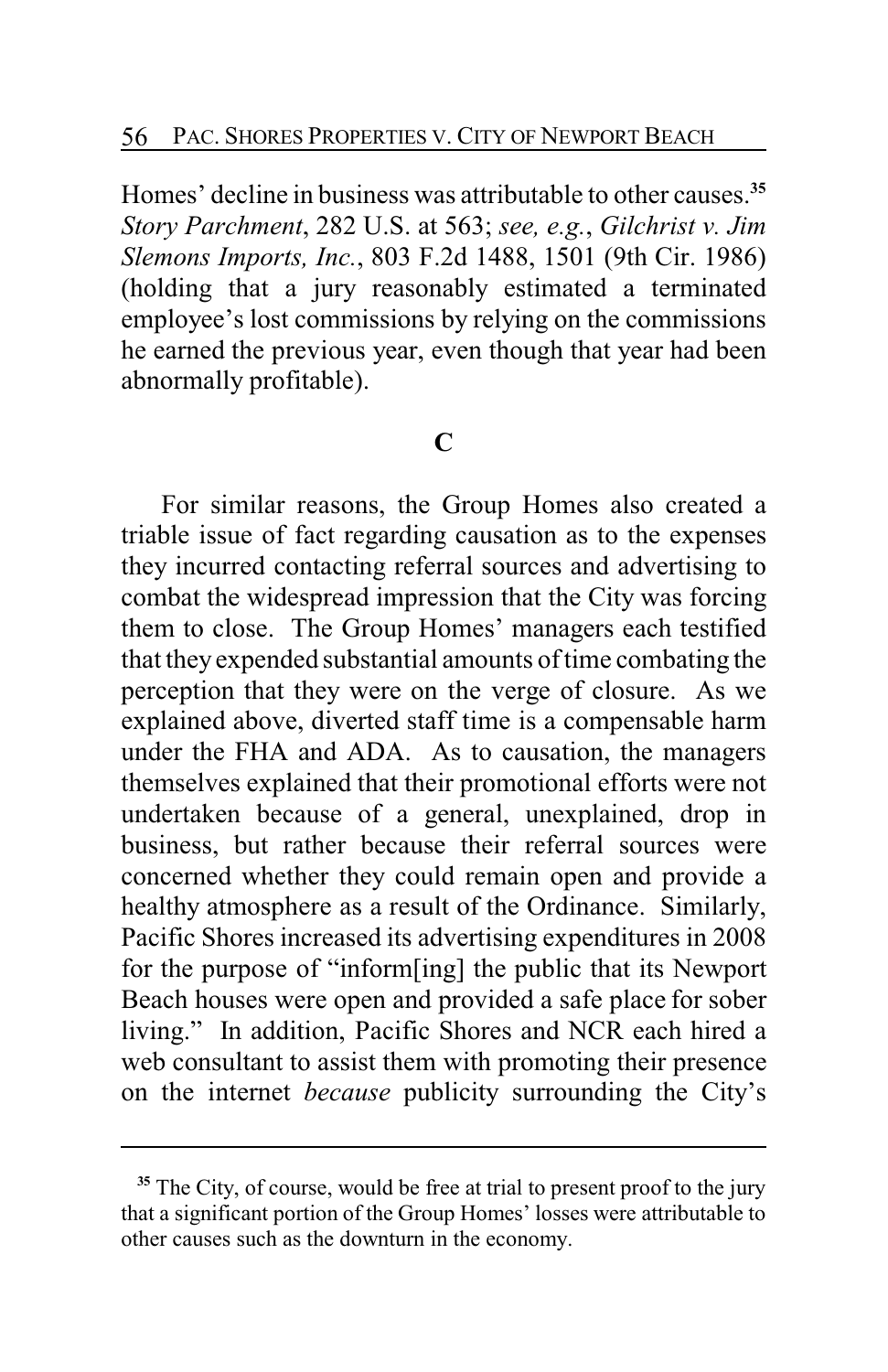Homes' decline in business was attributable to other causes.[35] *Story Parchment*, 282 U.S. at 563; *see, e.g.*, *Gilchrist v. Jim Slemons Imports, Inc.*, 803 F.2d 1488, 1501 (9th Cir. 1986) (holding that a jury reasonably estimated a terminated employee's lost commissions by relying on the commissions he earned the previous year, even though that year had been abnormally profitable).

### C

For similar reasons, the Group Homes also created a triable issue of fact regarding causation as to the expenses they incurred contacting referral sources and advertising to combat the widespread impression that the City was forcing them to close. The Group Homes' managers each testified that they expended substantial amounts of time combating the perception that they were on the verge of closure. As we explained above, diverted staff time is a compensable harm under the FHA and ADA. As to causation, the managers themselves explained that their promotional efforts were not undertaken because of a general, unexplained, drop in business, but rather because their referral sources were concerned whether they could remain open and provide a healthy atmosphere as a result of the Ordinance. Similarly, Pacific Shores increased its advertising expenditures in 2008 for the purpose of "inform[ing] the public that its Newport Beach houses were open and provided a safe place for sober living." In addition, Pacific Shores and NCR each hired a web consultant to assist them with promoting their presence on the internet *because* publicity surrounding the City's

---

[35] The City, of course, would be free at trial to present proof to the jury that a significant portion of the Group Homes' losses were attributable to other causes such as the downturn in the economy.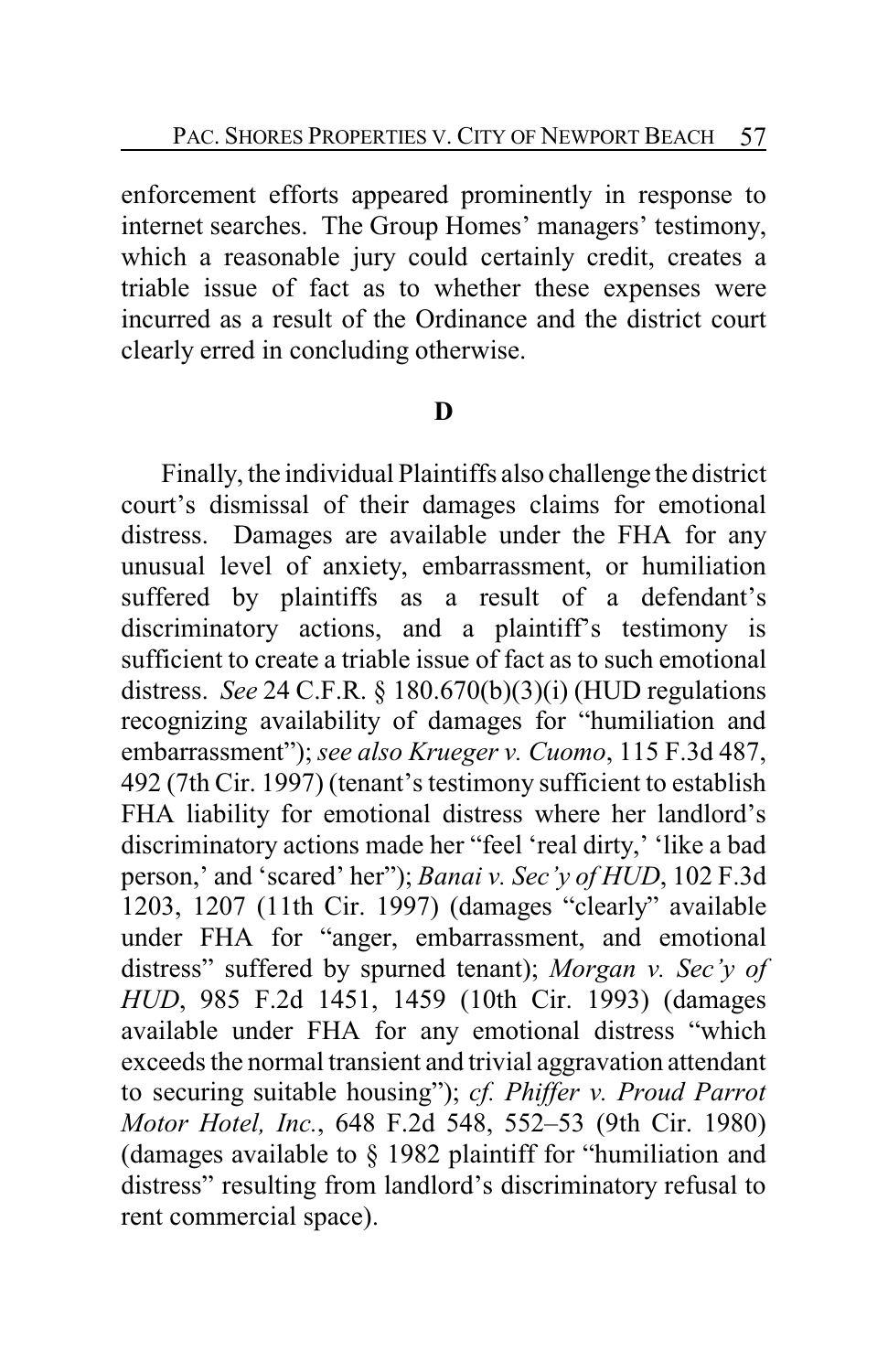enforcement efforts appeared prominently in response to internet searches. The Group Homes' managers' testimony, which a reasonable jury could certainly credit, creates a triable issue of fact as to whether these expenses were incurred as a result of the Ordinance and the district court clearly erred in concluding otherwise.

**D**

Finally, the individual Plaintiffs also challenge the district court's dismissal of their damages claims for emotional distress. Damages are available under the FHA for any unusual level of anxiety, embarrassment, or humiliation suffered by plaintiffs as a result of a defendant's discriminatory actions, and a plaintiff's testimony is sufficient to create a triable issue of fact as to such emotional distress. *See* 24 C.F.R. § 180.670(b)(3)(i) (HUD regulations recognizing availability of damages for "humiliation and embarrassment"); *see also Krueger v. Cuomo*, 115 F.3d 487, 492 (7th Cir. 1997) (tenant's testimony sufficient to establish FHA liability for emotional distress where her landlord's discriminatory actions made her "feel 'real dirty,' 'like a bad person,' and 'scared' her"); *Banai v. Sec'y of HUD*, 102 F.3d 1203, 1207 (11th Cir. 1997) (damages "clearly" available under FHA for "anger, embarrassment, and emotional distress" suffered by spurned tenant); *Morgan v. Sec'y of HUD*, 985 F.2d 1451, 1459 (10th Cir. 1993) (damages available under FHA for any emotional distress "which exceeds the normal transient and trivial aggravation attendant to securing suitable housing"); *cf. Phiffer v. Proud Parrot Motor Hotel, Inc.*, 648 F.2d 548, 552–53 (9th Cir. 1980) (damages available to § 1982 plaintiff for "humiliation and distress" resulting from landlord's discriminatory refusal to rent commercial space).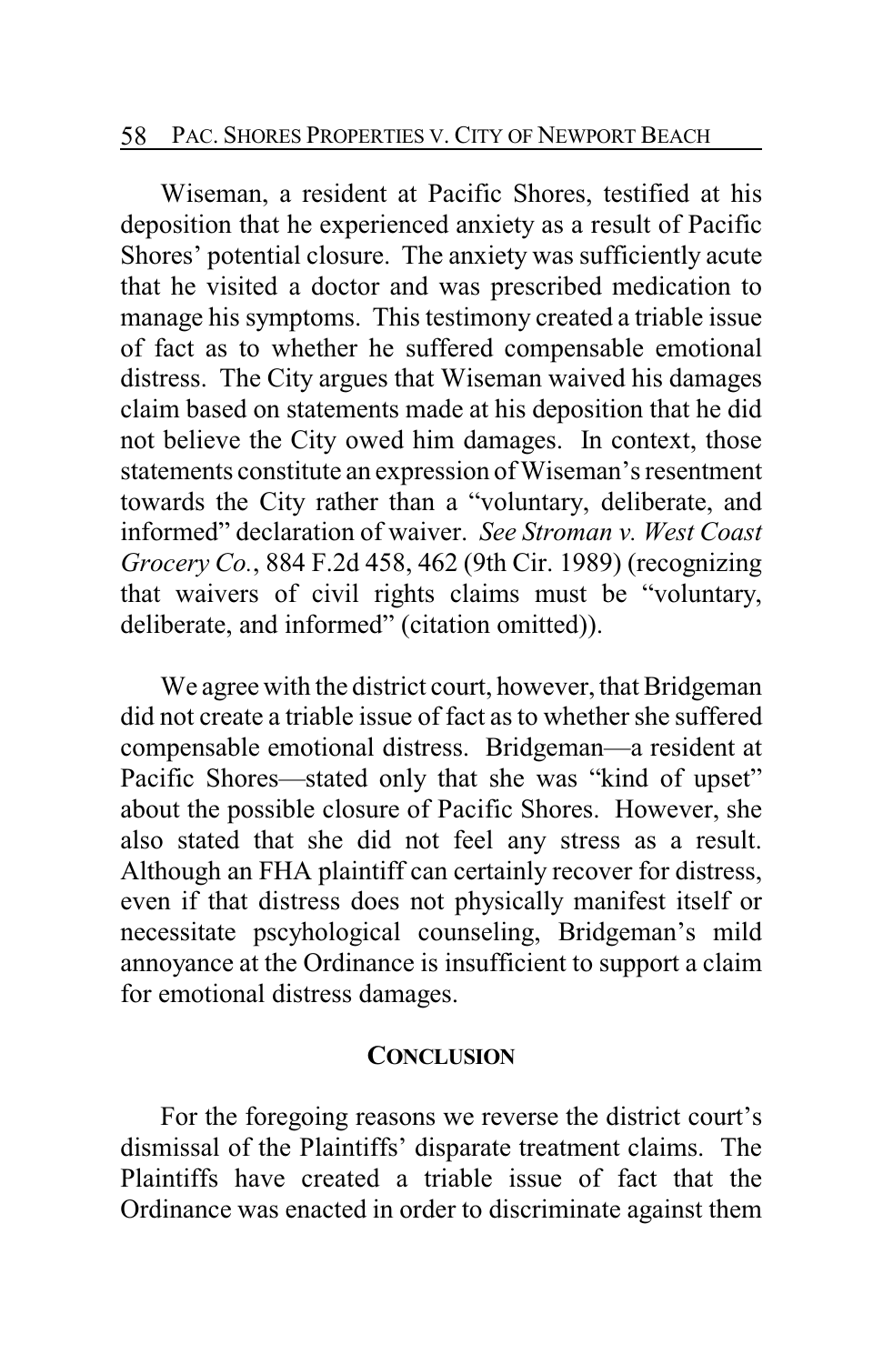Wiseman, a resident at Pacific Shores, testified at his deposition that he experienced anxiety as a result of Pacific Shores' potential closure. The anxiety was sufficiently acute that he visited a doctor and was prescribed medication to manage his symptoms. This testimony created a triable issue of fact as to whether he suffered compensable emotional distress. The City argues that Wiseman waived his damages claim based on statements made at his deposition that he did not believe the City owed him damages. In context, those statements constitute an expression of Wiseman's resentment towards the City rather than a "voluntary, deliberate, and informed" declaration of waiver. *See Stroman v. West Coast Grocery Co.*, 884 F.2d 458, 462 (9th Cir. 1989) (recognizing that waivers of civil rights claims must be "voluntary, deliberate, and informed" (citation omitted)).

We agree with the district court, however, that Bridgeman did not create a triable issue of fact as to whether she suffered compensable emotional distress. Bridgeman—a resident at Pacific Shores—stated only that she was "kind of upset" about the possible closure of Pacific Shores. However, she also stated that she did not feel any stress as a result. Although an FHA plaintiff can certainly recover for distress, even if that distress does not physically manifest itself or necessitate pscyhological counseling, Bridgeman's mild annoyance at the Ordinance is insufficient to support a claim for emotional distress damages.

## CONCLUSION

For the foregoing reasons we reverse the district court's dismissal of the Plaintiffs' disparate treatment claims. The Plaintiffs have created a triable issue of fact that the Ordinance was enacted in order to discriminate against them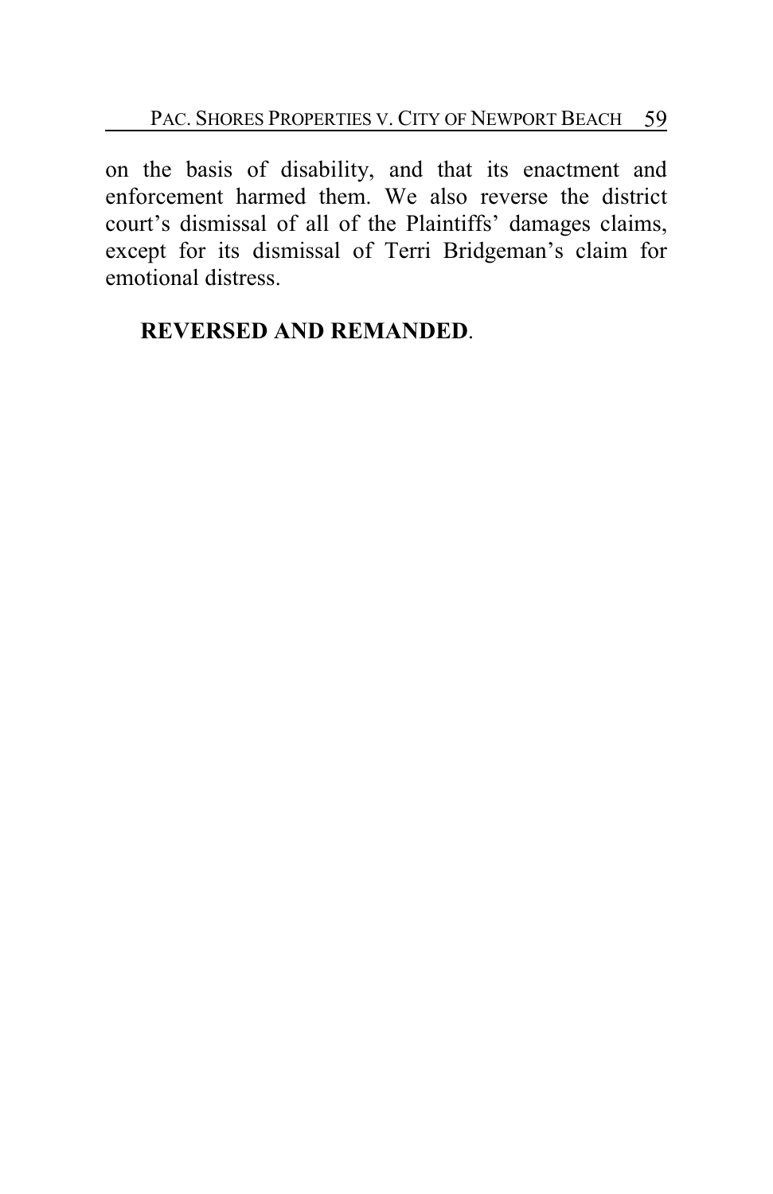on the basis of disability, and that its enactment and enforcement harmed them. We also reverse the district court's dismissal of all of the Plaintiffs' damages claims, except for its dismissal of Terri Bridgeman's claim for emotional distress.

**REVERSED AND REMANDED**.